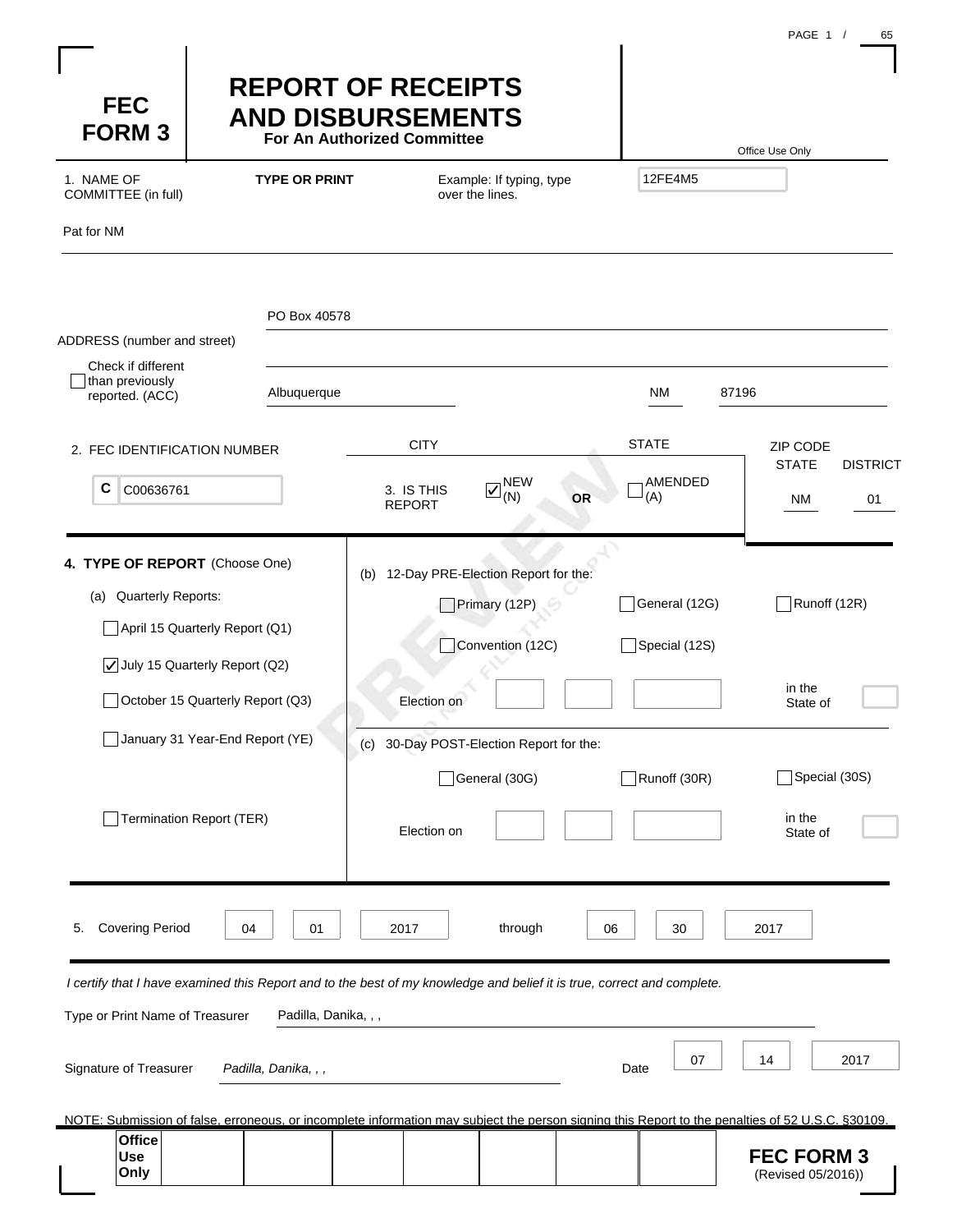# FEC FORM 3

## REPORT OF RECEIPTS AND DISBURSEMENTS
**For An Authorized Committee**

Office Use Only

12FE4M5

1. NAME OF COMMITTEE (in full) **TYPE OR PRINT** Example: If typing, type over the lines.

Pat for NM

ADDRESS (number and street): PO Box 40578

☐ Check if different than previously reported. (ACC)

| CITY | STATE | ZIP CODE |
|---|---|---|
| Albuquerque | NM | 87196 |

2. FEC IDENTIFICATION NUMBER

C C00636761

3. IS THIS REPORT ☑ NEW (N) **OR** ☐ AMENDED (A)

| STATE | DISTRICT |
|---|---|
| NM | 01 |

**4. TYPE OF REPORT** (Choose One)

(a) Quarterly Reports:

- ☐ April 15 Quarterly Report (Q1)
- ☑ July 15 Quarterly Report (Q2)
- ☐ October 15 Quarterly Report (Q3)
- ☐ January 31 Year-End Report (YE)
- ☐ Termination Report (TER)

(b) 12-Day PRE-Election Report for the:

- ☐ Primary (12P)
- ☐ General (12G)
- ☐ Runoff (12R)
- ☐ Convention (12C)
- ☐ Special (12S)

Election on ______ in the State of ______

(c) 30-Day POST-Election Report for the:

- ☐ General (30G)
- ☐ Runoff (30R)
- ☐ Special (30S)

Election on ______ in the State of ______

5. Covering Period 04 01 2017 through 06 30 2017

*I certify that I have examined this Report and to the best of my knowledge and belief it is true, correct and complete.*

Type or Print Name of Treasurer: Padilla, Danika, , ,

Signature of Treasurer: *Padilla, Danika, , ,*

Date: 07 14 2017

NOTE: Submission of false, erroneous, or incomplete information may subject the person signing this Report to the penalties of 52 U.S.C. §30109.

Office Use Only

**FEC FORM 3**
(Revised 05/2016))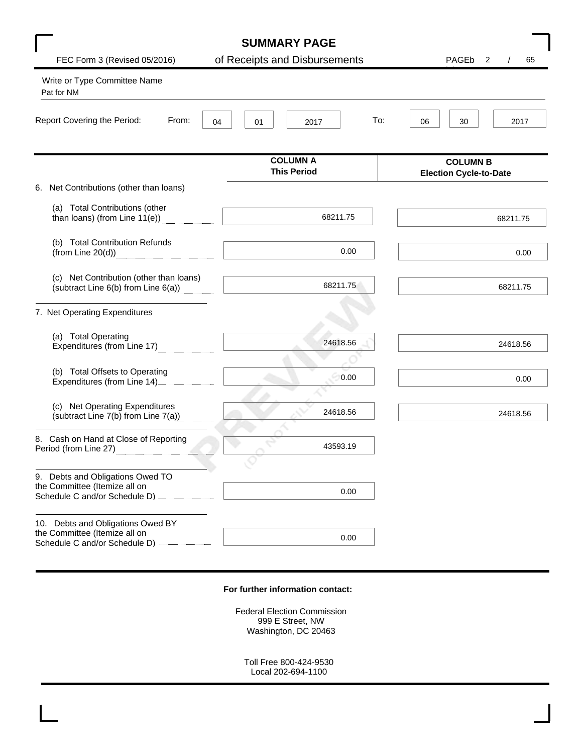# SUMMARY PAGE

## of Receipts and Disbursements

FEC Form 3 (Revised 05/2016)

Write or Type Committee Name
Pat for NM

Report Covering the Period: From: 04 01 2017 To: 06 30 2017

| | COLUMN A This Period | COLUMN B Election Cycle-to-Date |
|---|---|---|
| 6. Net Contributions (other than loans) | | |
| (a) Total Contributions (other than loans) (from Line 11(e)) | 68211.75 | 68211.75 |
| (b) Total Contribution Refunds (from Line 20(d)) | 0.00 | 0.00 |
| (c) Net Contribution (other than loans) (subtract Line 6(b) from Line 6(a)) | 68211.75 | 68211.75 |
| 7. Net Operating Expenditures | | |
| (a) Total Operating Expenditures (from Line 17) | 24618.56 | 24618.56 |
| (b) Total Offsets to Operating Expenditures (from Line 14) | 0.00 | 0.00 |
| (c) Net Operating Expenditures (subtract Line 7(b) from Line 7(a)) | 24618.56 | 24618.56 |
| 8. Cash on Hand at Close of Reporting Period (from Line 27) | 43593.19 | |
| 9. Debts and Obligations Owed TO the Committee (Itemize all on Schedule C and/or Schedule D) | 0.00 | |
| 10. Debts and Obligations Owed BY the Committee (Itemize all on Schedule C and/or Schedule D) | 0.00 | |

**For further information contact:**

Federal Election Commission
999 E Street, NW
Washington, DC 20463

Toll Free 800-424-9530
Local 202-694-1100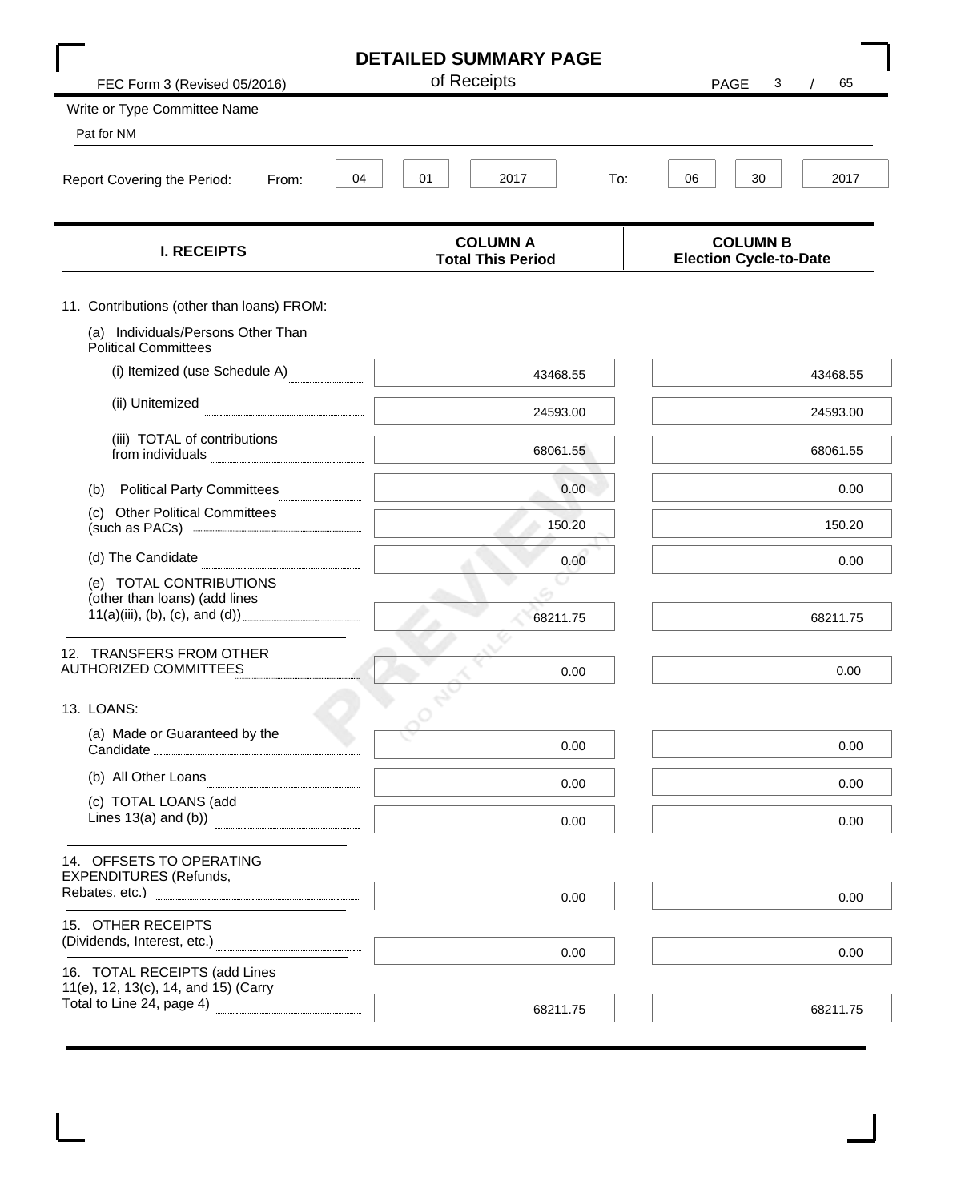# DETAILED SUMMARY PAGE

## of Receipts

FEC Form 3 (Revised 05/2016)

Write or Type Committee Name

Pat for NM

Report Covering the Period: From: 04 01 2017 To: 06 30 2017

| I. RECEIPTS | COLUMN A Total This Period | COLUMN B Election Cycle-to-Date |
|---|---|---|
| 11. Contributions (other than loans) FROM: | | |
| (a) Individuals/Persons Other Than Political Committees | | |
| (i) Itemized (use Schedule A) | 43468.55 | 43468.55 |
| (ii) Unitemized | 24593.00 | 24593.00 |
| (iii) TOTAL of contributions from individuals | 68061.55 | 68061.55 |
| (b) Political Party Committees | 0.00 | 0.00 |
| (c) Other Political Committees (such as PACs) | 150.20 | 150.20 |
| (d) The Candidate | 0.00 | 0.00 |
| (e) TOTAL CONTRIBUTIONS (other than loans) (add lines 11(a)(iii), (b), (c), and (d)) | 68211.75 | 68211.75 |
| 12. TRANSFERS FROM OTHER AUTHORIZED COMMITTEES | 0.00 | 0.00 |
| 13. LOANS: | | |
| (a) Made or Guaranteed by the Candidate | 0.00 | 0.00 |
| (b) All Other Loans | 0.00 | 0.00 |
| (c) TOTAL LOANS (add Lines 13(a) and (b)) | 0.00 | 0.00 |
| 14. OFFSETS TO OPERATING EXPENDITURES (Refunds, Rebates, etc.) | 0.00 | 0.00 |
| 15. OTHER RECEIPTS (Dividends, Interest, etc.) | 0.00 | 0.00 |
| 16. TOTAL RECEIPTS (add Lines 11(e), 12, 13(c), 14, and 15) (Carry Total to Line 24, page 4) | 68211.75 | 68211.75 |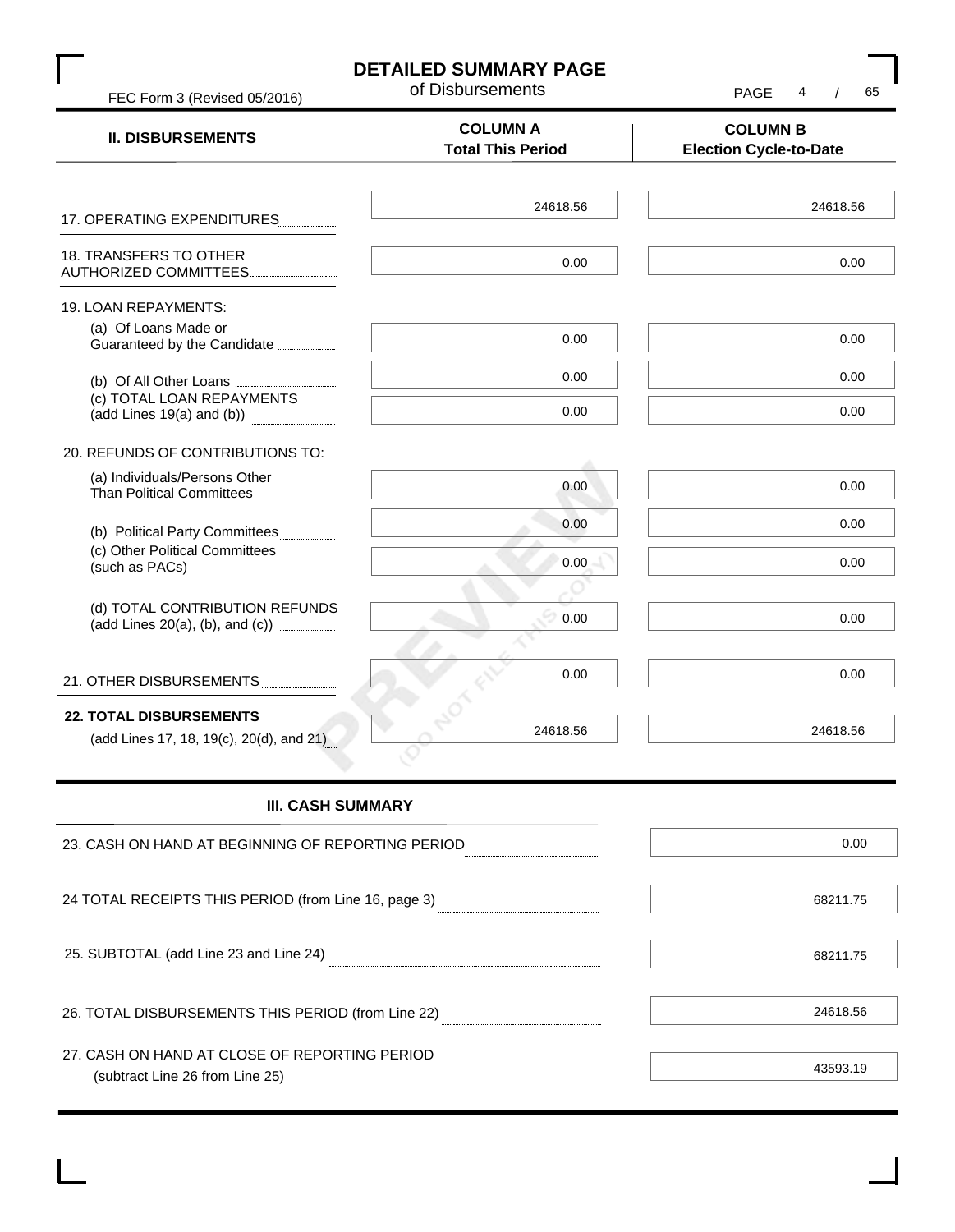# DETAILED SUMMARY PAGE

of Disbursements

FEC Form 3 (Revised 05/2016)

| II. DISBURSEMENTS | COLUMN A Total This Period | COLUMN B Election Cycle-to-Date |
|---|---|---|
| 17. OPERATING EXPENDITURES | 24618.56 | 24618.56 |
| 18. TRANSFERS TO OTHER AUTHORIZED COMMITTEES | 0.00 | 0.00 |
| 19. LOAN REPAYMENTS: | | |
| (a) Of Loans Made or Guaranteed by the Candidate | 0.00 | 0.00 |
| (b) Of All Other Loans | 0.00 | 0.00 |
| (c) TOTAL LOAN REPAYMENTS (add Lines 19(a) and (b)) | 0.00 | 0.00 |
| 20. REFUNDS OF CONTRIBUTIONS TO: | | |
| (a) Individuals/Persons Other Than Political Committees | 0.00 | 0.00 |
| (b) Political Party Committees | 0.00 | 0.00 |
| (c) Other Political Committees (such as PACs) | 0.00 | 0.00 |
| (d) TOTAL CONTRIBUTION REFUNDS (add Lines 20(a), (b), and (c)) | 0.00 | 0.00 |
| 21. OTHER DISBURSEMENTS | 0.00 | 0.00 |
| **22. TOTAL DISBURSEMENTS** (add Lines 17, 18, 19(c), 20(d), and 21) | 24618.56 | 24618.56 |

## III. CASH SUMMARY

| | |
|---|---|
| 23. CASH ON HAND AT BEGINNING OF REPORTING PERIOD | 0.00 |
| 24 TOTAL RECEIPTS THIS PERIOD (from Line 16, page 3) | 68211.75 |
| 25. SUBTOTAL (add Line 23 and Line 24) | 68211.75 |
| 26. TOTAL DISBURSEMENTS THIS PERIOD (from Line 22) | 24618.56 |
| 27. CASH ON HAND AT CLOSE OF REPORTING PERIOD (subtract Line 26 from Line 25) | 43593.19 |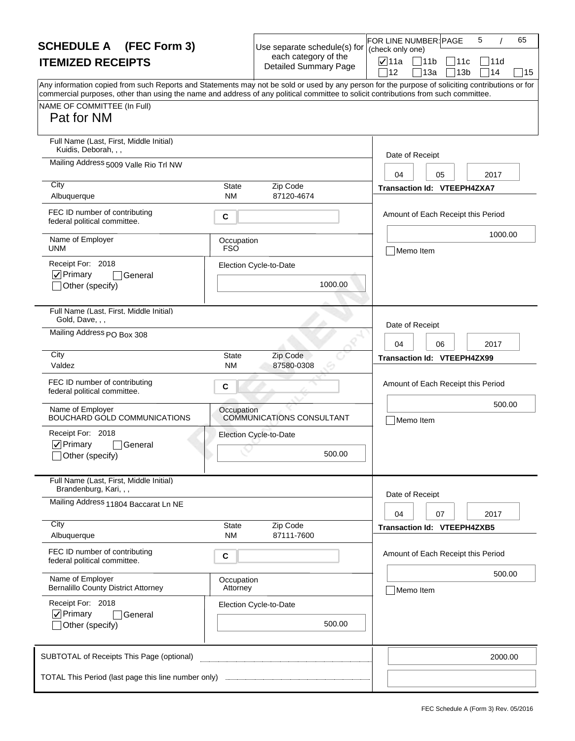# SCHEDULE A (FEC Form 3)

## ITEMIZED RECEIPTS

Use separate schedule(s) for each category of the Detailed Summary Page

FOR LINE NUMBER: (check only one)

- [x] 11a
- [ ] 11b
- [ ] 11c
- [ ] 11d
- [ ] 12
- [ ] 13a
- [ ] 13b
- [ ] 14
- [ ] 15

Any information copied from such Reports and Statements may not be sold or used by any person for the purpose of soliciting contributions or for commercial purposes, other than using the name and address of any political committee to solicit contributions from such committee.

NAME OF COMMITTEE (In Full)

Pat for NM

---

**Full Name (Last, First, Middle Initial):** Kuidis, Deborah, , ,

**Mailing Address:** 5009 Valle Rio Trl NW

**City:** Albuquerque | **State:** NM | **Zip Code:** 87120-4674

**Date of Receipt:** 04 05 2017

**Transaction Id:** VTEEPH4ZXA7

**FEC ID number of contributing federal political committee:** C

**Amount of Each Receipt this Period:** 1000.00

- [ ] Memo Item

**Name of Employer:** UNM

**Occupation:** FSO

**Receipt For:** 2018

- [x] Primary
- [ ] General
- [ ] Other (specify)

**Election Cycle-to-Date:** 1000.00

---

**Full Name (Last, First, Middle Initial):** Gold, Dave, , ,

**Mailing Address:** PO Box 308

**City:** Valdez | **State:** NM | **Zip Code:** 87580-0308

**Date of Receipt:** 04 06 2017

**Transaction Id:** VTEEPH4ZX99

**FEC ID number of contributing federal political committee:** C

**Amount of Each Receipt this Period:** 500.00

- [ ] Memo Item

**Name of Employer:** BOUCHARD GOLD COMMUNICATIONS

**Occupation:** COMMUNICATIONS CONSULTANT

**Receipt For:** 2018

- [x] Primary
- [ ] General
- [ ] Other (specify)

**Election Cycle-to-Date:** 500.00

---

**Full Name (Last, First, Middle Initial):** Brandenburg, Kari, , ,

**Mailing Address:** 11804 Baccarat Ln NE

**City:** Albuquerque | **State:** NM | **Zip Code:** 87111-7600

**Date of Receipt:** 04 07 2017

**Transaction Id:** VTEEPH4ZXB5

**FEC ID number of contributing federal political committee:** C

**Amount of Each Receipt this Period:** 500.00

- [ ] Memo Item

**Name of Employer:** Bernalillo County District Attorney

**Occupation:** Attorney

**Receipt For:** 2018

- [x] Primary
- [ ] General
- [ ] Other (specify)

**Election Cycle-to-Date:** 500.00

---

**SUBTOTAL of Receipts This Page (optional):** 2000.00

**TOTAL This Period (last page this line number only):**

FEC Schedule A (Form 3) Rev. 05/2016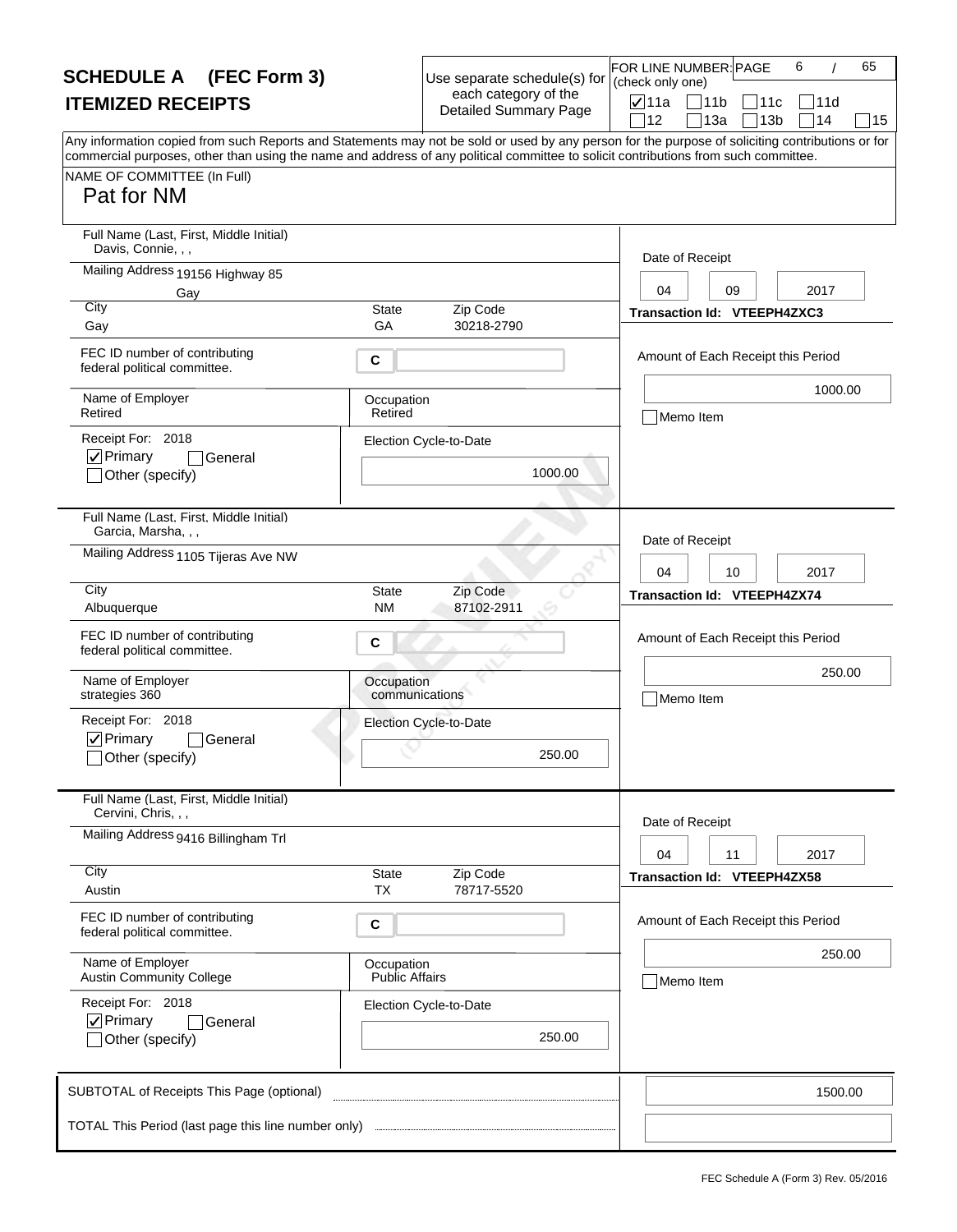# SCHEDULE A (FEC Form 3)
## ITEMIZED RECEIPTS

Use separate schedule(s) for each category of the Detailed Summary Page

FOR LINE NUMBER: (check only one)
- [x] 11a
- [ ] 11b
- [ ] 11c
- [ ] 11d
- [ ] 12
- [ ] 13a
- [ ] 13b
- [ ] 14
- [ ] 15

Any information copied from such Reports and Statements may not be sold or used by any person for the purpose of soliciting contributions or for commercial purposes, other than using the name and address of any political committee to solicit contributions from such committee.

NAME OF COMMITTEE (In Full)
Pat for NM

---

**Full Name (Last, First, Middle Initial):** Davis, Connie, , ,
**Mailing Address:** 19156 Highway 85, Gay
**City:** Gay **State:** GA **Zip Code:** 30218-2790
**FEC ID number of contributing federal political committee:** C
**Name of Employer:** Retired
**Occupation:** Retired
**Receipt For:** 2018
- [x] Primary
- [ ] General
- [ ] Other (specify)

**Election Cycle-to-Date:** 1000.00
**Date of Receipt:** 04 09 2017
**Transaction Id:** VTEEPH4ZXC3
**Amount of Each Receipt this Period:** 1000.00
- [ ] Memo Item

---

**Full Name (Last, First, Middle Initial):** Garcia, Marsha, , ,
**Mailing Address:** 1105 Tijeras Ave NW
**City:** Albuquerque **State:** NM **Zip Code:** 87102-2911
**FEC ID number of contributing federal political committee:** C
**Name of Employer:** strategies 360
**Occupation:** communications
**Receipt For:** 2018
- [x] Primary
- [ ] General
- [ ] Other (specify)

**Election Cycle-to-Date:** 250.00
**Date of Receipt:** 04 10 2017
**Transaction Id:** VTEEPH4ZX74
**Amount of Each Receipt this Period:** 250.00
- [ ] Memo Item

---

**Full Name (Last, First, Middle Initial):** Cervini, Chris, , ,
**Mailing Address:** 9416 Billingham Trl
**City:** Austin **State:** TX **Zip Code:** 78717-5520
**FEC ID number of contributing federal political committee:** C
**Name of Employer:** Austin Community College
**Occupation:** Public Affairs
**Receipt For:** 2018
- [x] Primary
- [ ] General
- [ ] Other (specify)

**Election Cycle-to-Date:** 250.00
**Date of Receipt:** 04 11 2017
**Transaction Id:** VTEEPH4ZX58
**Amount of Each Receipt this Period:** 250.00
- [ ] Memo Item

---

**SUBTOTAL of Receipts This Page (optional):** 1500.00

**TOTAL This Period (last page this line number only):**

FEC Schedule A (Form 3) Rev. 05/2016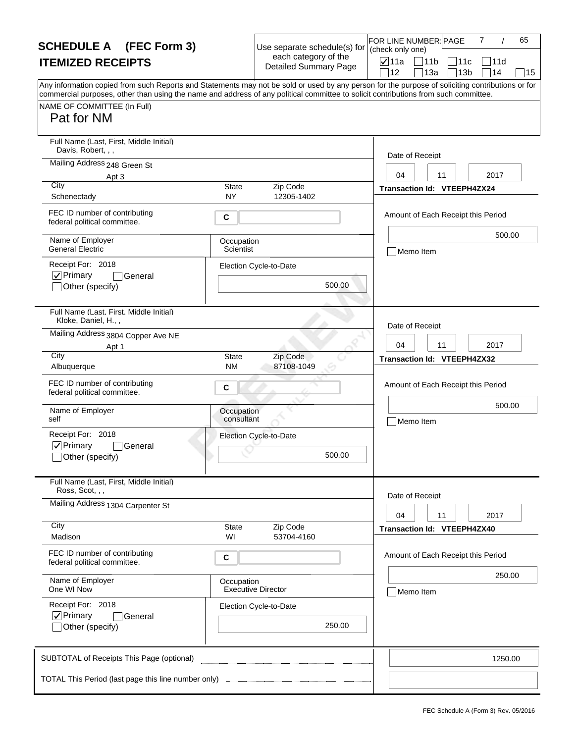# SCHEDULE A (FEC Form 3)
## ITEMIZED RECEIPTS

Use separate schedule(s) for each category of the Detailed Summary Page

FOR LINE NUMBER: (check only one)

☑ 11a ☐ 11b ☐ 11c ☐ 11d ☐ 12 ☐ 13a ☐ 13b ☐ 14 ☐ 15

Any information copied from such Reports and Statements may not be sold or used by any person for the purpose of soliciting contributions or for commercial purposes, other than using the name and address of any political committee to solicit contributions from such committee.

NAME OF COMMITTEE (In Full)
Pat for NM

---

Full Name (Last, First, Middle Initial): Davis, Robert, , ,

Mailing Address: 248 Green St
Apt 3

City: Schenectady | State: NY | Zip Code: 12305-1402

FEC ID number of contributing federal political committee: C

Name of Employer: General Electric | Occupation: Scientist

Receipt For: 2018 ☑ Primary ☐ General ☐ Other (specify)

Election Cycle-to-Date: 500.00

Date of Receipt: 04 11 2017

Transaction Id: VTEEPH4ZX24

Amount of Each Receipt this Period: 500.00

☐ Memo Item

---

Full Name (Last, First, Middle Initial): Kloke, Daniel, H., ,

Mailing Address: 3804 Copper Ave NE
Apt 1

City: Albuquerque | State: NM | Zip Code: 87108-1049

FEC ID number of contributing federal political committee: C

Name of Employer: self | Occupation: consultant

Receipt For: 2018 ☑ Primary ☐ General ☐ Other (specify)

Election Cycle-to-Date: 500.00

Date of Receipt: 04 11 2017

Transaction Id: VTEEPH4ZX32

Amount of Each Receipt this Period: 500.00

☐ Memo Item

---

Full Name (Last, First, Middle Initial): Ross, Scot, , ,

Mailing Address: 1304 Carpenter St

City: Madison | State: WI | Zip Code: 53704-4160

FEC ID number of contributing federal political committee: C

Name of Employer: One WI Now | Occupation: Executive Director

Receipt For: 2018 ☑ Primary ☐ General ☐ Other (specify)

Election Cycle-to-Date: 250.00

Date of Receipt: 04 11 2017

Transaction Id: VTEEPH4ZX40

Amount of Each Receipt this Period: 250.00

☐ Memo Item

---

SUBTOTAL of Receipts This Page (optional): 1250.00

TOTAL This Period (last page this line number only):

FEC Schedule A (Form 3) Rev. 05/2016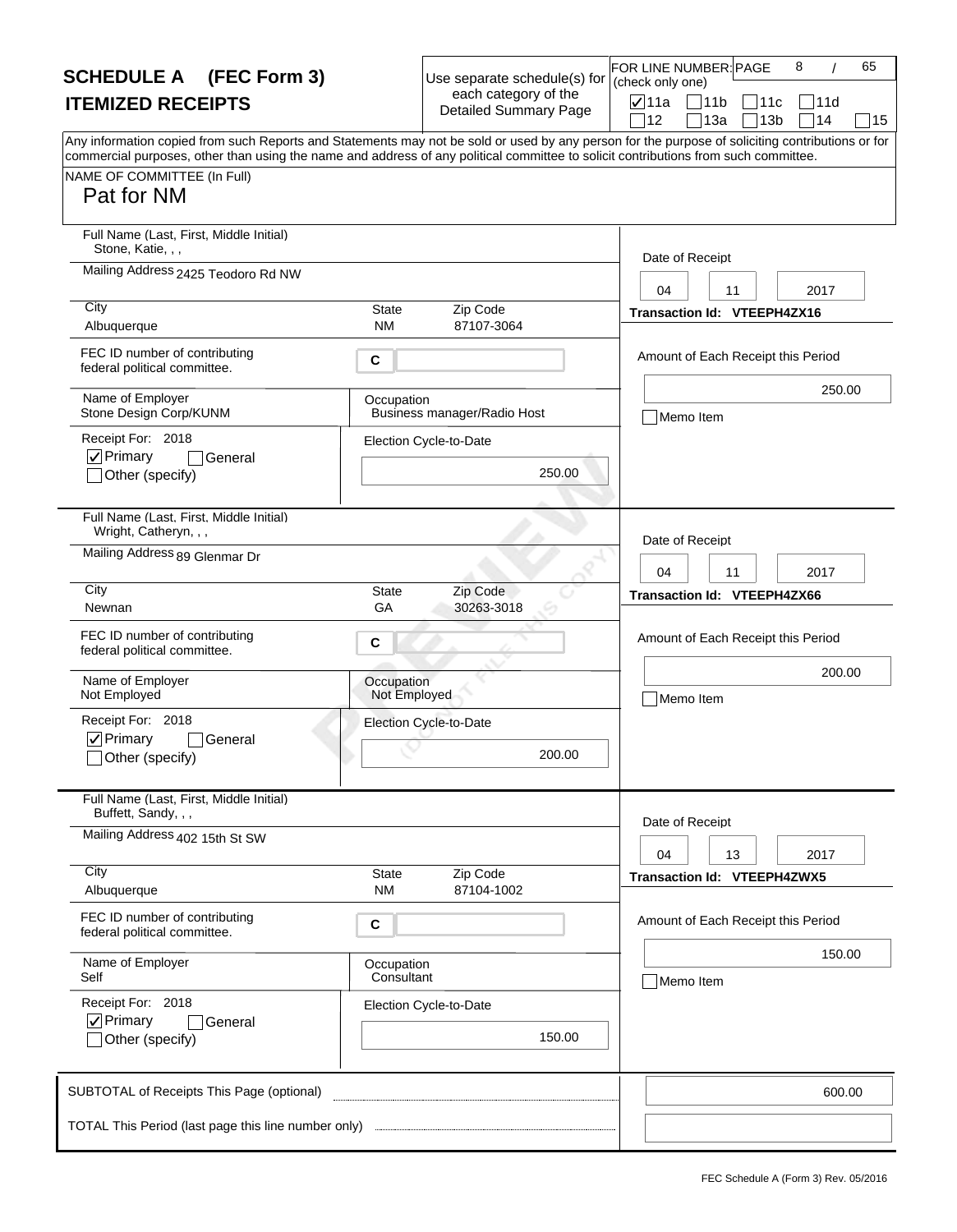# SCHEDULE A (FEC Form 3)

## ITEMIZED RECEIPTS

Use separate schedule(s) for each category of the Detailed Summary Page

FOR LINE NUMBER: (check only one)

- [x] 11a
- [ ] 11b
- [ ] 11c
- [ ] 11d
- [ ] 12
- [ ] 13a
- [ ] 13b
- [ ] 14
- [ ] 15

Any information copied from such Reports and Statements may not be sold or used by any person for the purpose of soliciting contributions or for commercial purposes, other than using the name and address of any political committee to solicit contributions from such committee.

NAME OF COMMITTEE (In Full)
Pat for NM

---

**Full Name (Last, First, Middle Initial):** Stone, Katie, , ,

**Mailing Address:** 2425 Teodoro Rd NW

**City:** Albuquerque | **State:** NM | **Zip Code:** 87107-3064

**FEC ID number of contributing federal political committee.** C

**Name of Employer:** Stone Design Corp/KUNM

**Occupation:** Business manager/Radio Host

**Receipt For:** 2018
- [x] Primary
- [ ] General
- [ ] Other (specify)

**Election Cycle-to-Date:** 250.00

**Date of Receipt:** 04 11 2017

**Transaction Id:** VTEEPH4ZX16

**Amount of Each Receipt this Period:** 250.00

- [ ] Memo Item

---

**Full Name (Last, First, Middle Initial):** Wright, Catheryn, , ,

**Mailing Address:** 89 Glenmar Dr

**City:** Newnan | **State:** GA | **Zip Code:** 30263-3018

**FEC ID number of contributing federal political committee.** C

**Name of Employer:** Not Employed

**Occupation:** Not Employed

**Receipt For:** 2018
- [x] Primary
- [ ] General
- [ ] Other (specify)

**Election Cycle-to-Date:** 200.00

**Date of Receipt:** 04 11 2017

**Transaction Id:** VTEEPH4ZX66

**Amount of Each Receipt this Period:** 200.00

- [ ] Memo Item

---

**Full Name (Last, First, Middle Initial):** Buffett, Sandy, , ,

**Mailing Address:** 402 15th St SW

**City:** Albuquerque | **State:** NM | **Zip Code:** 87104-1002

**FEC ID number of contributing federal political committee.** C

**Name of Employer:** Self

**Occupation:** Consultant

**Receipt For:** 2018
- [x] Primary
- [ ] General
- [ ] Other (specify)

**Election Cycle-to-Date:** 150.00

**Date of Receipt:** 04 13 2017

**Transaction Id:** VTEEPH4ZWX5

**Amount of Each Receipt this Period:** 150.00

- [ ] Memo Item

---

**SUBTOTAL of Receipts This Page (optional):** 600.00

**TOTAL This Period (last page this line number only):**

FEC Schedule A (Form 3) Rev. 05/2016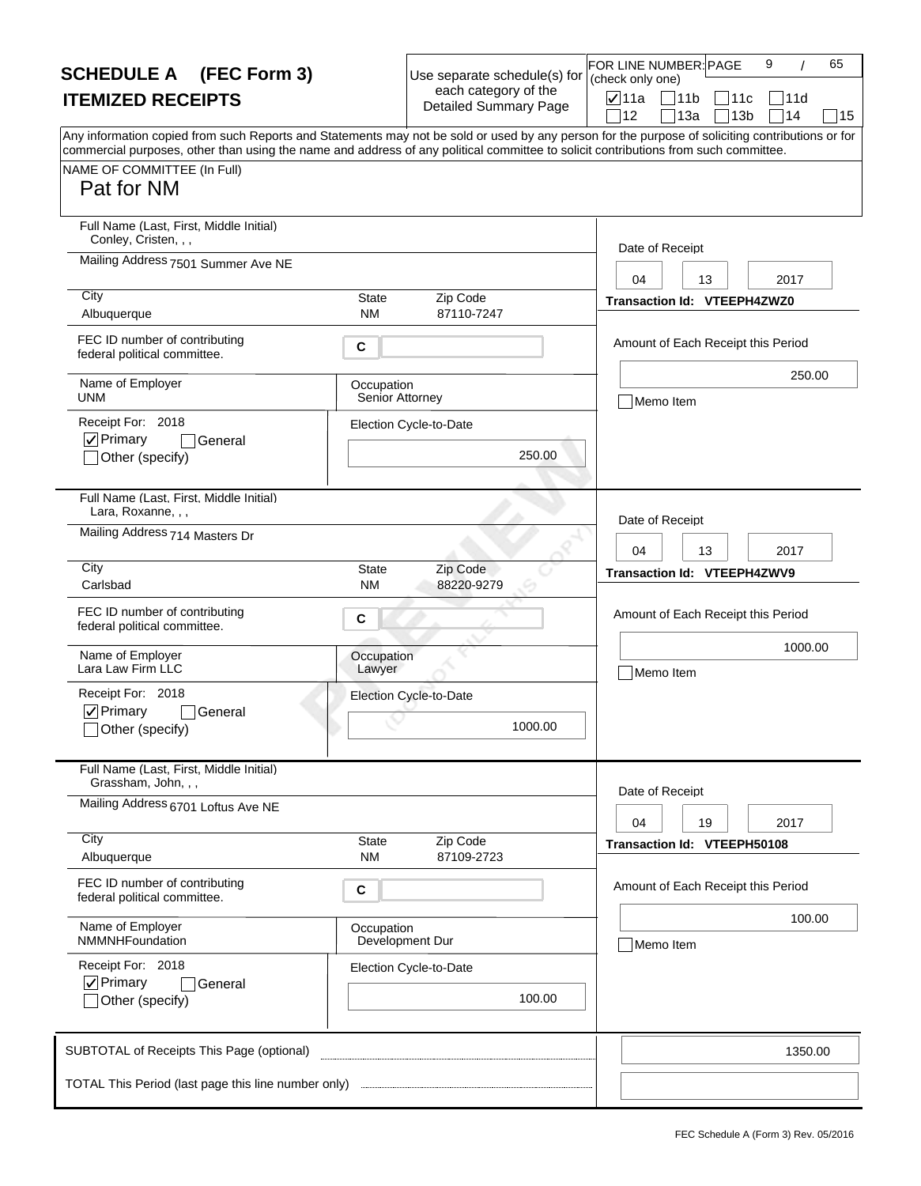# SCHEDULE A (FEC Form 3)

## ITEMIZED RECEIPTS

Use separate schedule(s) for each category of the Detailed Summary Page

FOR LINE NUMBER: (check only one)

- [x] 11a
- [ ] 11b
- [ ] 11c
- [ ] 11d
- [ ] 12
- [ ] 13a
- [ ] 13b
- [ ] 14
- [ ] 15

Any information copied from such Reports and Statements may not be sold or used by any person for the purpose of soliciting contributions or for commercial purposes, other than using the name and address of any political committee to solicit contributions from such committee.

NAME OF COMMITTEE (In Full)

Pat for NM

---

**Full Name (Last, First, Middle Initial):** Conley, Cristen, , ,

**Mailing Address:** 7501 Summer Ave NE

**City:** Albuquerque **State:** NM **Zip Code:** 87110-7247

**FEC ID number of contributing federal political committee:** C

**Name of Employer:** UNM

**Occupation:** Senior Attorney

**Receipt For:** 2018

- [x] Primary
- [ ] General
- [ ] Other (specify)

**Election Cycle-to-Date:** 250.00

**Date of Receipt:** 04 13 2017

**Transaction Id:** VTEEPH4ZWZ0

**Amount of Each Receipt this Period:** 250.00

- [ ] Memo Item

---

**Full Name (Last, First, Middle Initial):** Lara, Roxanne, , ,

**Mailing Address:** 714 Masters Dr

**City:** Carlsbad **State:** NM **Zip Code:** 88220-9279

**FEC ID number of contributing federal political committee:** C

**Name of Employer:** Lara Law Firm LLC

**Occupation:** Lawyer

**Receipt For:** 2018

- [x] Primary
- [ ] General
- [ ] Other (specify)

**Election Cycle-to-Date:** 1000.00

**Date of Receipt:** 04 13 2017

**Transaction Id:** VTEEPH4ZWV9

**Amount of Each Receipt this Period:** 1000.00

- [ ] Memo Item

---

**Full Name (Last, First, Middle Initial):** Grassham, John, , ,

**Mailing Address:** 6701 Loftus Ave NE

**City:** Albuquerque **State:** NM **Zip Code:** 87109-2723

**FEC ID number of contributing federal political committee:** C

**Name of Employer:** NMMNHFoundation

**Occupation:** Development Dur

**Receipt For:** 2018

- [x] Primary
- [ ] General
- [ ] Other (specify)

**Election Cycle-to-Date:** 100.00

**Date of Receipt:** 04 19 2017

**Transaction Id:** VTEEPH50108

**Amount of Each Receipt this Period:** 100.00

- [ ] Memo Item

---

**SUBTOTAL of Receipts This Page (optional):** 1350.00

**TOTAL This Period (last page this line number only):**

FEC Schedule A (Form 3) Rev. 05/2016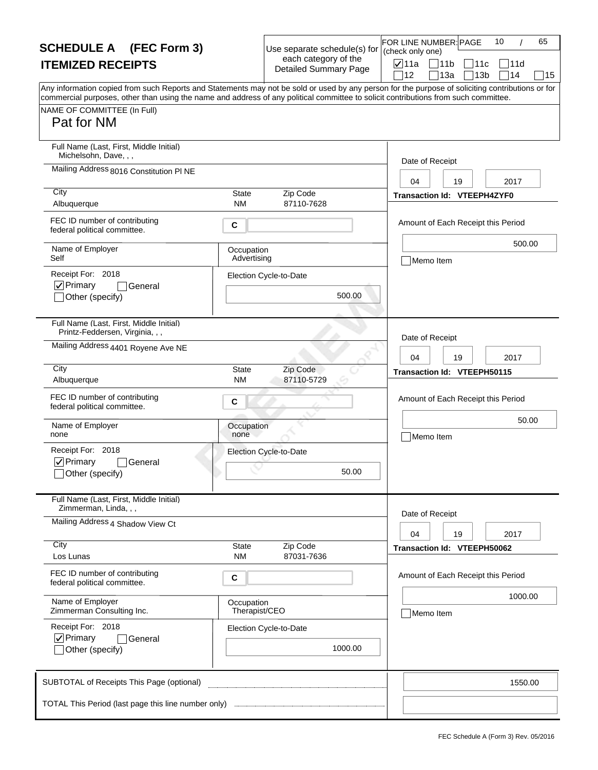# SCHEDULE A (FEC Form 3)
## ITEMIZED RECEIPTS

Use separate schedule(s) for each category of the Detailed Summary Page

FOR LINE NUMBER: (check only one)

- [x] 11a
- [ ] 11b
- [ ] 11c
- [ ] 11d
- [ ] 12
- [ ] 13a
- [ ] 13b
- [ ] 14
- [ ] 15

Any information copied from such Reports and Statements may not be sold or used by any person for the purpose of soliciting contributions or for commercial purposes, other than using the name and address of any political committee to solicit contributions from such committee.

NAME OF COMMITTEE (In Full)

Pat for NM

---

**Full Name (Last, First, Middle Initial):** Michelsohn, Dave, , ,

**Mailing Address:** 8016 Constitution Pl NE

**City:** Albuquerque **State:** NM **Zip Code:** 87110-7628

**FEC ID number of contributing federal political committee.** C

**Name of Employer:** Self

**Occupation:** Advertising

**Receipt For:** 2018

- [x] Primary
- [ ] General
- [ ] Other (specify)

**Election Cycle-to-Date:** 500.00

**Date of Receipt:** 04 19 2017

**Transaction Id:** VTEEPH4ZYF0

**Amount of Each Receipt this Period:** 500.00

- [ ] Memo Item

---

**Full Name (Last, First, Middle Initial):** Printz-Feddersen, Virginia, , ,

**Mailing Address:** 4401 Royene Ave NE

**City:** Albuquerque **State:** NM **Zip Code:** 87110-5729

**FEC ID number of contributing federal political committee.** C

**Name of Employer:** none

**Occupation:** none

**Receipt For:** 2018

- [x] Primary
- [ ] General
- [ ] Other (specify)

**Election Cycle-to-Date:** 50.00

**Date of Receipt:** 04 19 2017

**Transaction Id:** VTEEPH50115

**Amount of Each Receipt this Period:** 50.00

- [ ] Memo Item

---

**Full Name (Last, First, Middle Initial):** Zimmerman, Linda, , ,

**Mailing Address:** 4 Shadow View Ct

**City:** Los Lunas **State:** NM **Zip Code:** 87031-7636

**FEC ID number of contributing federal political committee.** C

**Name of Employer:** Zimmerman Consulting Inc.

**Occupation:** Therapist/CEO

**Receipt For:** 2018

- [x] Primary
- [ ] General
- [ ] Other (specify)

**Election Cycle-to-Date:** 1000.00

**Date of Receipt:** 04 19 2017

**Transaction Id:** VTEEPH50062

**Amount of Each Receipt this Period:** 1000.00

- [ ] Memo Item

---

**SUBTOTAL of Receipts This Page (optional):** 1550.00

**TOTAL This Period (last page this line number only):**

FEC Schedule A (Form 3) Rev. 05/2016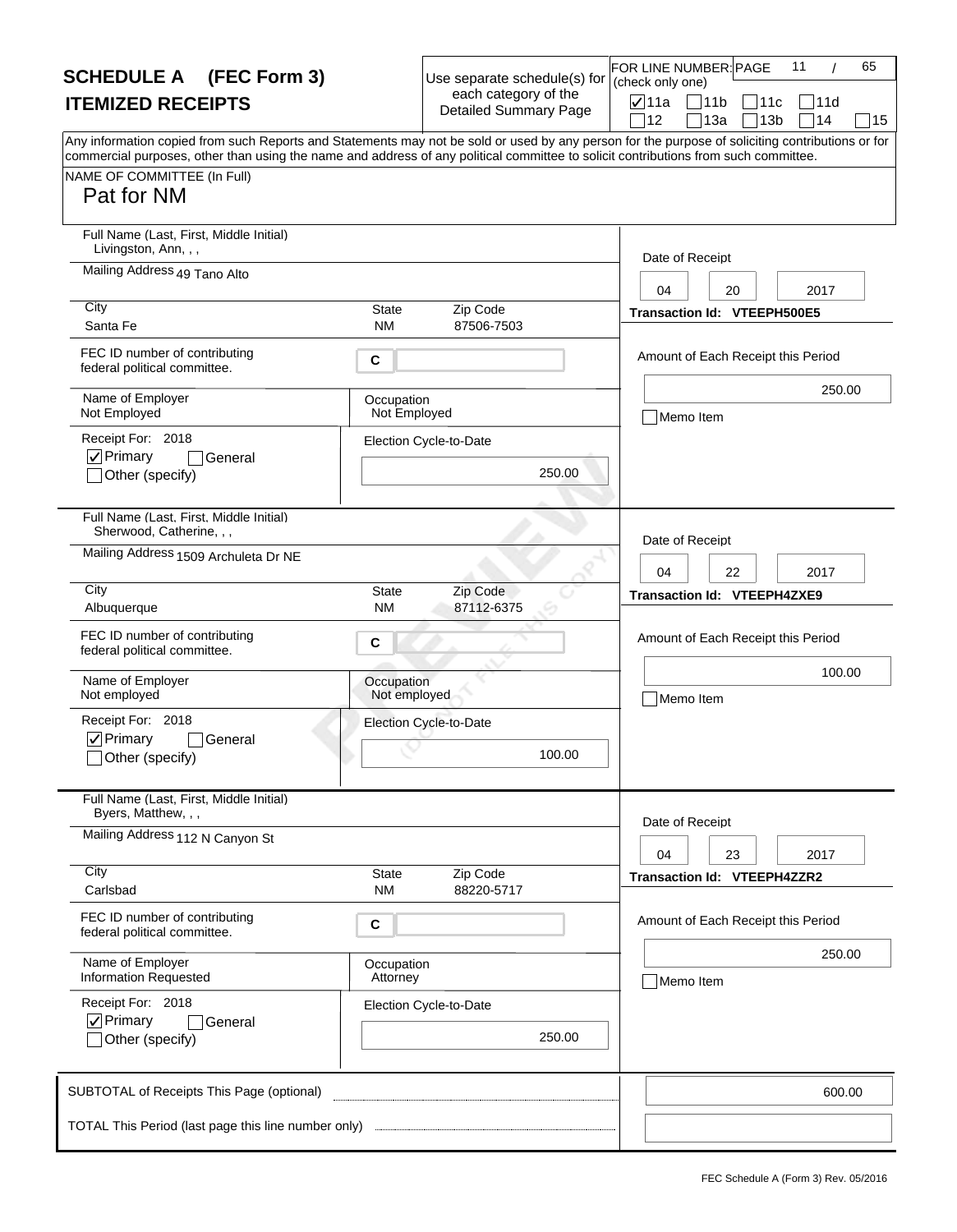# SCHEDULE A (FEC Form 3)
## ITEMIZED RECEIPTS

Use separate schedule(s) for each category of the Detailed Summary Page

FOR LINE NUMBER: (check only one)

- [x] 11a
- [ ] 11b
- [ ] 11c
- [ ] 11d
- [ ] 12
- [ ] 13a
- [ ] 13b
- [ ] 14
- [ ] 15

Any information copied from such Reports and Statements may not be sold or used by any person for the purpose of soliciting contributions or for commercial purposes, other than using the name and address of any political committee to solicit contributions from such committee.

NAME OF COMMITTEE (In Full)
Pat for NM

---

**Full Name (Last, First, Middle Initial):** Livingston, Ann, , ,
**Mailing Address:** 49 Tano Alto
**City:** Santa Fe **State:** NM **Zip Code:** 87506-7503
**FEC ID number of contributing federal political committee.:** C
**Name of Employer:** Not Employed
**Occupation:** Not Employed
**Receipt For:** 2018
- [x] Primary
- [ ] General
- [ ] Other (specify)

**Election Cycle-to-Date:** 250.00

**Date of Receipt:** 04 20 2017
**Transaction Id:** VTEEPH500E5
**Amount of Each Receipt this Period:** 250.00
- [ ] Memo Item

---

**Full Name (Last, First, Middle Initial):** Sherwood, Catherine, , ,
**Mailing Address:** 1509 Archuleta Dr NE
**City:** Albuquerque **State:** NM **Zip Code:** 87112-6375
**FEC ID number of contributing federal political committee.:** C
**Name of Employer:** Not employed
**Occupation:** Not employed
**Receipt For:** 2018
- [x] Primary
- [ ] General
- [ ] Other (specify)

**Election Cycle-to-Date:** 100.00

**Date of Receipt:** 04 22 2017
**Transaction Id:** VTEEPH4ZXE9
**Amount of Each Receipt this Period:** 100.00
- [ ] Memo Item

---

**Full Name (Last, First, Middle Initial):** Byers, Matthew, , ,
**Mailing Address:** 112 N Canyon St
**City:** Carlsbad **State:** NM **Zip Code:** 88220-5717
**FEC ID number of contributing federal political committee.:** C
**Name of Employer:** Information Requested
**Occupation:** Attorney
**Receipt For:** 2018
- [x] Primary
- [ ] General
- [ ] Other (specify)

**Election Cycle-to-Date:** 250.00

**Date of Receipt:** 04 23 2017
**Transaction Id:** VTEEPH4ZZR2
**Amount of Each Receipt this Period:** 250.00
- [ ] Memo Item

---

SUBTOTAL of Receipts This Page (optional): 600.00

TOTAL This Period (last page this line number only):

FEC Schedule A (Form 3) Rev. 05/2016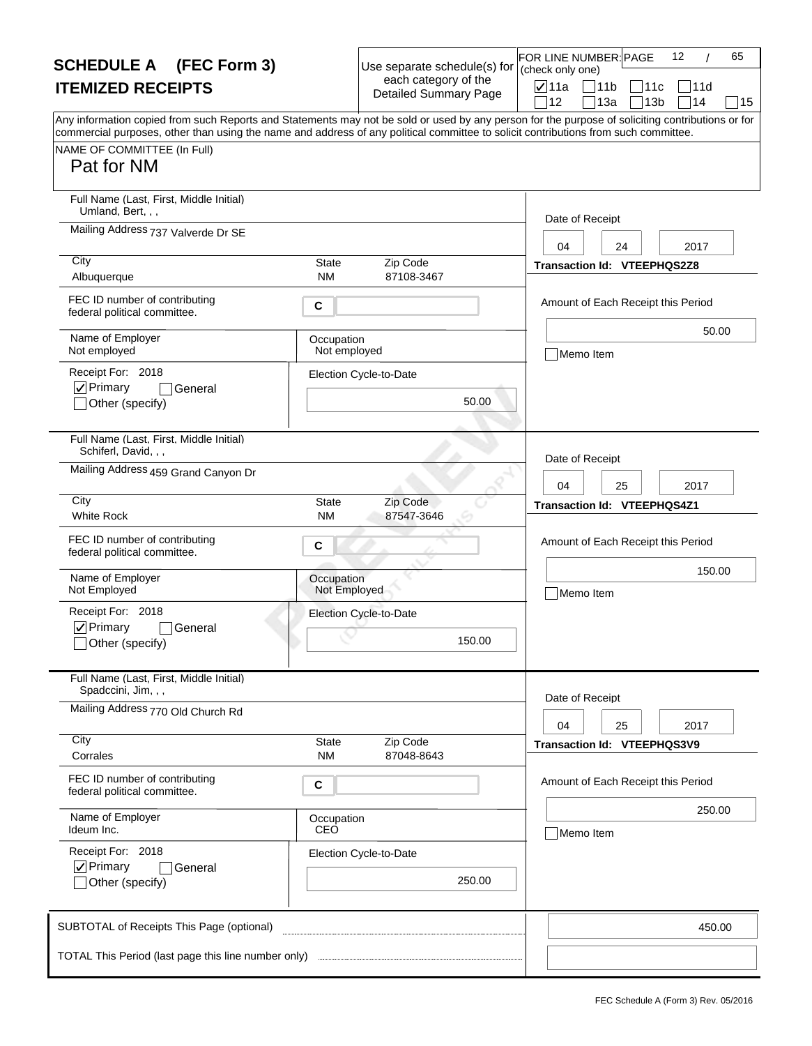# SCHEDULE A (FEC Form 3)

## ITEMIZED RECEIPTS

Use separate schedule(s) for each category of the Detailed Summary Page

FOR LINE NUMBER: (check only one)

☑ 11a ☐ 11b ☐ 11c ☐ 11d ☐ 12 ☐ 13a ☐ 13b ☐ 14 ☐ 15

Any information copied from such Reports and Statements may not be sold or used by any person for the purpose of soliciting contributions or for commercial purposes, other than using the name and address of any political committee to solicit contributions from such committee.

NAME OF COMMITTEE (In Full)
Pat for NM

---

**Full Name (Last, First, Middle Initial):** Umland, Bert, , ,
**Mailing Address:** 737 Valverde Dr SE
**City:** Albuquerque **State:** NM **Zip Code:** 87108-3467
**FEC ID number of contributing federal political committee.** C
**Name of Employer:** Not employed
**Occupation:** Not employed
**Receipt For:** 2018 ☑ Primary ☐ General ☐ Other (specify)
**Election Cycle-to-Date:** 50.00
**Date of Receipt:** 04 24 2017
**Transaction Id:** VTEEPHQS2Z8
**Amount of Each Receipt this Period:** 50.00
☐ Memo Item

---

**Full Name (Last, First, Middle Initial):** Schiferl, David, , ,
**Mailing Address:** 459 Grand Canyon Dr
**City:** White Rock **State:** NM **Zip Code:** 87547-3646
**FEC ID number of contributing federal political committee.** C
**Name of Employer:** Not Employed
**Occupation:** Not Employed
**Receipt For:** 2018 ☑ Primary ☐ General ☐ Other (specify)
**Election Cycle-to-Date:** 150.00
**Date of Receipt:** 04 25 2017
**Transaction Id:** VTEEPHQS4Z1
**Amount of Each Receipt this Period:** 150.00
☐ Memo Item

---

**Full Name (Last, First, Middle Initial):** Spadccini, Jim, , ,
**Mailing Address:** 770 Old Church Rd
**City:** Corrales **State:** NM **Zip Code:** 87048-8643
**FEC ID number of contributing federal political committee.** C
**Name of Employer:** Ideum Inc.
**Occupation:** CEO
**Receipt For:** 2018 ☑ Primary ☐ General ☐ Other (specify)
**Election Cycle-to-Date:** 250.00
**Date of Receipt:** 04 25 2017
**Transaction Id:** VTEEPHQS3V9
**Amount of Each Receipt this Period:** 250.00
☐ Memo Item

---

SUBTOTAL of Receipts This Page (optional): 450.00

TOTAL This Period (last page this line number only):

FEC Schedule A (Form 3) Rev. 05/2016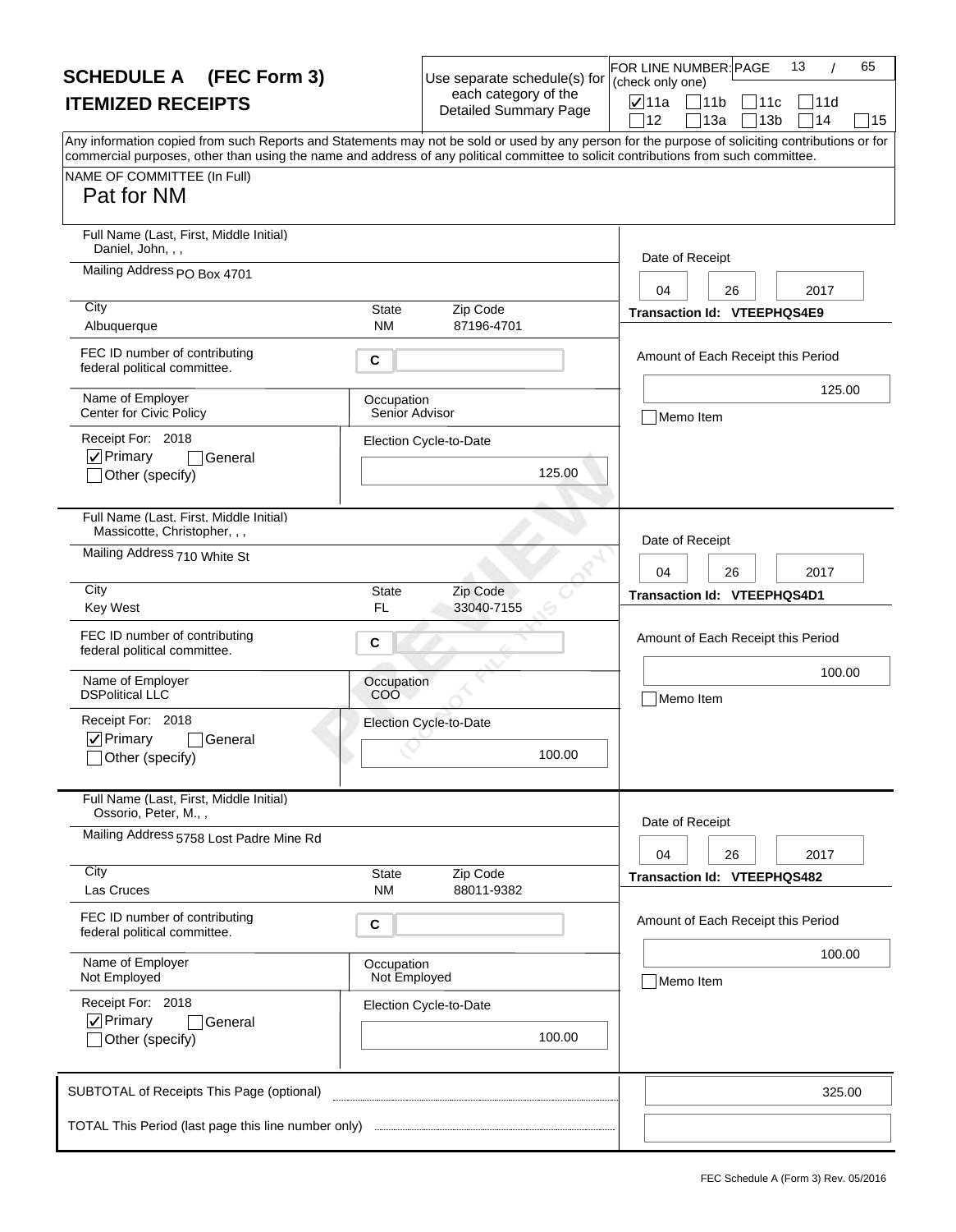# SCHEDULE A (FEC Form 3)
## ITEMIZED RECEIPTS

Use separate schedule(s) for each category of the Detailed Summary Page

FOR LINE NUMBER: (check only one)

☑ 11a ☐ 11b ☐ 11c ☐ 11d ☐ 12 ☐ 13a ☐ 13b ☐ 14 ☐ 15

Any information copied from such Reports and Statements may not be sold or used by any person for the purpose of soliciting contributions or for commercial purposes, other than using the name and address of any political committee to solicit contributions from such committee.

NAME OF COMMITTEE (In Full)
Pat for NM

---

**Full Name (Last, First, Middle Initial):** Daniel, John, , ,
**Mailing Address:** PO Box 4701
**City:** Albuquerque **State:** NM **Zip Code:** 87196-4701
**FEC ID number of contributing federal political committee:** C
**Name of Employer:** Center for Civic Policy
**Occupation:** Senior Advisor
**Receipt For:** 2018 ☑ Primary ☐ General ☐ Other (specify)
**Election Cycle-to-Date:** 125.00
**Date of Receipt:** 04 26 2017
**Transaction Id:** VTEEPHQS4E9
**Amount of Each Receipt this Period:** 125.00
☐ Memo Item

---

**Full Name (Last, First, Middle Initial):** Massicotte, Christopher, , ,
**Mailing Address:** 710 White St
**City:** Key West **State:** FL **Zip Code:** 33040-7155
**FEC ID number of contributing federal political committee:** C
**Name of Employer:** DSPolitical LLC
**Occupation:** COO
**Receipt For:** 2018 ☑ Primary ☐ General ☐ Other (specify)
**Election Cycle-to-Date:** 100.00
**Date of Receipt:** 04 26 2017
**Transaction Id:** VTEEPHQS4D1
**Amount of Each Receipt this Period:** 100.00
☐ Memo Item

---

**Full Name (Last, First, Middle Initial):** Ossorio, Peter, M., ,
**Mailing Address:** 5758 Lost Padre Mine Rd
**City:** Las Cruces **State:** NM **Zip Code:** 88011-9382
**FEC ID number of contributing federal political committee:** C
**Name of Employer:** Not Employed
**Occupation:** Not Employed
**Receipt For:** 2018 ☑ Primary ☐ General ☐ Other (specify)
**Election Cycle-to-Date:** 100.00
**Date of Receipt:** 04 26 2017
**Transaction Id:** VTEEPHQS482
**Amount of Each Receipt this Period:** 100.00
☐ Memo Item

---

SUBTOTAL of Receipts This Page (optional): 325.00

TOTAL This Period (last page this line number only):

FEC Schedule A (Form 3) Rev. 05/2016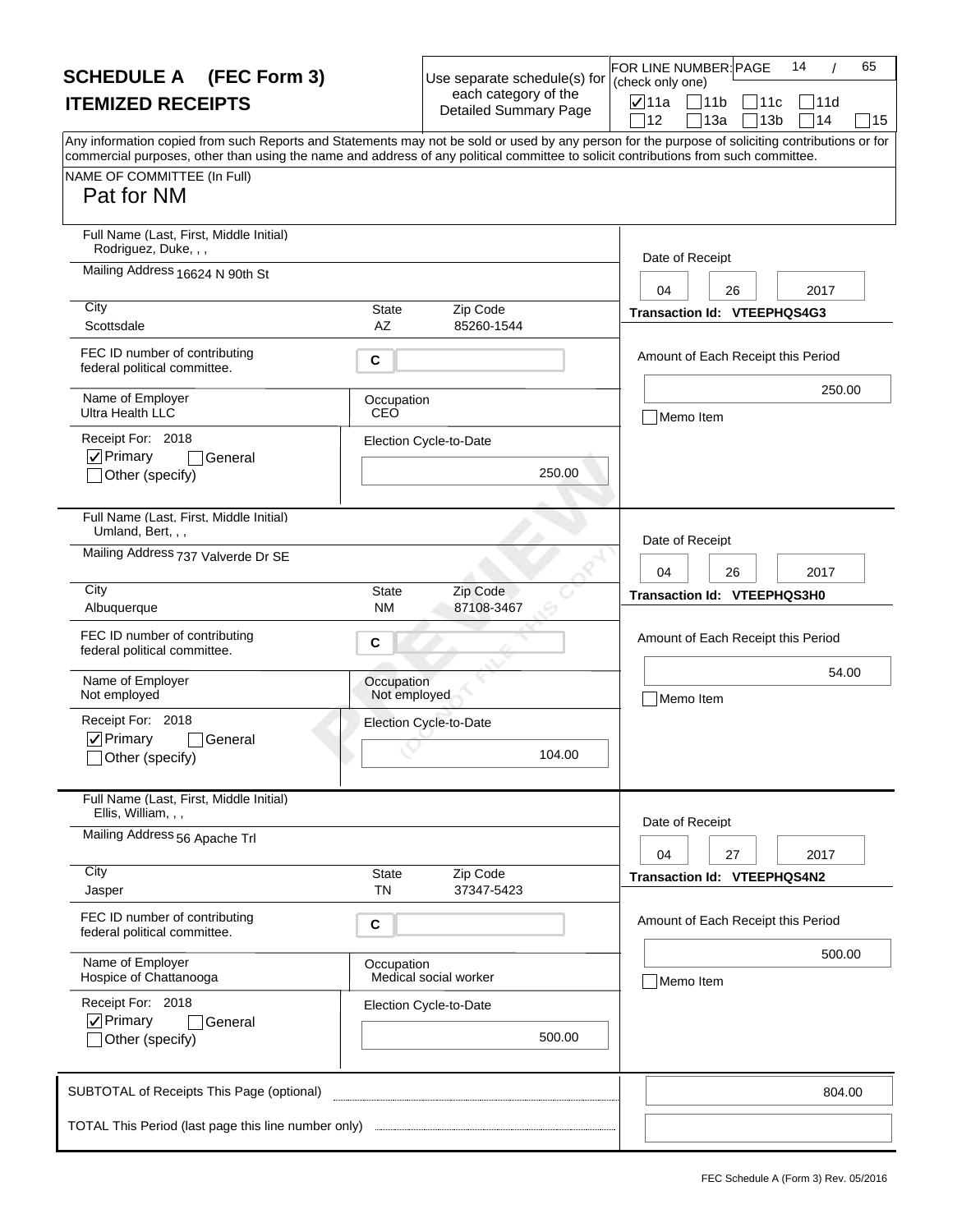# SCHEDULE A (FEC Form 3)
## ITEMIZED RECEIPTS

Use separate schedule(s) for each category of the Detailed Summary Page

FOR LINE NUMBER: (check only one)

- [x] 11a
- [ ] 11b
- [ ] 11c
- [ ] 11d
- [ ] 12
- [ ] 13a
- [ ] 13b
- [ ] 14
- [ ] 15

Any information copied from such Reports and Statements may not be sold or used by any person for the purpose of soliciting contributions or for commercial purposes, other than using the name and address of any political committee to solicit contributions from such committee.

NAME OF COMMITTEE (In Full)
Pat for NM

---

Full Name (Last, First, Middle Initial): Rodriguez, Duke, , ,
Mailing Address: 16624 N 90th St
City: Scottsdale | State: AZ | Zip Code: 85260-1544
FEC ID number of contributing federal political committee: C
Name of Employer: Ultra Health LLC
Occupation: CEO
Receipt For: 2018
- [x] Primary
- [ ] General
- [ ] Other (specify)

Election Cycle-to-Date: 250.00

Date of Receipt: 04 26 2017
Transaction Id: VTEEPHQS4G3
Amount of Each Receipt this Period: 250.00
- [ ] Memo Item

---

Full Name (Last, First, Middle Initial): Umland, Bert, , ,
Mailing Address: 737 Valverde Dr SE
City: Albuquerque | State: NM | Zip Code: 87108-3467
FEC ID number of contributing federal political committee: C
Name of Employer: Not employed
Occupation: Not employed
Receipt For: 2018
- [x] Primary
- [ ] General
- [ ] Other (specify)

Election Cycle-to-Date: 104.00

Date of Receipt: 04 26 2017
Transaction Id: VTEEPHQS3H0
Amount of Each Receipt this Period: 54.00
- [ ] Memo Item

---

Full Name (Last, First, Middle Initial): Ellis, William, , ,
Mailing Address: 56 Apache Trl
City: Jasper | State: TN | Zip Code: 37347-5423
FEC ID number of contributing federal political committee: C
Name of Employer: Hospice of Chattanooga
Occupation: Medical social worker
Receipt For: 2018
- [x] Primary
- [ ] General
- [ ] Other (specify)

Election Cycle-to-Date: 500.00

Date of Receipt: 04 27 2017
Transaction Id: VTEEPHQS4N2
Amount of Each Receipt this Period: 500.00
- [ ] Memo Item

---

SUBTOTAL of Receipts This Page (optional): 804.00

TOTAL This Period (last page this line number only):

FEC Schedule A (Form 3) Rev. 05/2016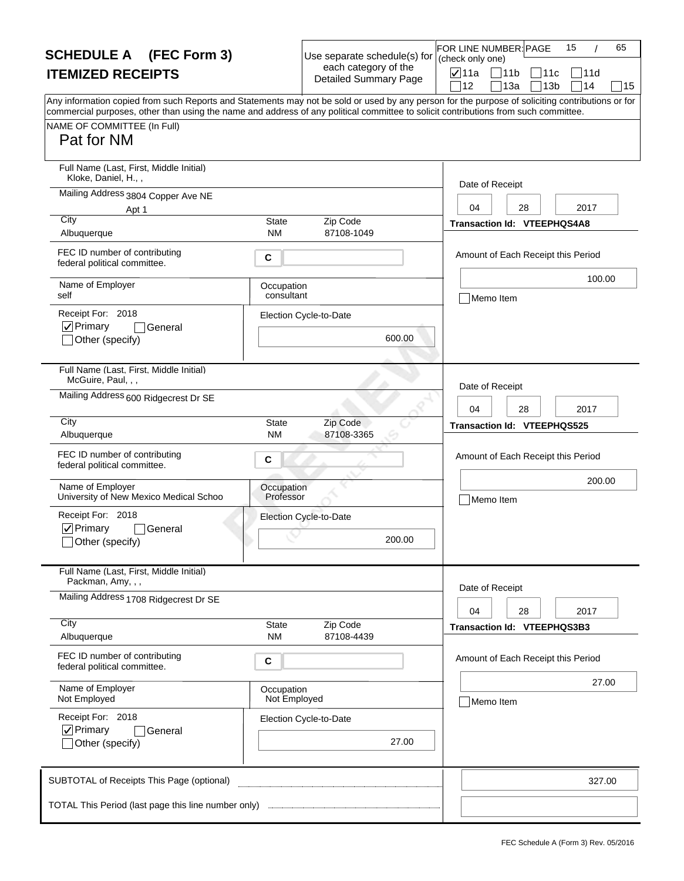# SCHEDULE A (FEC Form 3)
## ITEMIZED RECEIPTS

Use separate schedule(s) for each category of the Detailed Summary Page

FOR LINE NUMBER: (check only one)

- [x] 11a
- [ ] 11b
- [ ] 11c
- [ ] 11d
- [ ] 12
- [ ] 13a
- [ ] 13b
- [ ] 14
- [ ] 15

Any information copied from such Reports and Statements may not be sold or used by any person for the purpose of soliciting contributions or for commercial purposes, other than using the name and address of any political committee to solicit contributions from such committee.

NAME OF COMMITTEE (In Full)
Pat for NM

---

**Full Name (Last, First, Middle Initial):** Kloke, Daniel, H., ,
**Mailing Address:** 3804 Copper Ave NE, Apt 1
**City:** Albuquerque **State:** NM **Zip Code:** 87108-1049
**FEC ID number of contributing federal political committee.** C
**Name of Employer:** self
**Occupation:** consultant
**Receipt For:** 2018
- [x] Primary
- [ ] General
- [ ] Other (specify)

**Election Cycle-to-Date:** 600.00
**Date of Receipt:** 04 28 2017
**Transaction Id:** VTEEPHQS4A8
**Amount of Each Receipt this Period:** 100.00
- [ ] Memo Item

---

**Full Name (Last, First, Middle Initial):** McGuire, Paul, , ,
**Mailing Address:** 600 Ridgecrest Dr SE
**City:** Albuquerque **State:** NM **Zip Code:** 87108-3365
**FEC ID number of contributing federal political committee.** C
**Name of Employer:** University of New Mexico Medical Schoo
**Occupation:** Professor
**Receipt For:** 2018
- [x] Primary
- [ ] General
- [ ] Other (specify)

**Election Cycle-to-Date:** 200.00
**Date of Receipt:** 04 28 2017
**Transaction Id:** VTEEPHQS525
**Amount of Each Receipt this Period:** 200.00
- [ ] Memo Item

---

**Full Name (Last, First, Middle Initial):** Packman, Amy, , ,
**Mailing Address:** 1708 Ridgecrest Dr SE
**City:** Albuquerque **State:** NM **Zip Code:** 87108-4439
**FEC ID number of contributing federal political committee.** C
**Name of Employer:** Not Employed
**Occupation:** Not Employed
**Receipt For:** 2018
- [x] Primary
- [ ] General
- [ ] Other (specify)

**Election Cycle-to-Date:** 27.00
**Date of Receipt:** 04 28 2017
**Transaction Id:** VTEEPHQS3B3
**Amount of Each Receipt this Period:** 27.00
- [ ] Memo Item

---

**SUBTOTAL of Receipts This Page (optional):** 327.00

**TOTAL This Period (last page this line number only):**

FEC Schedule A (Form 3) Rev. 05/2016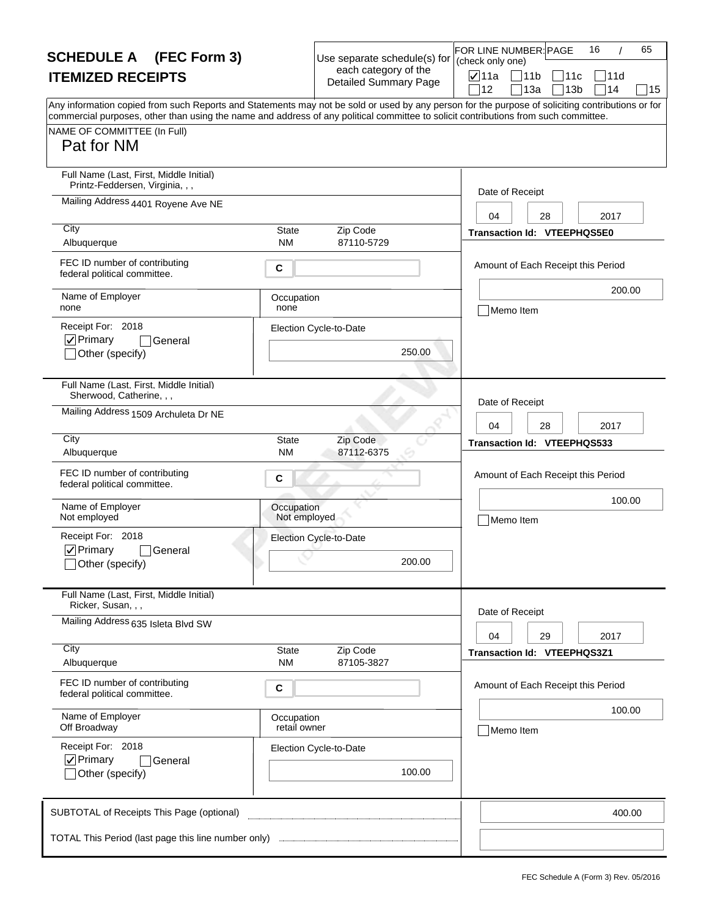# SCHEDULE A (FEC Form 3)
## ITEMIZED RECEIPTS

Use separate schedule(s) for each category of the Detailed Summary Page

FOR LINE NUMBER: (check only one)

- [x] 11a
- [ ] 11b
- [ ] 11c
- [ ] 11d
- [ ] 12
- [ ] 13a
- [ ] 13b
- [ ] 14
- [ ] 15

Any information copied from such Reports and Statements may not be sold or used by any person for the purpose of soliciting contributions or for commercial purposes, other than using the name and address of any political committee to solicit contributions from such committee.

NAME OF COMMITTEE (In Full)
Pat for NM

---

**Full Name (Last, First, Middle Initial):** Printz-Feddersen, Virginia, , ,
**Mailing Address:** 4401 Royene Ave NE
**City:** Albuquerque **State:** NM **Zip Code:** 87110-5729
**FEC ID number of contributing federal political committee.** C
**Name of Employer:** none
**Occupation:** none
**Receipt For:** 2018
- [x] Primary
- [ ] General
- [ ] Other (specify)

**Election Cycle-to-Date:** 250.00

**Date of Receipt:** 04 28 2017
**Transaction Id:** VTEEPHQS5E0
**Amount of Each Receipt this Period:** 200.00
- [ ] Memo Item

---

**Full Name (Last, First, Middle Initial):** Sherwood, Catherine, , ,
**Mailing Address:** 1509 Archuleta Dr NE
**City:** Albuquerque **State:** NM **Zip Code:** 87112-6375
**FEC ID number of contributing federal political committee.** C
**Name of Employer:** Not employed
**Occupation:** Not employed
**Receipt For:** 2018
- [x] Primary
- [ ] General
- [ ] Other (specify)

**Election Cycle-to-Date:** 200.00

**Date of Receipt:** 04 28 2017
**Transaction Id:** VTEEPHQS533
**Amount of Each Receipt this Period:** 100.00
- [ ] Memo Item

---

**Full Name (Last, First, Middle Initial):** Ricker, Susan, , ,
**Mailing Address:** 635 Isleta Blvd SW
**City:** Albuquerque **State:** NM **Zip Code:** 87105-3827
**FEC ID number of contributing federal political committee.** C
**Name of Employer:** Off Broadway
**Occupation:** retail owner
**Receipt For:** 2018
- [x] Primary
- [ ] General
- [ ] Other (specify)

**Election Cycle-to-Date:** 100.00

**Date of Receipt:** 04 29 2017
**Transaction Id:** VTEEPHQS3Z1
**Amount of Each Receipt this Period:** 100.00
- [ ] Memo Item

---

**SUBTOTAL of Receipts This Page (optional):** 400.00

**TOTAL This Period (last page this line number only):**

FEC Schedule A (Form 3) Rev. 05/2016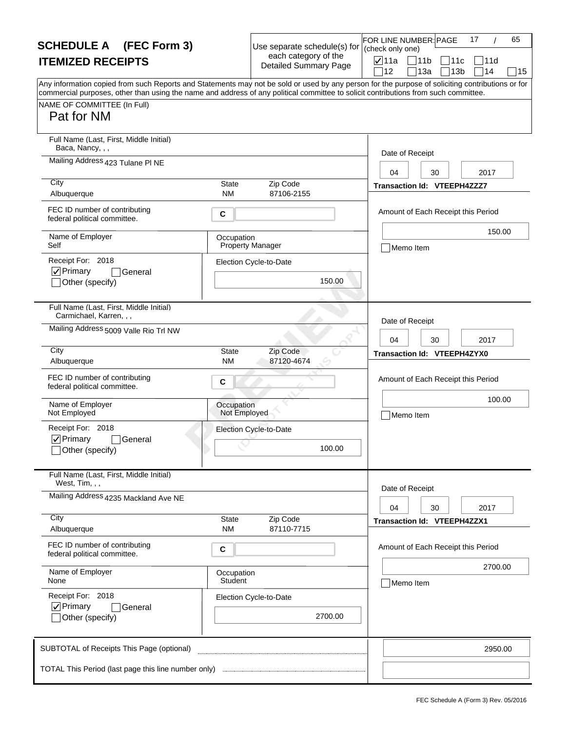# SCHEDULE A (FEC Form 3)
## ITEMIZED RECEIPTS

Use separate schedule(s) for each category of the Detailed Summary Page

FOR LINE NUMBER: (check only one)

- [x] 11a
- [ ] 11b
- [ ] 11c
- [ ] 11d
- [ ] 12
- [ ] 13a
- [ ] 13b
- [ ] 14
- [ ] 15

Any information copied from such Reports and Statements may not be sold or used by any person for the purpose of soliciting contributions or for commercial purposes, other than using the name and address of any political committee to solicit contributions from such committee.

NAME OF COMMITTEE (In Full)
Pat for NM

---

**Full Name (Last, First, Middle Initial):** Baca, Nancy, , ,
**Mailing Address:** 423 Tulane Pl NE
**City:** Albuquerque **State:** NM **Zip Code:** 87106-2155
**FEC ID number of contributing federal political committee.** C
**Name of Employer:** Self
**Occupation:** Property Manager
**Receipt For:** 2018
- [x] Primary
- [ ] General
- [ ] Other (specify)

**Election Cycle-to-Date:** 150.00

**Date of Receipt:** 04 30 2017
**Transaction Id:** VTEEPH4ZZZ7
**Amount of Each Receipt this Period:** 150.00
- [ ] Memo Item

---

**Full Name (Last, First, Middle Initial):** Carmichael, Karren, , ,
**Mailing Address:** 5009 Valle Rio Trl NW
**City:** Albuquerque **State:** NM **Zip Code:** 87120-4674
**FEC ID number of contributing federal political committee.** C
**Name of Employer:** Not Employed
**Occupation:** Not Employed
**Receipt For:** 2018
- [x] Primary
- [ ] General
- [ ] Other (specify)

**Election Cycle-to-Date:** 100.00

**Date of Receipt:** 04 30 2017
**Transaction Id:** VTEEPH4ZYX0
**Amount of Each Receipt this Period:** 100.00
- [ ] Memo Item

---

**Full Name (Last, First, Middle Initial):** West, Tim, , ,
**Mailing Address:** 4235 Mackland Ave NE
**City:** Albuquerque **State:** NM **Zip Code:** 87110-7715
**FEC ID number of contributing federal political committee.** C
**Name of Employer:** None
**Occupation:** Student
**Receipt For:** 2018
- [x] Primary
- [ ] General
- [ ] Other (specify)

**Election Cycle-to-Date:** 2700.00

**Date of Receipt:** 04 30 2017
**Transaction Id:** VTEEPH4ZZX1
**Amount of Each Receipt this Period:** 2700.00
- [ ] Memo Item

---

SUBTOTAL of Receipts This Page (optional): 2950.00

TOTAL This Period (last page this line number only):

FEC Schedule A (Form 3) Rev. 05/2016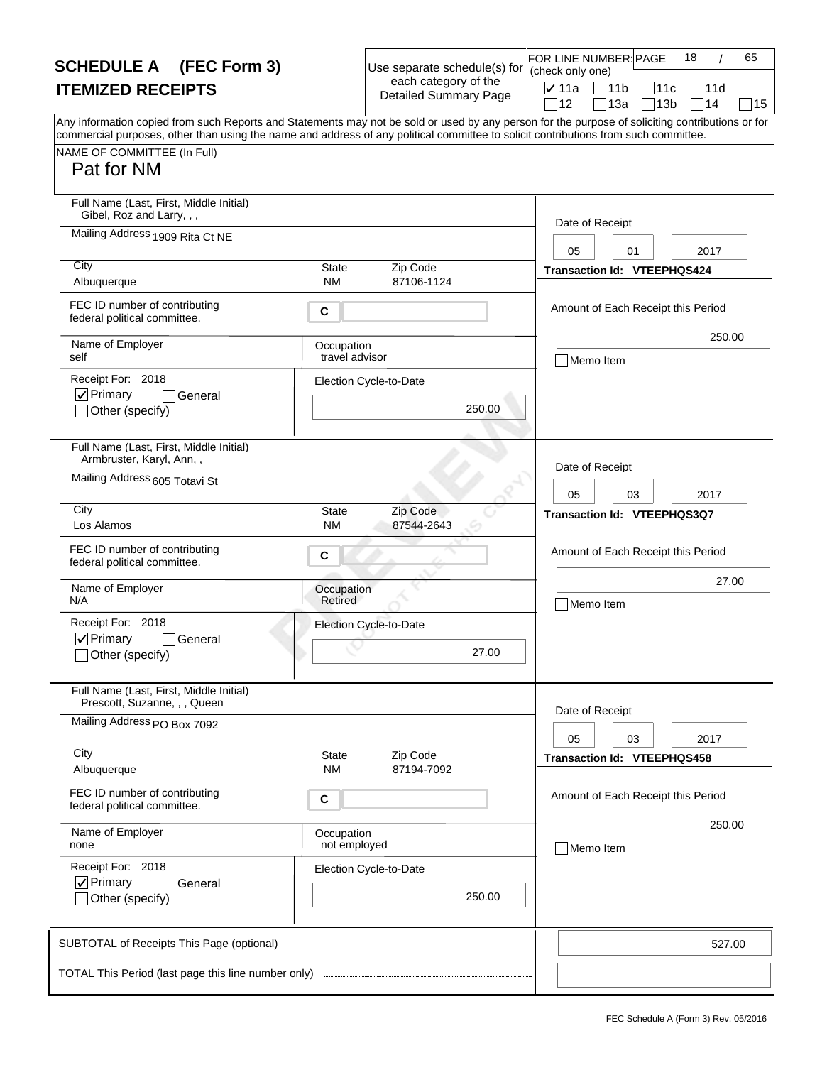# SCHEDULE A (FEC Form 3)

## ITEMIZED RECEIPTS

Use separate schedule(s) for each category of the Detailed Summary Page

FOR LINE NUMBER: (check only one)

☑ 11a ☐ 11b ☐ 11c ☐ 11d ☐ 12 ☐ 13a ☐ 13b ☐ 14 ☐ 15

Any information copied from such Reports and Statements may not be sold or used by any person for the purpose of soliciting contributions or for commercial purposes, other than using the name and address of any political committee to solicit contributions from such committee.

NAME OF COMMITTEE (In Full)

Pat for NM

---

**Full Name (Last, First, Middle Initial):** Gibel, Roz and Larry, , ,

**Mailing Address:** 1909 Rita Ct NE

**City:** Albuquerque **State:** NM **Zip Code:** 87106-1124

**FEC ID number of contributing federal political committee:** C

**Name of Employer:** self

**Occupation:** travel advisor

**Receipt For:** 2018 ☑ Primary ☐ General ☐ Other (specify)

**Election Cycle-to-Date:** 250.00

**Date of Receipt:** 05 01 2017

**Transaction Id:** VTEEPHQS424

**Amount of Each Receipt this Period:** 250.00

☐ Memo Item

---

**Full Name (Last, First, Middle Initial):** Armbruster, Karyl, Ann, ,

**Mailing Address:** 605 Totavi St

**City:** Los Alamos **State:** NM **Zip Code:** 87544-2643

**FEC ID number of contributing federal political committee:** C

**Name of Employer:** N/A

**Occupation:** Retired

**Receipt For:** 2018 ☑ Primary ☐ General ☐ Other (specify)

**Election Cycle-to-Date:** 27.00

**Date of Receipt:** 05 03 2017

**Transaction Id:** VTEEPHQS3Q7

**Amount of Each Receipt this Period:** 27.00

☐ Memo Item

---

**Full Name (Last, First, Middle Initial):** Prescott, Suzanne, , , Queen

**Mailing Address:** PO Box 7092

**City:** Albuquerque **State:** NM **Zip Code:** 87194-7092

**FEC ID number of contributing federal political committee:** C

**Name of Employer:** none

**Occupation:** not employed

**Receipt For:** 2018 ☑ Primary ☐ General ☐ Other (specify)

**Election Cycle-to-Date:** 250.00

**Date of Receipt:** 05 03 2017

**Transaction Id:** VTEEPHQS458

**Amount of Each Receipt this Period:** 250.00

☐ Memo Item

---

SUBTOTAL of Receipts This Page (optional): 527.00

TOTAL This Period (last page this line number only):

FEC Schedule A (Form 3) Rev. 05/2016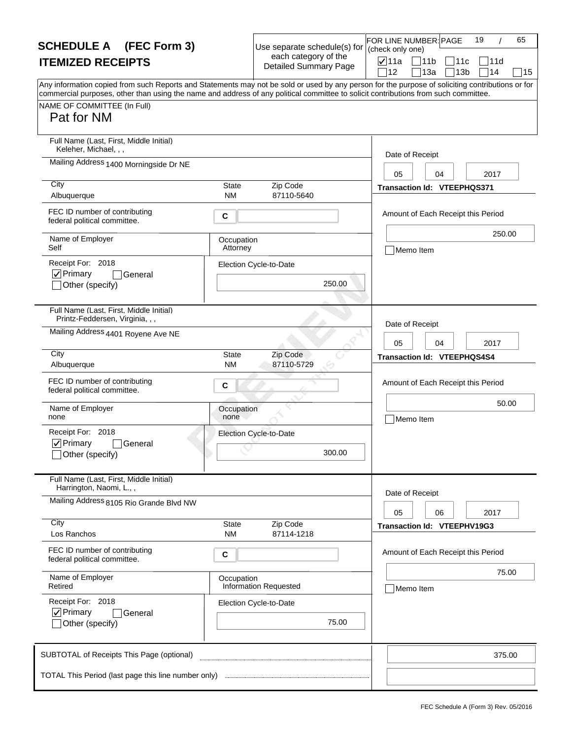# SCHEDULE A (FEC Form 3)
## ITEMIZED RECEIPTS

Use separate schedule(s) for each category of the Detailed Summary Page

FOR LINE NUMBER: (check only one)

- [x] 11a
- [ ] 11b
- [ ] 11c
- [ ] 11d
- [ ] 12
- [ ] 13a
- [ ] 13b
- [ ] 14
- [ ] 15

Any information copied from such Reports and Statements may not be sold or used by any person for the purpose of soliciting contributions or for commercial purposes, other than using the name and address of any political committee to solicit contributions from such committee.

NAME OF COMMITTEE (In Full)
Pat for NM

---

**Full Name (Last, First, Middle Initial):** Keleher, Michael, , ,

**Mailing Address:** 1400 Morningside Dr NE

**City:** Albuquerque **State:** NM **Zip Code:** 87110-5640

**FEC ID number of contributing federal political committee.** C

**Name of Employer:** Self

**Occupation:** Attorney

**Receipt For:** 2018

- [x] Primary
- [ ] General
- [ ] Other (specify)

**Election Cycle-to-Date:** 250.00

**Date of Receipt:** 05 04 2017

**Transaction Id:** VTEEPHQS371

**Amount of Each Receipt this Period:** 250.00

- [ ] Memo Item

---

**Full Name (Last, First, Middle Initial):** Printz-Feddersen, Virginia, , ,

**Mailing Address:** 4401 Royene Ave NE

**City:** Albuquerque **State:** NM **Zip Code:** 87110-5729

**FEC ID number of contributing federal political committee.** C

**Name of Employer:** none

**Occupation:** none

**Receipt For:** 2018

- [x] Primary
- [ ] General
- [ ] Other (specify)

**Election Cycle-to-Date:** 300.00

**Date of Receipt:** 05 04 2017

**Transaction Id:** VTEEPHQS4S4

**Amount of Each Receipt this Period:** 50.00

- [ ] Memo Item

---

**Full Name (Last, First, Middle Initial):** Harrington, Naomi, L., ,

**Mailing Address:** 8105 Rio Grande Blvd NW

**City:** Los Ranchos **State:** NM **Zip Code:** 87114-1218

**FEC ID number of contributing federal political committee.** C

**Name of Employer:** Retired

**Occupation:** Information Requested

**Receipt For:** 2018

- [x] Primary
- [ ] General
- [ ] Other (specify)

**Election Cycle-to-Date:** 75.00

**Date of Receipt:** 05 06 2017

**Transaction Id:** VTEEPHV19G3

**Amount of Each Receipt this Period:** 75.00

- [ ] Memo Item

---

**SUBTOTAL of Receipts This Page (optional):** 375.00

**TOTAL This Period (last page this line number only):**

FEC Schedule A (Form 3) Rev. 05/2016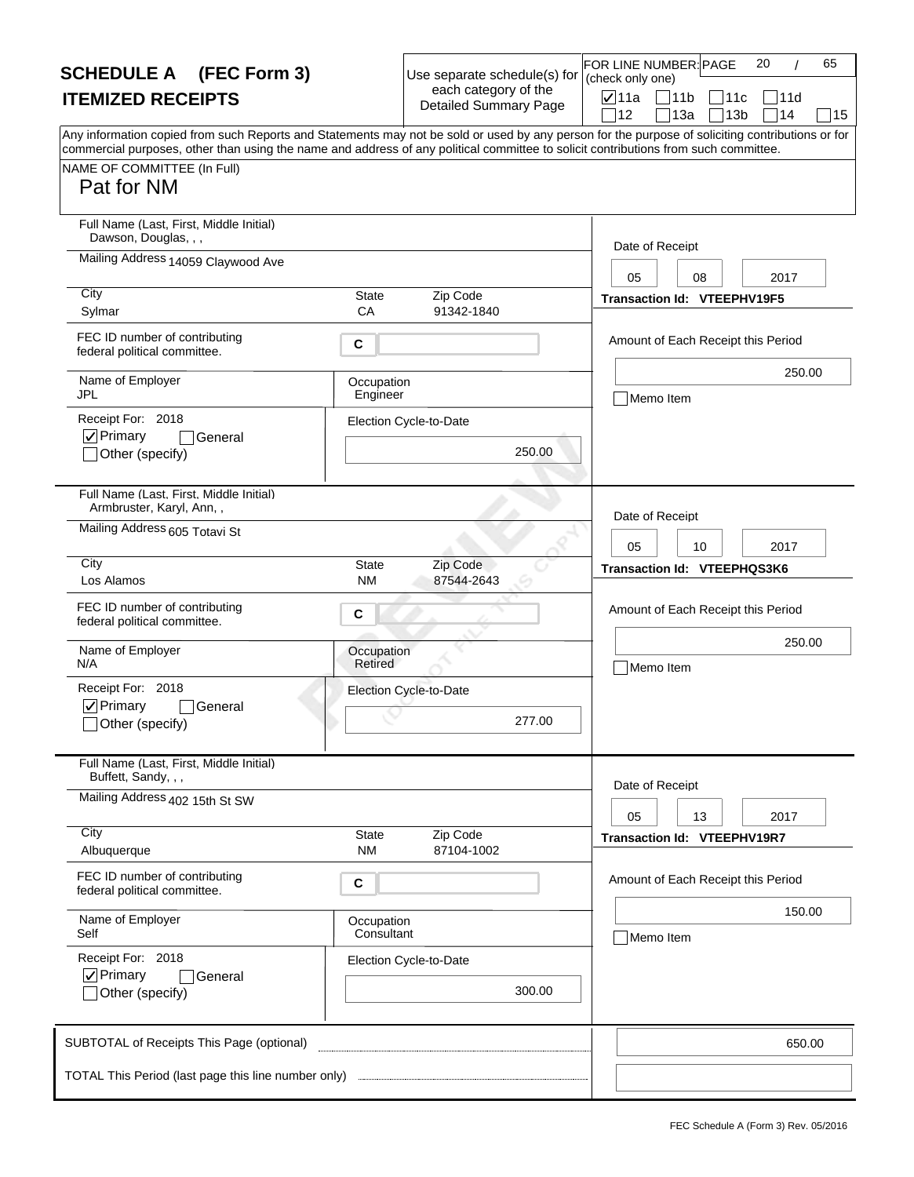# SCHEDULE A (FEC Form 3)

## ITEMIZED RECEIPTS

Use separate schedule(s) for each category of the Detailed Summary Page

FOR LINE NUMBER: (check only one)

- [x] 11a
- [ ] 11b
- [ ] 11c
- [ ] 11d
- [ ] 12
- [ ] 13a
- [ ] 13b
- [ ] 14
- [ ] 15

Any information copied from such Reports and Statements may not be sold or used by any person for the purpose of soliciting contributions or for commercial purposes, other than using the name and address of any political committee to solicit contributions from such committee.

NAME OF COMMITTEE (In Full)

Pat for NM

---

**Full Name (Last, First, Middle Initial):** Dawson, Douglas, , ,

**Mailing Address:** 14059 Claywood Ave

**City:** Sylmar **State:** CA **Zip Code:** 91342-1840

**FEC ID number of contributing federal political committee:** C

**Name of Employer:** JPL

**Occupation:** Engineer

**Receipt For:** 2018

- [x] Primary
- [ ] General
- [ ] Other (specify)

**Election Cycle-to-Date:** 250.00

**Date of Receipt:** 05 08 2017

**Transaction Id:** VTEEPHV19F5

**Amount of Each Receipt this Period:** 250.00

- [ ] Memo Item

---

**Full Name (Last, First, Middle Initial):** Armbruster, Karyl, Ann, ,

**Mailing Address:** 605 Totavi St

**City:** Los Alamos **State:** NM **Zip Code:** 87544-2643

**FEC ID number of contributing federal political committee:** C

**Name of Employer:** N/A

**Occupation:** Retired

**Receipt For:** 2018

- [x] Primary
- [ ] General
- [ ] Other (specify)

**Election Cycle-to-Date:** 277.00

**Date of Receipt:** 05 10 2017

**Transaction Id:** VTEEPHQS3K6

**Amount of Each Receipt this Period:** 250.00

- [ ] Memo Item

---

**Full Name (Last, First, Middle Initial):** Buffett, Sandy, , ,

**Mailing Address:** 402 15th St SW

**City:** Albuquerque **State:** NM **Zip Code:** 87104-1002

**FEC ID number of contributing federal political committee:** C

**Name of Employer:** Self

**Occupation:** Consultant

**Receipt For:** 2018

- [x] Primary
- [ ] General
- [ ] Other (specify)

**Election Cycle-to-Date:** 300.00

**Date of Receipt:** 05 13 2017

**Transaction Id:** VTEEPHV19R7

**Amount of Each Receipt this Period:** 150.00

- [ ] Memo Item

---

**SUBTOTAL of Receipts This Page (optional):** 650.00

**TOTAL This Period (last page this line number only):**

FEC Schedule A (Form 3) Rev. 05/2016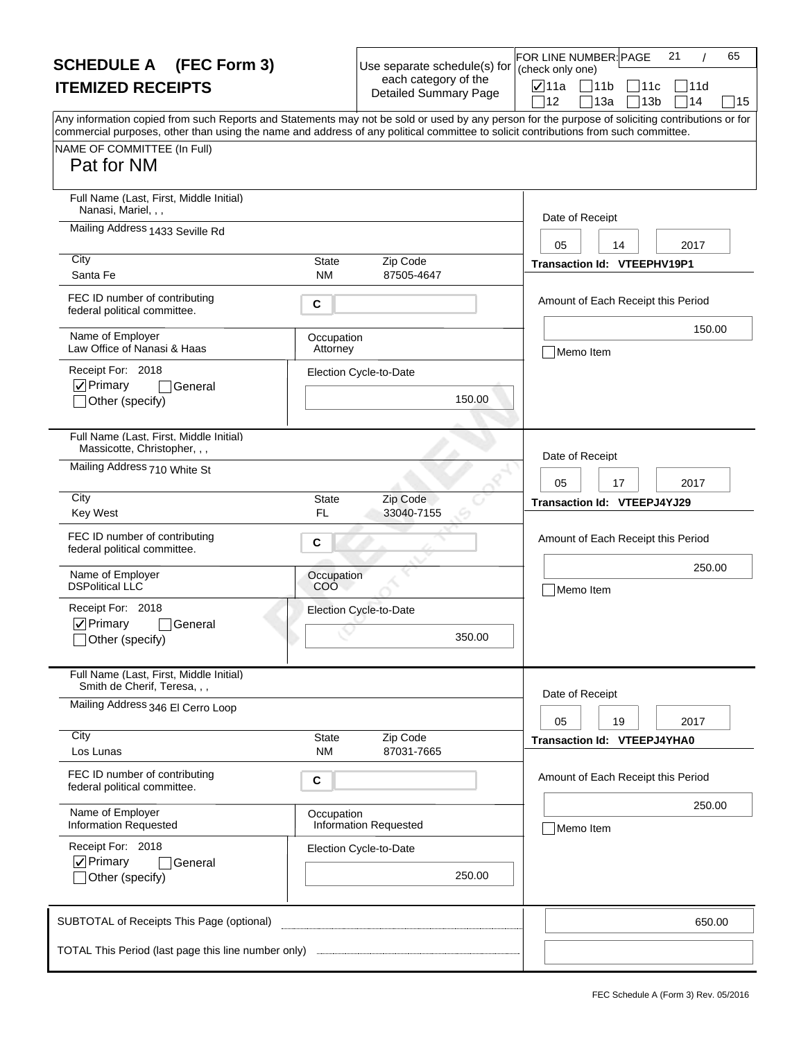# SCHEDULE A (FEC Form 3)
## ITEMIZED RECEIPTS

Use separate schedule(s) for each category of the Detailed Summary Page

FOR LINE NUMBER: (check only one)

- [x] 11a
- [ ] 11b
- [ ] 11c
- [ ] 11d
- [ ] 12
- [ ] 13a
- [ ] 13b
- [ ] 14
- [ ] 15

Any information copied from such Reports and Statements may not be sold or used by any person for the purpose of soliciting contributions or for commercial purposes, other than using the name and address of any political committee to solicit contributions from such committee.

NAME OF COMMITTEE (In Full)
Pat for NM

---

**Full Name (Last, First, Middle Initial):** Nanasi, Mariel, , ,
**Mailing Address:** 1433 Seville Rd
**City:** Santa Fe | **State:** NM | **Zip Code:** 87505-4647
**FEC ID number of contributing federal political committee.** C
**Name of Employer:** Law Office of Nanasi & Haas
**Occupation:** Attorney
**Receipt For:** 2018
- [x] Primary
- [ ] General
- [ ] Other (specify)

**Election Cycle-to-Date:** 150.00

**Date of Receipt:** 05 14 2017
**Transaction Id:** VTEEPHV19P1
**Amount of Each Receipt this Period:** 150.00
- [ ] Memo Item

---

**Full Name (Last, First, Middle Initial):** Massicotte, Christopher, , ,
**Mailing Address:** 710 White St
**City:** Key West | **State:** FL | **Zip Code:** 33040-7155
**FEC ID number of contributing federal political committee.** C
**Name of Employer:** DSPolitical LLC
**Occupation:** COO
**Receipt For:** 2018
- [x] Primary
- [ ] General
- [ ] Other (specify)

**Election Cycle-to-Date:** 350.00

**Date of Receipt:** 05 17 2017
**Transaction Id:** VTEEPJ4YJ29
**Amount of Each Receipt this Period:** 250.00
- [ ] Memo Item

---

**Full Name (Last, First, Middle Initial):** Smith de Cherif, Teresa, , ,
**Mailing Address:** 346 El Cerro Loop
**City:** Los Lunas | **State:** NM | **Zip Code:** 87031-7665
**FEC ID number of contributing federal political committee.** C
**Name of Employer:** Information Requested
**Occupation:** Information Requested
**Receipt For:** 2018
- [x] Primary
- [ ] General
- [ ] Other (specify)

**Election Cycle-to-Date:** 250.00

**Date of Receipt:** 05 19 2017
**Transaction Id:** VTEEPJ4YHA0
**Amount of Each Receipt this Period:** 250.00
- [ ] Memo Item

---

SUBTOTAL of Receipts This Page (optional): 650.00

TOTAL This Period (last page this line number only):

FEC Schedule A (Form 3) Rev. 05/2016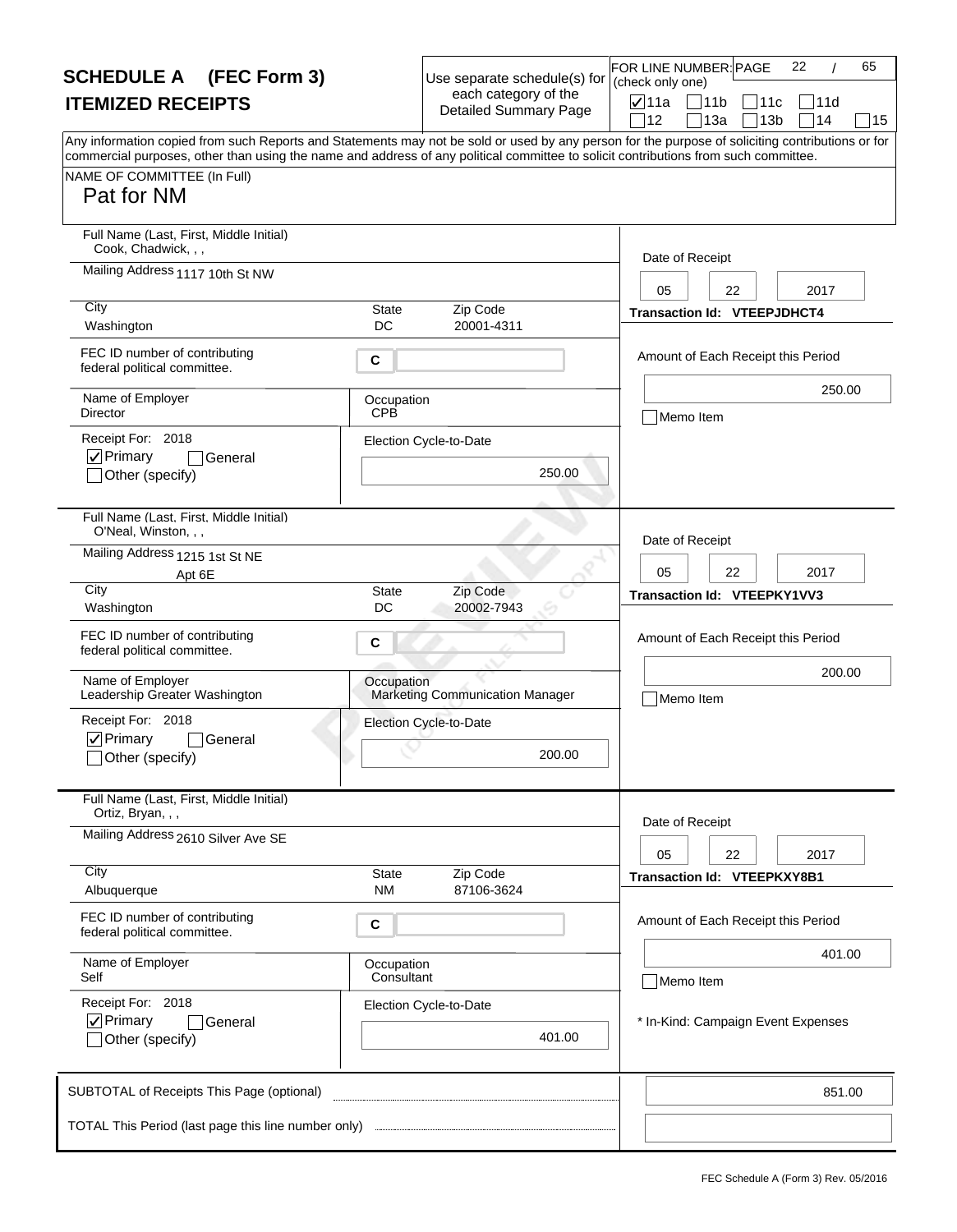# SCHEDULE A (FEC Form 3)

## ITEMIZED RECEIPTS

Use separate schedule(s) for each category of the Detailed Summary Page

FOR LINE NUMBER: (check only one)

- [x] 11a
- [ ] 11b
- [ ] 11c
- [ ] 11d
- [ ] 12
- [ ] 13a
- [ ] 13b
- [ ] 14
- [ ] 15

Any information copied from such Reports and Statements may not be sold or used by any person for the purpose of soliciting contributions or for commercial purposes, other than using the name and address of any political committee to solicit contributions from such committee.

NAME OF COMMITTEE (In Full)
Pat for NM

---

**Full Name (Last, First, Middle Initial):** Cook, Chadwick, , ,
**Mailing Address:** 1117 10th St NW
**City:** Washington **State:** DC **Zip Code:** 20001-4311
**FEC ID number of contributing federal political committee:** C
**Name of Employer:** Director
**Occupation:** CPB
**Receipt For:** 2018
- [x] Primary
- [ ] General
- [ ] Other (specify)

**Election Cycle-to-Date:** 250.00
**Date of Receipt:** 05 22 2017
**Transaction Id:** VTEEPJDHCT4
**Amount of Each Receipt this Period:** 250.00
- [ ] Memo Item

---

**Full Name (Last, First, Middle Initial):** O'Neal, Winston, , ,
**Mailing Address:** 1215 1st St NE Apt 6E
**City:** Washington **State:** DC **Zip Code:** 20002-7943
**FEC ID number of contributing federal political committee:** C
**Name of Employer:** Leadership Greater Washington
**Occupation:** Marketing Communication Manager
**Receipt For:** 2018
- [x] Primary
- [ ] General
- [ ] Other (specify)

**Election Cycle-to-Date:** 200.00
**Date of Receipt:** 05 22 2017
**Transaction Id:** VTEEPKY1VV3
**Amount of Each Receipt this Period:** 200.00
- [ ] Memo Item

---

**Full Name (Last, First, Middle Initial):** Ortiz, Bryan, , ,
**Mailing Address:** 2610 Silver Ave SE
**City:** Albuquerque **State:** NM **Zip Code:** 87106-3624
**FEC ID number of contributing federal political committee:** C
**Name of Employer:** Self
**Occupation:** Consultant
**Receipt For:** 2018
- [x] Primary
- [ ] General
- [ ] Other (specify)

**Election Cycle-to-Date:** 401.00
**Date of Receipt:** 05 22 2017
**Transaction Id:** VTEEPKXY8B1
**Amount of Each Receipt this Period:** 401.00
- [ ] Memo Item

\* In-Kind: Campaign Event Expenses

---

**SUBTOTAL of Receipts This Page (optional):** 851.00

**TOTAL This Period (last page this line number only):**

FEC Schedule A (Form 3) Rev. 05/2016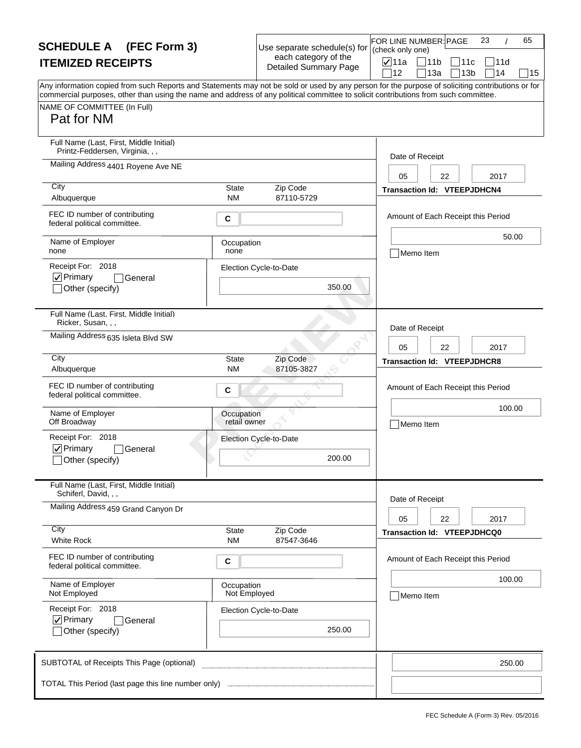# SCHEDULE A (FEC Form 3)
## ITEMIZED RECEIPTS

Use separate schedule(s) for each category of the Detailed Summary Page

FOR LINE NUMBER: (check only one)
- [x] 11a
- [ ] 11b
- [ ] 11c
- [ ] 11d
- [ ] 12
- [ ] 13a
- [ ] 13b
- [ ] 14
- [ ] 15

Any information copied from such Reports and Statements may not be sold or used by any person for the purpose of soliciting contributions or for commercial purposes, other than using the name and address of any political committee to solicit contributions from such committee.

NAME OF COMMITTEE (In Full)
Pat for NM

---

**Full Name (Last, First, Middle Initial):** Printz-Feddersen, Virginia, , ,
**Mailing Address:** 4401 Royene Ave NE
**City:** Albuquerque **State:** NM **Zip Code:** 87110-5729
**FEC ID number of contributing federal political committee:** C
**Name of Employer:** none
**Occupation:** none
**Receipt For:** 2018
- [x] Primary
- [ ] General
- [ ] Other (specify)

**Election Cycle-to-Date:** 350.00
**Date of Receipt:** 05 22 2017
**Transaction Id:** VTEEPJDHCN4
**Amount of Each Receipt this Period:** 50.00
- [ ] Memo Item

---

**Full Name (Last, First, Middle Initial):** Ricker, Susan, , ,
**Mailing Address:** 635 Isleta Blvd SW
**City:** Albuquerque **State:** NM **Zip Code:** 87105-3827
**FEC ID number of contributing federal political committee:** C
**Name of Employer:** Off Broadway
**Occupation:** retail owner
**Receipt For:** 2018
- [x] Primary
- [ ] General
- [ ] Other (specify)

**Election Cycle-to-Date:** 200.00
**Date of Receipt:** 05 22 2017
**Transaction Id:** VTEEPJDHCR8
**Amount of Each Receipt this Period:** 100.00
- [ ] Memo Item

---

**Full Name (Last, First, Middle Initial):** Schiferl, David, , ,
**Mailing Address:** 459 Grand Canyon Dr
**City:** White Rock **State:** NM **Zip Code:** 87547-3646
**FEC ID number of contributing federal political committee:** C
**Name of Employer:** Not Employed
**Occupation:** Not Employed
**Receipt For:** 2018
- [x] Primary
- [ ] General
- [ ] Other (specify)

**Election Cycle-to-Date:** 250.00
**Date of Receipt:** 05 22 2017
**Transaction Id:** VTEEPJDHCQ0
**Amount of Each Receipt this Period:** 100.00
- [ ] Memo Item

---

**SUBTOTAL of Receipts This Page (optional):** 250.00

**TOTAL This Period (last page this line number only):**

FEC Schedule A (Form 3) Rev. 05/2016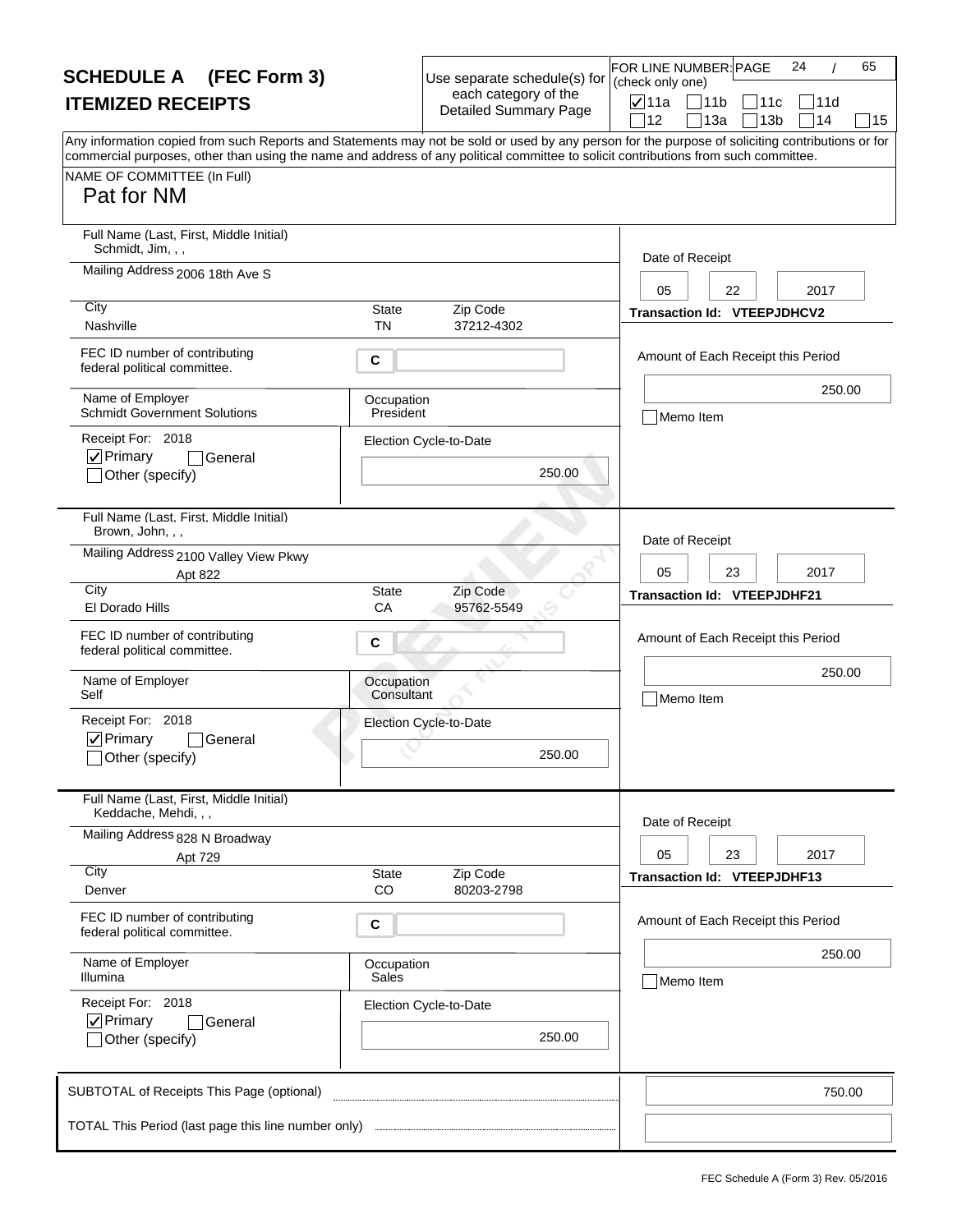# SCHEDULE A (FEC Form 3)
## ITEMIZED RECEIPTS

Use separate schedule(s) for each category of the Detailed Summary Page

FOR LINE NUMBER: (check only one)

- [x] 11a
- [ ] 11b
- [ ] 11c
- [ ] 11d
- [ ] 12
- [ ] 13a
- [ ] 13b
- [ ] 14
- [ ] 15

Any information copied from such Reports and Statements may not be sold or used by any person for the purpose of soliciting contributions or for commercial purposes, other than using the name and address of any political committee to solicit contributions from such committee.

NAME OF COMMITTEE (In Full)
Pat for NM

---

**Full Name (Last, First, Middle Initial):** Schmidt, Jim, , ,
**Mailing Address:** 2006 18th Ave S
**City:** Nashville **State:** TN **Zip Code:** 37212-4302
**FEC ID number of contributing federal political committee:** C
**Name of Employer:** Schmidt Government Solutions
**Occupation:** President
**Receipt For:** 2018
- [x] Primary
- [ ] General
- [ ] Other (specify)

**Election Cycle-to-Date:** 250.00
**Date of Receipt:** 05 22 2017
**Transaction Id:** VTEEPJDHCV2
**Amount of Each Receipt this Period:** 250.00
- [ ] Memo Item

---

**Full Name (Last, First, Middle Initial):** Brown, John, , ,
**Mailing Address:** 2100 Valley View Pkwy Apt 822
**City:** El Dorado Hills **State:** CA **Zip Code:** 95762-5549
**FEC ID number of contributing federal political committee:** C
**Name of Employer:** Self
**Occupation:** Consultant
**Receipt For:** 2018
- [x] Primary
- [ ] General
- [ ] Other (specify)

**Election Cycle-to-Date:** 250.00
**Date of Receipt:** 05 23 2017
**Transaction Id:** VTEEPJDHF21
**Amount of Each Receipt this Period:** 250.00
- [ ] Memo Item

---

**Full Name (Last, First, Middle Initial):** Keddache, Mehdi, , ,
**Mailing Address:** 828 N Broadway Apt 729
**City:** Denver **State:** CO **Zip Code:** 80203-2798
**FEC ID number of contributing federal political committee:** C
**Name of Employer:** Illumina
**Occupation:** Sales
**Receipt For:** 2018
- [x] Primary
- [ ] General
- [ ] Other (specify)

**Election Cycle-to-Date:** 250.00
**Date of Receipt:** 05 23 2017
**Transaction Id:** VTEEPJDHF13
**Amount of Each Receipt this Period:** 250.00
- [ ] Memo Item

---

SUBTOTAL of Receipts This Page (optional): 750.00

TOTAL This Period (last page this line number only):

FEC Schedule A (Form 3) Rev. 05/2016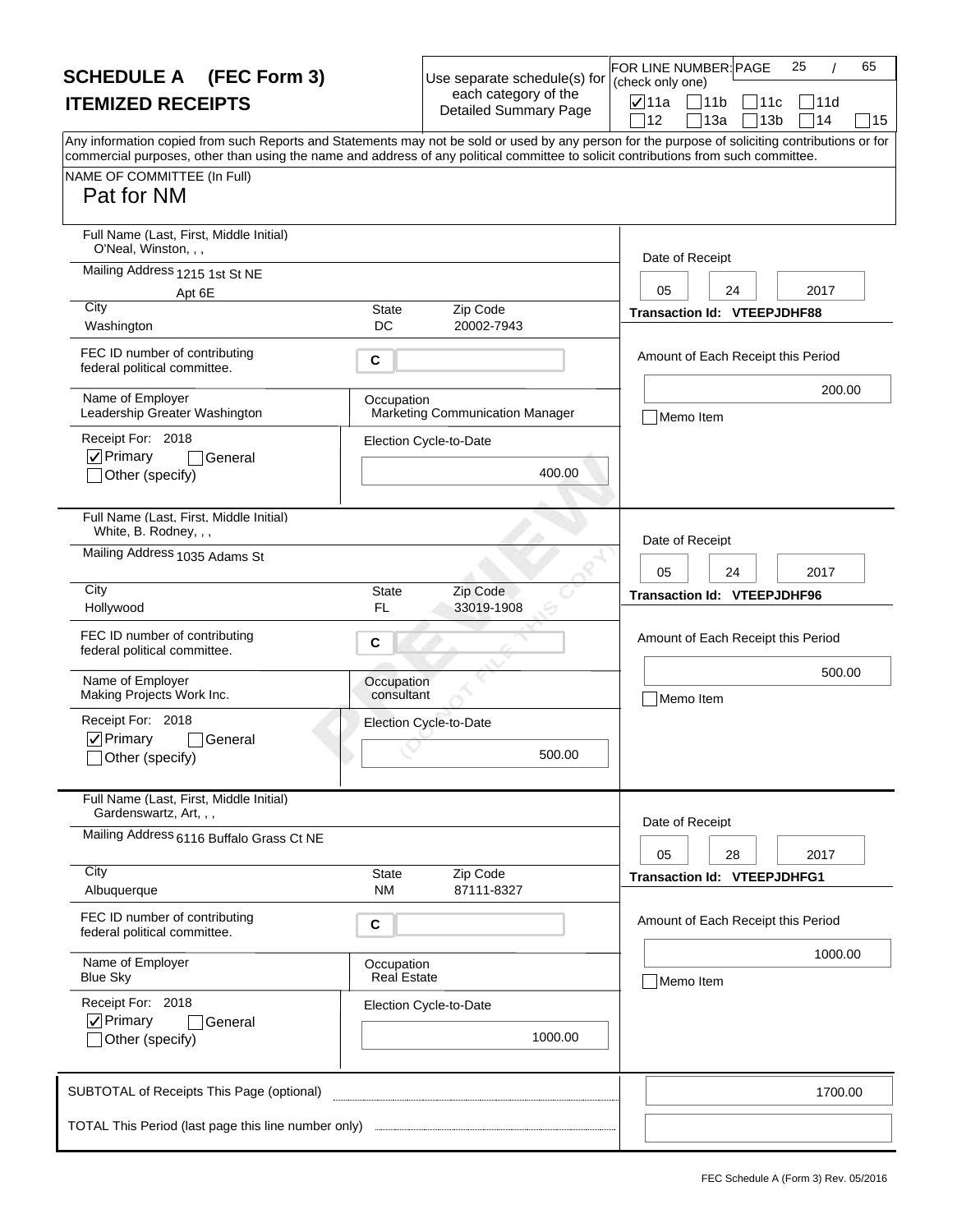# SCHEDULE A (FEC Form 3)
## ITEMIZED RECEIPTS

Use separate schedule(s) for each category of the Detailed Summary Page

FOR LINE NUMBER: (check only one)

- [x] 11a
- [ ] 11b
- [ ] 11c
- [ ] 11d
- [ ] 12
- [ ] 13a
- [ ] 13b
- [ ] 14
- [ ] 15

Any information copied from such Reports and Statements may not be sold or used by any person for the purpose of soliciting contributions or for commercial purposes, other than using the name and address of any political committee to solicit contributions from such committee.

NAME OF COMMITTEE (In Full)
Pat for NM

---

**Full Name (Last, First, Middle Initial):** O'Neal, Winston, , ,
**Mailing Address:** 1215 1st St NE, Apt 6E
**City:** Washington **State:** DC **Zip Code:** 20002-7943
**FEC ID number of contributing federal political committee:** C
**Name of Employer:** Leadership Greater Washington
**Occupation:** Marketing Communication Manager
**Receipt For:** 2018
- [x] Primary
- [ ] General
- [ ] Other (specify)

**Election Cycle-to-Date:** 400.00
**Date of Receipt:** 05 24 2017
**Transaction Id:** VTEEPJDHF88
**Amount of Each Receipt this Period:** 200.00
- [ ] Memo Item

---

**Full Name (Last, First, Middle Initial):** White, B. Rodney, , ,
**Mailing Address:** 1035 Adams St
**City:** Hollywood **State:** FL **Zip Code:** 33019-1908
**FEC ID number of contributing federal political committee:** C
**Name of Employer:** Making Projects Work Inc.
**Occupation:** consultant
**Receipt For:** 2018
- [x] Primary
- [ ] General
- [ ] Other (specify)

**Election Cycle-to-Date:** 500.00
**Date of Receipt:** 05 24 2017
**Transaction Id:** VTEEPJDHF96
**Amount of Each Receipt this Period:** 500.00
- [ ] Memo Item

---

**Full Name (Last, First, Middle Initial):** Gardenswartz, Art, , ,
**Mailing Address:** 6116 Buffalo Grass Ct NE
**City:** Albuquerque **State:** NM **Zip Code:** 87111-8327
**FEC ID number of contributing federal political committee:** C
**Name of Employer:** Blue Sky
**Occupation:** Real Estate
**Receipt For:** 2018
- [x] Primary
- [ ] General
- [ ] Other (specify)

**Election Cycle-to-Date:** 1000.00
**Date of Receipt:** 05 28 2017
**Transaction Id:** VTEEPJDHFG1
**Amount of Each Receipt this Period:** 1000.00
- [ ] Memo Item

---

**SUBTOTAL of Receipts This Page (optional):** 1700.00

**TOTAL This Period (last page this line number only):**

FEC Schedule A (Form 3) Rev. 05/2016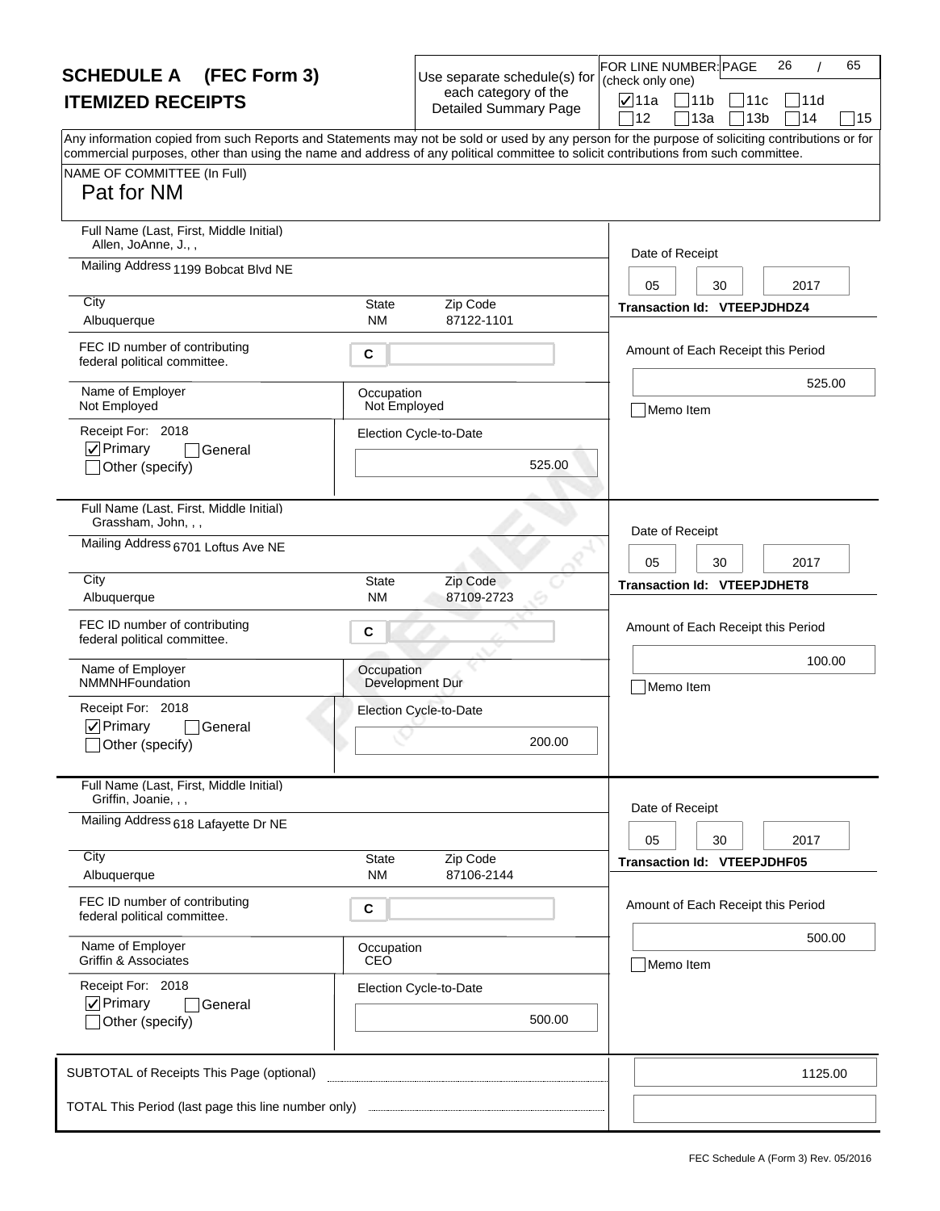# SCHEDULE A (FEC Form 3)
## ITEMIZED RECEIPTS

Use separate schedule(s) for each category of the Detailed Summary Page

FOR LINE NUMBER: (check only one)

- [x] 11a
- [ ] 11b
- [ ] 11c
- [ ] 11d
- [ ] 12
- [ ] 13a
- [ ] 13b
- [ ] 14
- [ ] 15

Any information copied from such Reports and Statements may not be sold or used by any person for the purpose of soliciting contributions or for commercial purposes, other than using the name and address of any political committee to solicit contributions from such committee.

NAME OF COMMITTEE (In Full)
Pat for NM

---

**Full Name (Last, First, Middle Initial):** Allen, JoAnne, J., ,
**Mailing Address:** 1199 Bobcat Blvd NE
**City:** Albuquerque **State:** NM **Zip Code:** 87122-1101
**FEC ID number of contributing federal political committee:** C
**Name of Employer:** Not Employed
**Occupation:** Not Employed
**Receipt For:** 2018
- [x] Primary
- [ ] General
- [ ] Other (specify)

**Election Cycle-to-Date:** 525.00

**Date of Receipt:** 05 30 2017
**Transaction Id:** VTEEPJDHDZ4
**Amount of Each Receipt this Period:** 525.00
- [ ] Memo Item

---

**Full Name (Last, First, Middle Initial):** Grassham, John, , ,
**Mailing Address:** 6701 Loftus Ave NE
**City:** Albuquerque **State:** NM **Zip Code:** 87109-2723
**FEC ID number of contributing federal political committee:** C
**Name of Employer:** NMMNHFoundation
**Occupation:** Development Dur
**Receipt For:** 2018
- [x] Primary
- [ ] General
- [ ] Other (specify)

**Election Cycle-to-Date:** 200.00

**Date of Receipt:** 05 30 2017
**Transaction Id:** VTEEPJDHET8
**Amount of Each Receipt this Period:** 100.00
- [ ] Memo Item

---

**Full Name (Last, First, Middle Initial):** Griffin, Joanie, , ,
**Mailing Address:** 618 Lafayette Dr NE
**City:** Albuquerque **State:** NM **Zip Code:** 87106-2144
**FEC ID number of contributing federal political committee:** C
**Name of Employer:** Griffin & Associates
**Occupation:** CEO
**Receipt For:** 2018
- [x] Primary
- [ ] General
- [ ] Other (specify)

**Election Cycle-to-Date:** 500.00

**Date of Receipt:** 05 30 2017
**Transaction Id:** VTEEPJDHF05
**Amount of Each Receipt this Period:** 500.00
- [ ] Memo Item

---

**SUBTOTAL of Receipts This Page (optional):** 1125.00

**TOTAL This Period (last page this line number only):**

FEC Schedule A (Form 3) Rev. 05/2016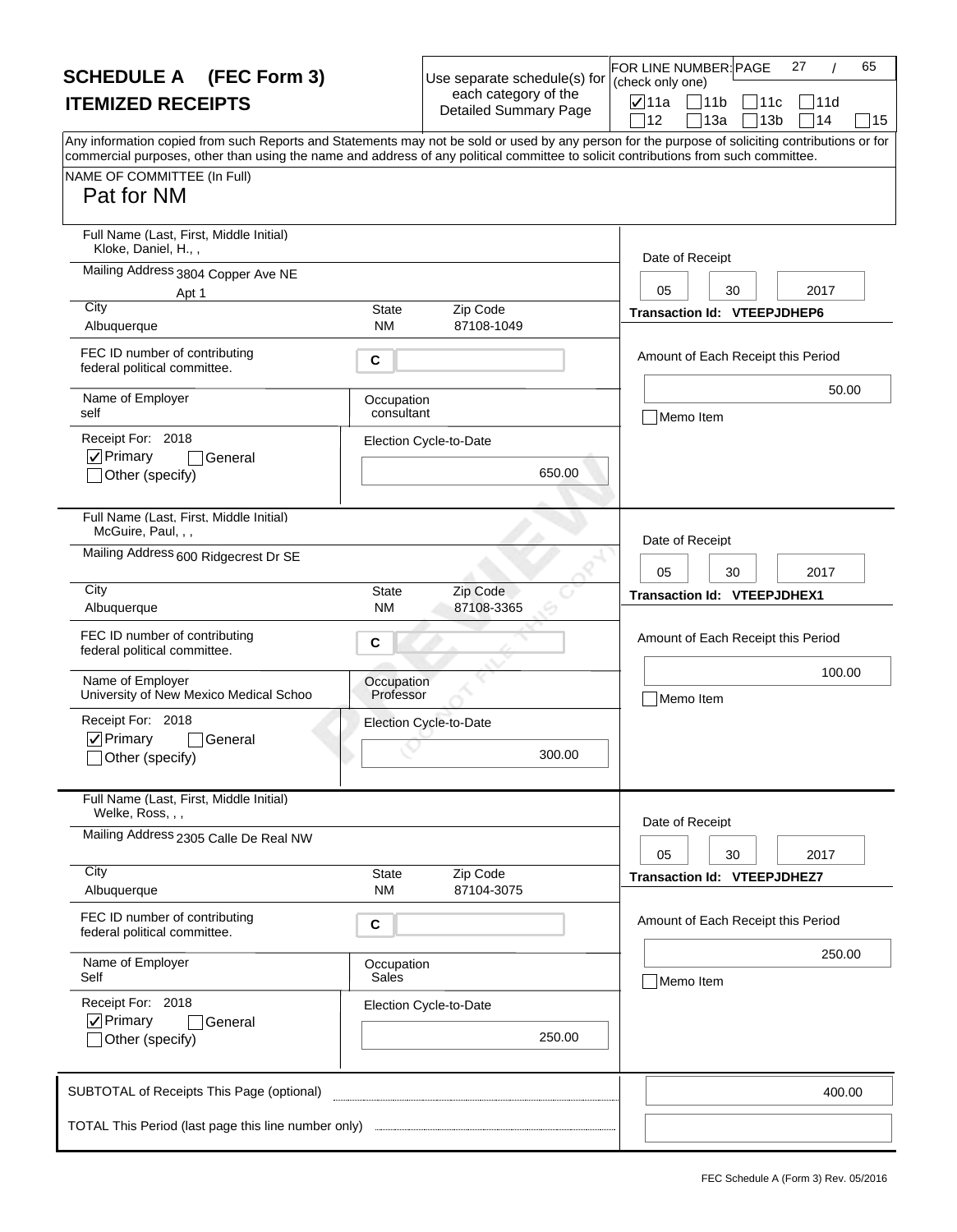# SCHEDULE A (FEC Form 3)
## ITEMIZED RECEIPTS

Use separate schedule(s) for each category of the Detailed Summary Page

FOR LINE NUMBER: (check only one)

☑ 11a ☐ 11b ☐ 11c ☐ 11d ☐ 12 ☐ 13a ☐ 13b ☐ 14 ☐ 15

Any information copied from such Reports and Statements may not be sold or used by any person for the purpose of soliciting contributions or for commercial purposes, other than using the name and address of any political committee to solicit contributions from such committee.

NAME OF COMMITTEE (In Full)
Pat for NM

---

**Full Name (Last, First, Middle Initial):** Kloke, Daniel, H., ,
**Mailing Address:** 3804 Copper Ave NE, Apt 1
**City:** Albuquerque **State:** NM **Zip Code:** 87108-1049
**FEC ID number of contributing federal political committee:** C
**Name of Employer:** self
**Occupation:** consultant
**Receipt For:** 2018 ☑ Primary ☐ General ☐ Other (specify)
**Election Cycle-to-Date:** 650.00
**Date of Receipt:** 05 30 2017
**Transaction Id:** VTEEPJDHEP6
**Amount of Each Receipt this Period:** 50.00
☐ Memo Item

---

**Full Name (Last, First, Middle Initial):** McGuire, Paul, , ,
**Mailing Address:** 600 Ridgecrest Dr SE
**City:** Albuquerque **State:** NM **Zip Code:** 87108-3365
**FEC ID number of contributing federal political committee:** C
**Name of Employer:** University of New Mexico Medical Schoo
**Occupation:** Professor
**Receipt For:** 2018 ☑ Primary ☐ General ☐ Other (specify)
**Election Cycle-to-Date:** 300.00
**Date of Receipt:** 05 30 2017
**Transaction Id:** VTEEPJDHEX1
**Amount of Each Receipt this Period:** 100.00
☐ Memo Item

---

**Full Name (Last, First, Middle Initial):** Welke, Ross, , ,
**Mailing Address:** 2305 Calle De Real NW
**City:** Albuquerque **State:** NM **Zip Code:** 87104-3075
**FEC ID number of contributing federal political committee:** C
**Name of Employer:** Self
**Occupation:** Sales
**Receipt For:** 2018 ☑ Primary ☐ General ☐ Other (specify)
**Election Cycle-to-Date:** 250.00
**Date of Receipt:** 05 30 2017
**Transaction Id:** VTEEPJDHEZ7
**Amount of Each Receipt this Period:** 250.00
☐ Memo Item

---

**SUBTOTAL of Receipts This Page (optional):** 400.00

**TOTAL This Period (last page this line number only):**

FEC Schedule A (Form 3) Rev. 05/2016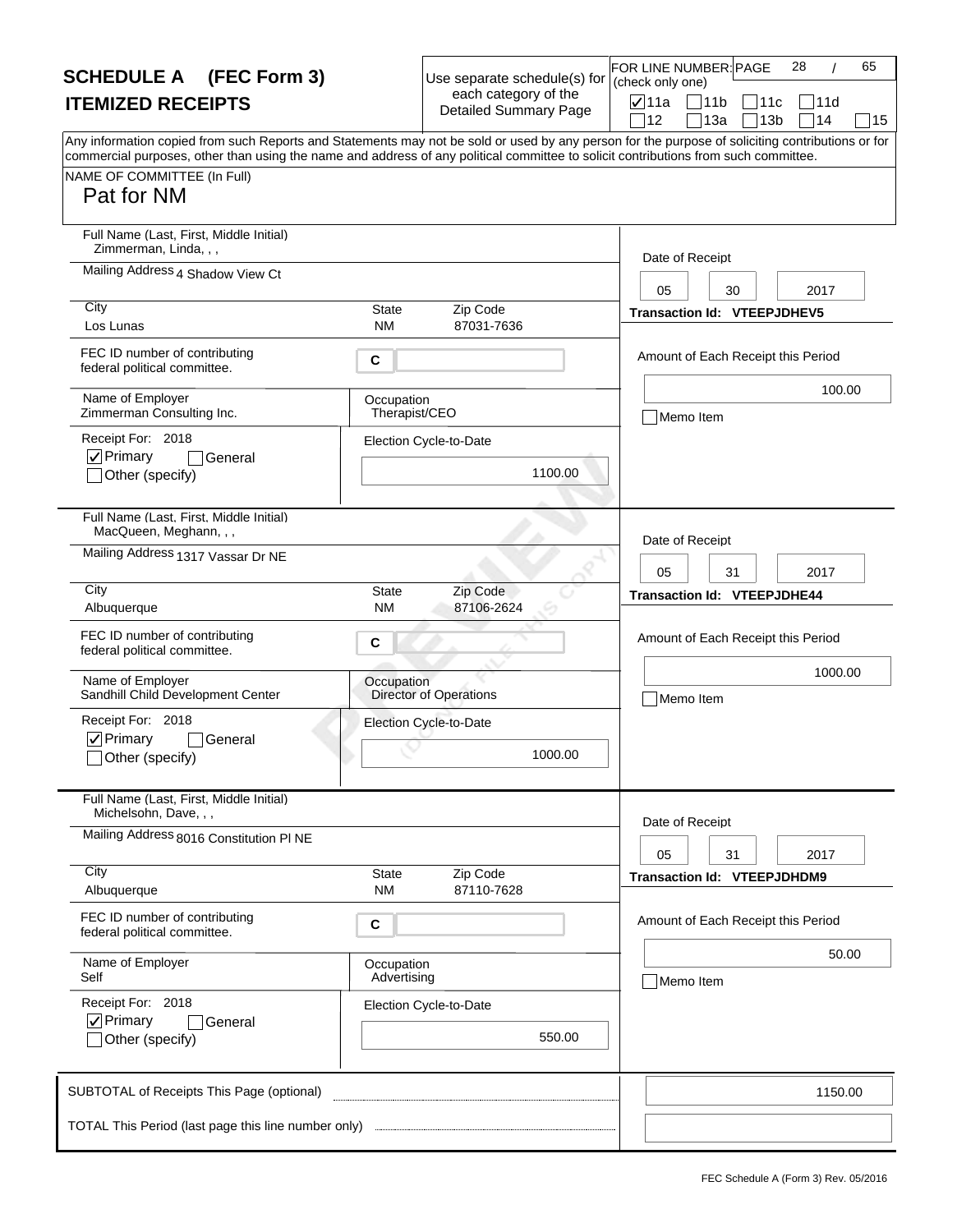# SCHEDULE A (FEC Form 3)
## ITEMIZED RECEIPTS

Use separate schedule(s) for each category of the Detailed Summary Page

FOR LINE NUMBER: (check only one)

- [x] 11a
- [ ] 11b
- [ ] 11c
- [ ] 11d
- [ ] 12
- [ ] 13a
- [ ] 13b
- [ ] 14
- [ ] 15

Any information copied from such Reports and Statements may not be sold or used by any person for the purpose of soliciting contributions or for commercial purposes, other than using the name and address of any political committee to solicit contributions from such committee.

NAME OF COMMITTEE (In Full)
Pat for NM

---

**Full Name (Last, First, Middle Initial):** Zimmerman, Linda, , ,
**Mailing Address:** 4 Shadow View Ct
**City:** Los Lunas **State:** NM **Zip Code:** 87031-7636
**FEC ID number of contributing federal political committee.** C
**Name of Employer:** Zimmerman Consulting Inc.
**Occupation:** Therapist/CEO
**Receipt For:** 2018
- [x] Primary
- [ ] General
- [ ] Other (specify)

**Election Cycle-to-Date:** 1100.00

**Date of Receipt:** 05 30 2017
**Transaction Id:** VTEEPJDHEV5
**Amount of Each Receipt this Period:** 100.00
- [ ] Memo Item

---

**Full Name (Last, First, Middle Initial):** MacQueen, Meghann, , ,
**Mailing Address:** 1317 Vassar Dr NE
**City:** Albuquerque **State:** NM **Zip Code:** 87106-2624
**FEC ID number of contributing federal political committee.** C
**Name of Employer:** Sandhill Child Development Center
**Occupation:** Director of Operations
**Receipt For:** 2018
- [x] Primary
- [ ] General
- [ ] Other (specify)

**Election Cycle-to-Date:** 1000.00

**Date of Receipt:** 05 31 2017
**Transaction Id:** VTEEPJDHE44
**Amount of Each Receipt this Period:** 1000.00
- [ ] Memo Item

---

**Full Name (Last, First, Middle Initial):** Michelsohn, Dave, , ,
**Mailing Address:** 8016 Constitution Pl NE
**City:** Albuquerque **State:** NM **Zip Code:** 87110-7628
**FEC ID number of contributing federal political committee.** C
**Name of Employer:** Self
**Occupation:** Advertising
**Receipt For:** 2018
- [x] Primary
- [ ] General
- [ ] Other (specify)

**Election Cycle-to-Date:** 550.00

**Date of Receipt:** 05 31 2017
**Transaction Id:** VTEEPJDHDM9
**Amount of Each Receipt this Period:** 50.00
- [ ] Memo Item

---

**SUBTOTAL of Receipts This Page (optional):** 1150.00

**TOTAL This Period (last page this line number only):**

FEC Schedule A (Form 3) Rev. 05/2016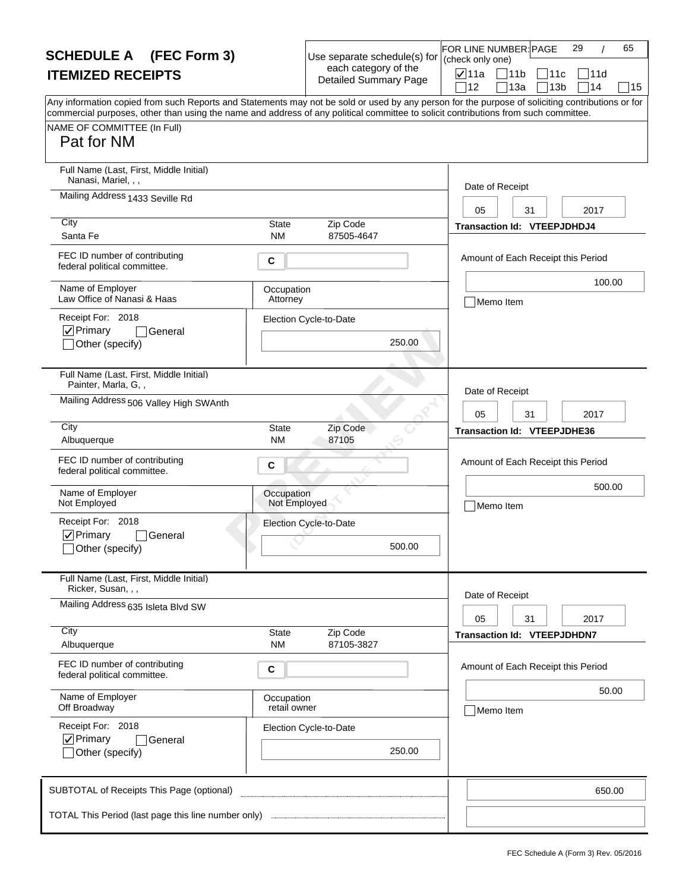# SCHEDULE A (FEC Form 3)
## ITEMIZED RECEIPTS

Use separate schedule(s) for each category of the Detailed Summary Page

FOR LINE NUMBER: (check only one)

- [x] 11a
- [ ] 11b
- [ ] 11c
- [ ] 11d
- [ ] 12
- [ ] 13a
- [ ] 13b
- [ ] 14
- [ ] 15

Any information copied from such Reports and Statements may not be sold or used by any person for the purpose of soliciting contributions or for commercial purposes, other than using the name and address of any political committee to solicit contributions from such committee.

NAME OF COMMITTEE (In Full)
Pat for NM

---

**Full Name (Last, First, Middle Initial):** Nanasi, Mariel, , ,
**Mailing Address:** 1433 Seville Rd
**City:** Santa Fe **State:** NM **Zip Code:** 87505-4647
**FEC ID number of contributing federal political committee:** C
**Name of Employer:** Law Office of Nanasi & Haas
**Occupation:** Attorney
**Receipt For:** 2018
- [x] Primary
- [ ] General
- [ ] Other (specify)

**Election Cycle-to-Date:** 250.00

**Date of Receipt:** 05 31 2017
**Transaction Id:** VTEEPJDHDJ4
**Amount of Each Receipt this Period:** 100.00
- [ ] Memo Item

---

**Full Name (Last, First, Middle Initial):** Painter, Marla, G, ,
**Mailing Address:** 506 Valley High SWAnth
**City:** Albuquerque **State:** NM **Zip Code:** 87105
**FEC ID number of contributing federal political committee:** C
**Name of Employer:** Not Employed
**Occupation:** Not Employed
**Receipt For:** 2018
- [x] Primary
- [ ] General
- [ ] Other (specify)

**Election Cycle-to-Date:** 500.00

**Date of Receipt:** 05 31 2017
**Transaction Id:** VTEEPJDHE36
**Amount of Each Receipt this Period:** 500.00
- [ ] Memo Item

---

**Full Name (Last, First, Middle Initial):** Ricker, Susan, , ,
**Mailing Address:** 635 Isleta Blvd SW
**City:** Albuquerque **State:** NM **Zip Code:** 87105-3827
**FEC ID number of contributing federal political committee:** C
**Name of Employer:** Off Broadway
**Occupation:** retail owner
**Receipt For:** 2018
- [x] Primary
- [ ] General
- [ ] Other (specify)

**Election Cycle-to-Date:** 250.00

**Date of Receipt:** 05 31 2017
**Transaction Id:** VTEEPJDHDN7
**Amount of Each Receipt this Period:** 50.00
- [ ] Memo Item

---

**SUBTOTAL of Receipts This Page (optional):** 650.00

**TOTAL This Period (last page this line number only):**

FEC Schedule A (Form 3) Rev. 05/2016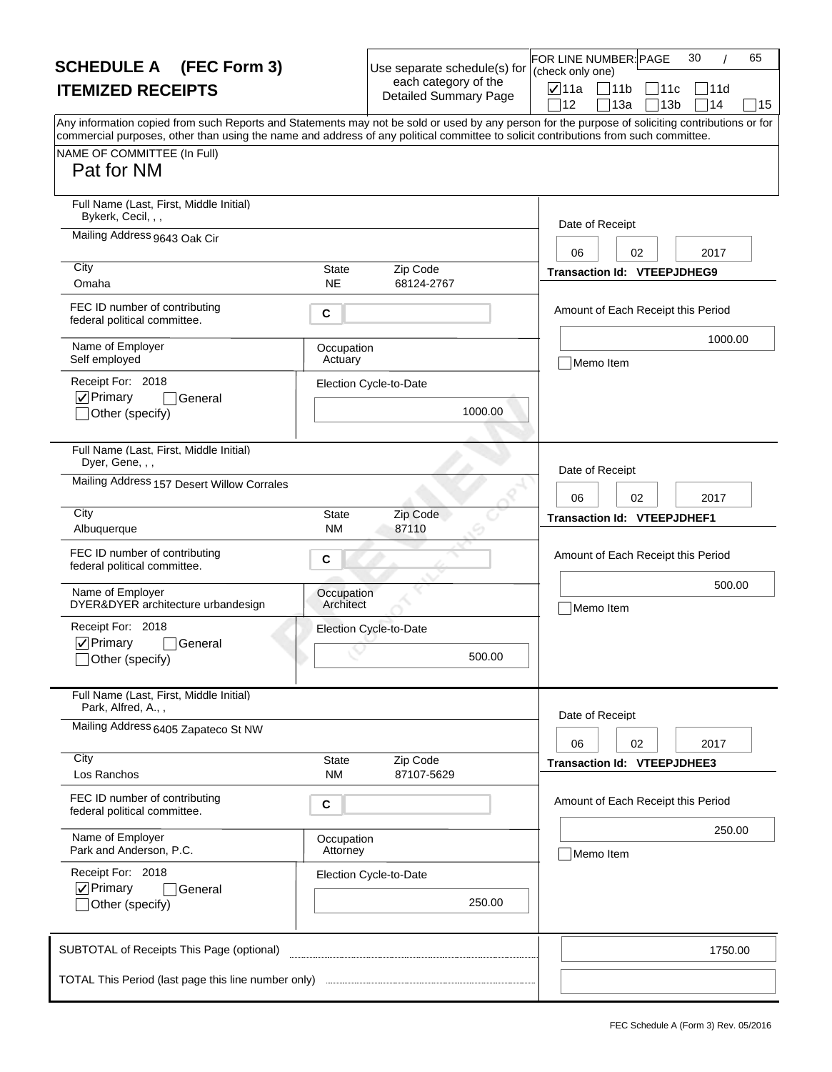# SCHEDULE A (FEC Form 3)
## ITEMIZED RECEIPTS

Use separate schedule(s) for each category of the Detailed Summary Page

FOR LINE NUMBER: (check only one)

- [x] 11a
- [ ] 11b
- [ ] 11c
- [ ] 11d
- [ ] 12
- [ ] 13a
- [ ] 13b
- [ ] 14
- [ ] 15

Any information copied from such Reports and Statements may not be sold or used by any person for the purpose of soliciting contributions or for commercial purposes, other than using the name and address of any political committee to solicit contributions from such committee.

NAME OF COMMITTEE (In Full)
Pat for NM

---

**Full Name (Last, First, Middle Initial):** Bykerk, Cecil, , ,
**Mailing Address:** 9643 Oak Cir
**City:** Omaha **State:** NE **Zip Code:** 68124-2767
**FEC ID number of contributing federal political committee:** C
**Name of Employer:** Self employed
**Occupation:** Actuary
**Receipt For:** 2018
- [x] Primary
- [ ] General
- [ ] Other (specify)

**Election Cycle-to-Date:** 1000.00

**Date of Receipt:** 06 02 2017
**Transaction Id:** VTEEPJDHEG9
**Amount of Each Receipt this Period:** 1000.00
- [ ] Memo Item

---

**Full Name (Last, First, Middle Initial):** Dyer, Gene, , ,
**Mailing Address:** 157 Desert Willow Corrales
**City:** Albuquerque **State:** NM **Zip Code:** 87110
**FEC ID number of contributing federal political committee:** C
**Name of Employer:** DYER&DYER architecture urbandesign
**Occupation:** Architect
**Receipt For:** 2018
- [x] Primary
- [ ] General
- [ ] Other (specify)

**Election Cycle-to-Date:** 500.00

**Date of Receipt:** 06 02 2017
**Transaction Id:** VTEEPJDHEF1
**Amount of Each Receipt this Period:** 500.00
- [ ] Memo Item

---

**Full Name (Last, First, Middle Initial):** Park, Alfred, A., ,
**Mailing Address:** 6405 Zapateco St NW
**City:** Los Ranchos **State:** NM **Zip Code:** 87107-5629
**FEC ID number of contributing federal political committee:** C
**Name of Employer:** Park and Anderson, P.C.
**Occupation:** Attorney
**Receipt For:** 2018
- [x] Primary
- [ ] General
- [ ] Other (specify)

**Election Cycle-to-Date:** 250.00

**Date of Receipt:** 06 02 2017
**Transaction Id:** VTEEPJDHEE3
**Amount of Each Receipt this Period:** 250.00
- [ ] Memo Item

---

SUBTOTAL of Receipts This Page (optional): 1750.00

TOTAL This Period (last page this line number only):

FEC Schedule A (Form 3) Rev. 05/2016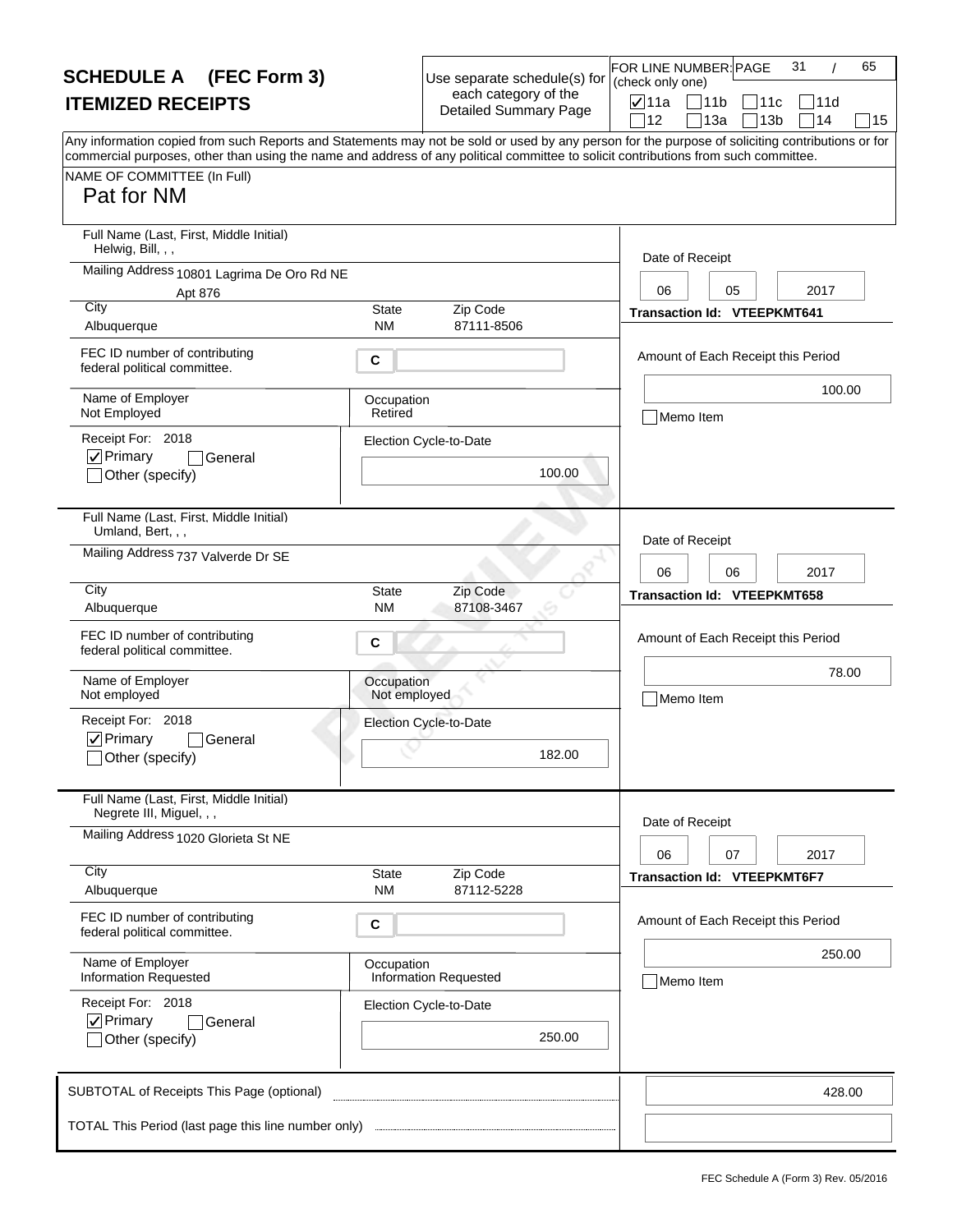# SCHEDULE A (FEC Form 3)
## ITEMIZED RECEIPTS

Use separate schedule(s) for each category of the Detailed Summary Page

FOR LINE NUMBER: (check only one)

- [x] 11a
- [ ] 11b
- [ ] 11c
- [ ] 11d
- [ ] 12
- [ ] 13a
- [ ] 13b
- [ ] 14
- [ ] 15

Any information copied from such Reports and Statements may not be sold or used by any person for the purpose of soliciting contributions or for commercial purposes, other than using the name and address of any political committee to solicit contributions from such committee.

NAME OF COMMITTEE (In Full)
Pat for NM

---

**Full Name (Last, First, Middle Initial):** Helwig, Bill, , ,
**Mailing Address:** 10801 Lagrima De Oro Rd NE Apt 876
**City:** Albuquerque **State:** NM **Zip Code:** 87111-8506
**FEC ID number of contributing federal political committee.:** C
**Name of Employer:** Not Employed
**Occupation:** Retired
**Receipt For:** 2018
- [x] Primary
- [ ] General
- [ ] Other (specify)

**Election Cycle-to-Date:** 100.00
**Date of Receipt:** 06 05 2017
**Transaction Id:** VTEEPKMT641
**Amount of Each Receipt this Period:** 100.00
- [ ] Memo Item

---

**Full Name (Last, First, Middle Initial):** Umland, Bert, , ,
**Mailing Address:** 737 Valverde Dr SE
**City:** Albuquerque **State:** NM **Zip Code:** 87108-3467
**FEC ID number of contributing federal political committee.:** C
**Name of Employer:** Not employed
**Occupation:** Not employed
**Receipt For:** 2018
- [x] Primary
- [ ] General
- [ ] Other (specify)

**Election Cycle-to-Date:** 182.00
**Date of Receipt:** 06 06 2017
**Transaction Id:** VTEEPKMT658
**Amount of Each Receipt this Period:** 78.00
- [ ] Memo Item

---

**Full Name (Last, First, Middle Initial):** Negrete III, Miguel, , ,
**Mailing Address:** 1020 Glorieta St NE
**City:** Albuquerque **State:** NM **Zip Code:** 87112-5228
**FEC ID number of contributing federal political committee.:** C
**Name of Employer:** Information Requested
**Occupation:** Information Requested
**Receipt For:** 2018
- [x] Primary
- [ ] General
- [ ] Other (specify)

**Election Cycle-to-Date:** 250.00
**Date of Receipt:** 06 07 2017
**Transaction Id:** VTEEPKMT6F7
**Amount of Each Receipt this Period:** 250.00
- [ ] Memo Item

---

SUBTOTAL of Receipts This Page (optional): 428.00

TOTAL This Period (last page this line number only):

FEC Schedule A (Form 3) Rev. 05/2016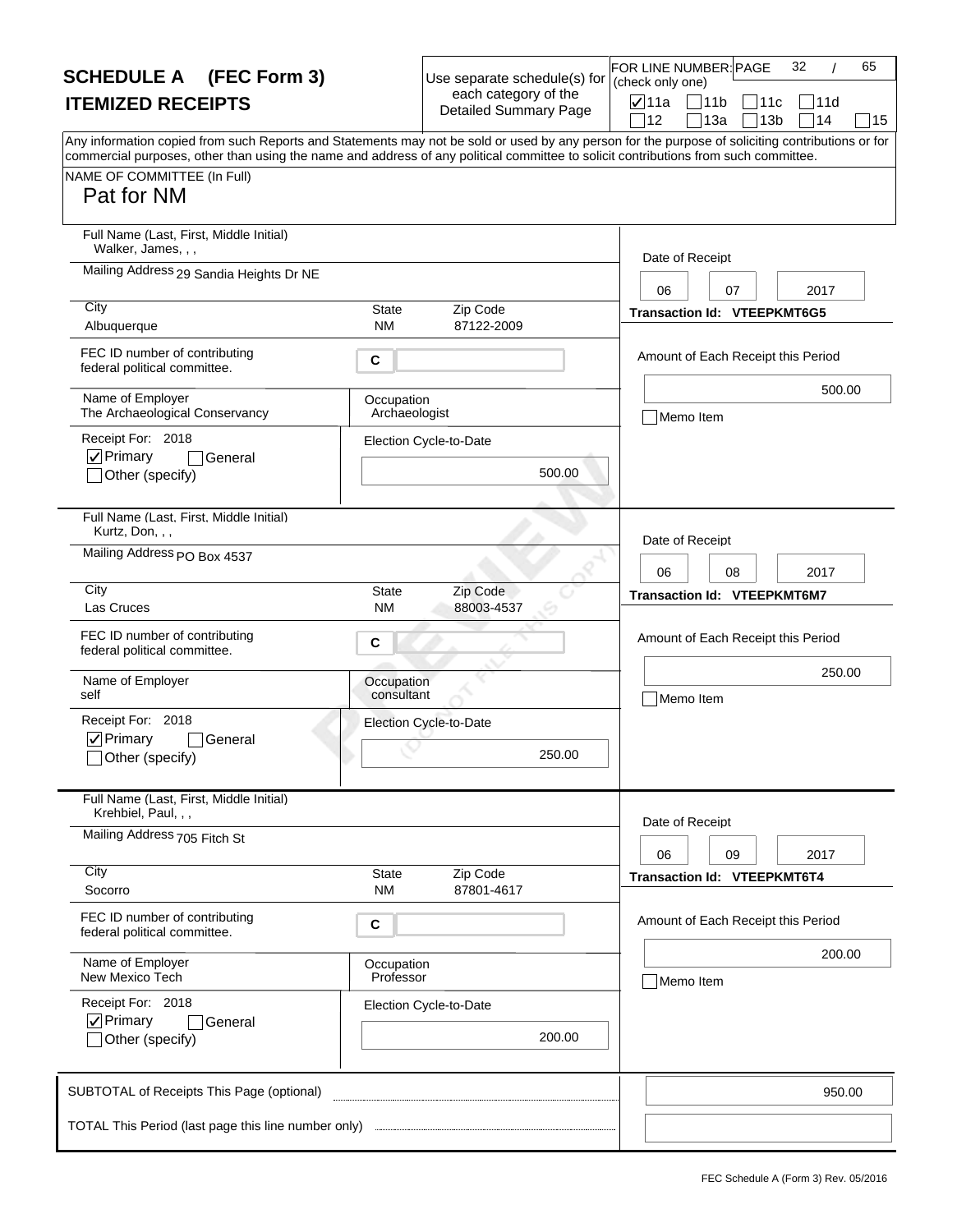# SCHEDULE A (FEC Form 3)

## ITEMIZED RECEIPTS

Use separate schedule(s) for each category of the Detailed Summary Page

FOR LINE NUMBER: (check only one)

- [x] 11a
- [ ] 11b
- [ ] 11c
- [ ] 11d
- [ ] 12
- [ ] 13a
- [ ] 13b
- [ ] 14
- [ ] 15

Any information copied from such Reports and Statements may not be sold or used by any person for the purpose of soliciting contributions or for commercial purposes, other than using the name and address of any political committee to solicit contributions from such committee.

NAME OF COMMITTEE (In Full)

Pat for NM

---

Full Name (Last, First, Middle Initial): Walker, James, , ,

Mailing Address: 29 Sandia Heights Dr NE

City: Albuquerque | State: NM | Zip Code: 87122-2009

FEC ID number of contributing federal political committee: C

Name of Employer: The Archaeological Conservancy

Occupation: Archaeologist

Receipt For: 2018

- [x] Primary
- [ ] General
- [ ] Other (specify)

Election Cycle-to-Date: 500.00

Date of Receipt: 06 07 2017

Transaction Id: VTEEPKMT6G5

Amount of Each Receipt this Period: 500.00

- [ ] Memo Item

---

Full Name (Last, First, Middle Initial): Kurtz, Don, , ,

Mailing Address: PO Box 4537

City: Las Cruces | State: NM | Zip Code: 88003-4537

FEC ID number of contributing federal political committee: C

Name of Employer: self

Occupation: consultant

Receipt For: 2018

- [x] Primary
- [ ] General
- [ ] Other (specify)

Election Cycle-to-Date: 250.00

Date of Receipt: 06 08 2017

Transaction Id: VTEEPKMT6M7

Amount of Each Receipt this Period: 250.00

- [ ] Memo Item

---

Full Name (Last, First, Middle Initial): Krehbiel, Paul, , ,

Mailing Address: 705 Fitch St

City: Socorro | State: NM | Zip Code: 87801-4617

FEC ID number of contributing federal political committee: C

Name of Employer: New Mexico Tech

Occupation: Professor

Receipt For: 2018

- [x] Primary
- [ ] General
- [ ] Other (specify)

Election Cycle-to-Date: 200.00

Date of Receipt: 06 09 2017

Transaction Id: VTEEPKMT6T4

Amount of Each Receipt this Period: 200.00

- [ ] Memo Item

---

SUBTOTAL of Receipts This Page (optional): 950.00

TOTAL This Period (last page this line number only):

FEC Schedule A (Form 3) Rev. 05/2016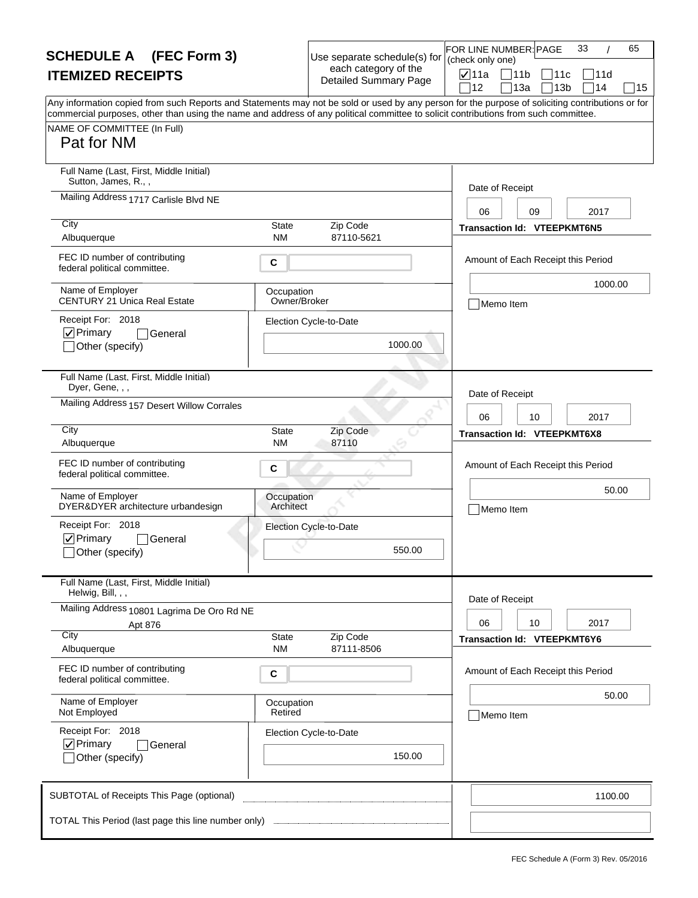# SCHEDULE A (FEC Form 3)

## ITEMIZED RECEIPTS

Use separate schedule(s) for each category of the Detailed Summary Page

FOR LINE NUMBER: (check only one)

- [x] 11a
- [ ] 11b
- [ ] 11c
- [ ] 11d
- [ ] 12
- [ ] 13a
- [ ] 13b
- [ ] 14
- [ ] 15

Any information copied from such Reports and Statements may not be sold or used by any person for the purpose of soliciting contributions or for commercial purposes, other than using the name and address of any political committee to solicit contributions from such committee.

NAME OF COMMITTEE (In Full)

Pat for NM

---

**Full Name (Last, First, Middle Initial):** Sutton, James, R., ,

**Mailing Address:** 1717 Carlisle Blvd NE

**City:** Albuquerque | **State:** NM | **Zip Code:** 87110-5621

**FEC ID number of contributing federal political committee.** C

**Name of Employer:** CENTURY 21 Unica Real Estate

**Occupation:** Owner/Broker

**Receipt For:** 2018

- [x] Primary
- [ ] General
- [ ] Other (specify)

**Election Cycle-to-Date:** 1000.00

**Date of Receipt:** 06 09 2017

**Transaction Id:** VTEEPKMT6N5

**Amount of Each Receipt this Period:** 1000.00

- [ ] Memo Item

---

**Full Name (Last, First, Middle Initial):** Dyer, Gene, , ,

**Mailing Address:** 157 Desert Willow Corrales

**City:** Albuquerque | **State:** NM | **Zip Code:** 87110

**FEC ID number of contributing federal political committee.** C

**Name of Employer:** DYER&DYER architecture urbandesign

**Occupation:** Architect

**Receipt For:** 2018

- [x] Primary
- [ ] General
- [ ] Other (specify)

**Election Cycle-to-Date:** 550.00

**Date of Receipt:** 06 10 2017

**Transaction Id:** VTEEPKMT6X8

**Amount of Each Receipt this Period:** 50.00

- [ ] Memo Item

---

**Full Name (Last, First, Middle Initial):** Helwig, Bill, , ,

**Mailing Address:** 10801 Lagrima De Oro Rd NE Apt 876

**City:** Albuquerque | **State:** NM | **Zip Code:** 87111-8506

**FEC ID number of contributing federal political committee.** C

**Name of Employer:** Not Employed

**Occupation:** Retired

**Receipt For:** 2018

- [x] Primary
- [ ] General
- [ ] Other (specify)

**Election Cycle-to-Date:** 150.00

**Date of Receipt:** 06 10 2017

**Transaction Id:** VTEEPKMT6Y6

**Amount of Each Receipt this Period:** 50.00

- [ ] Memo Item

---

**SUBTOTAL of Receipts This Page (optional):** 1100.00

**TOTAL This Period (last page this line number only):**

FEC Schedule A (Form 3) Rev. 05/2016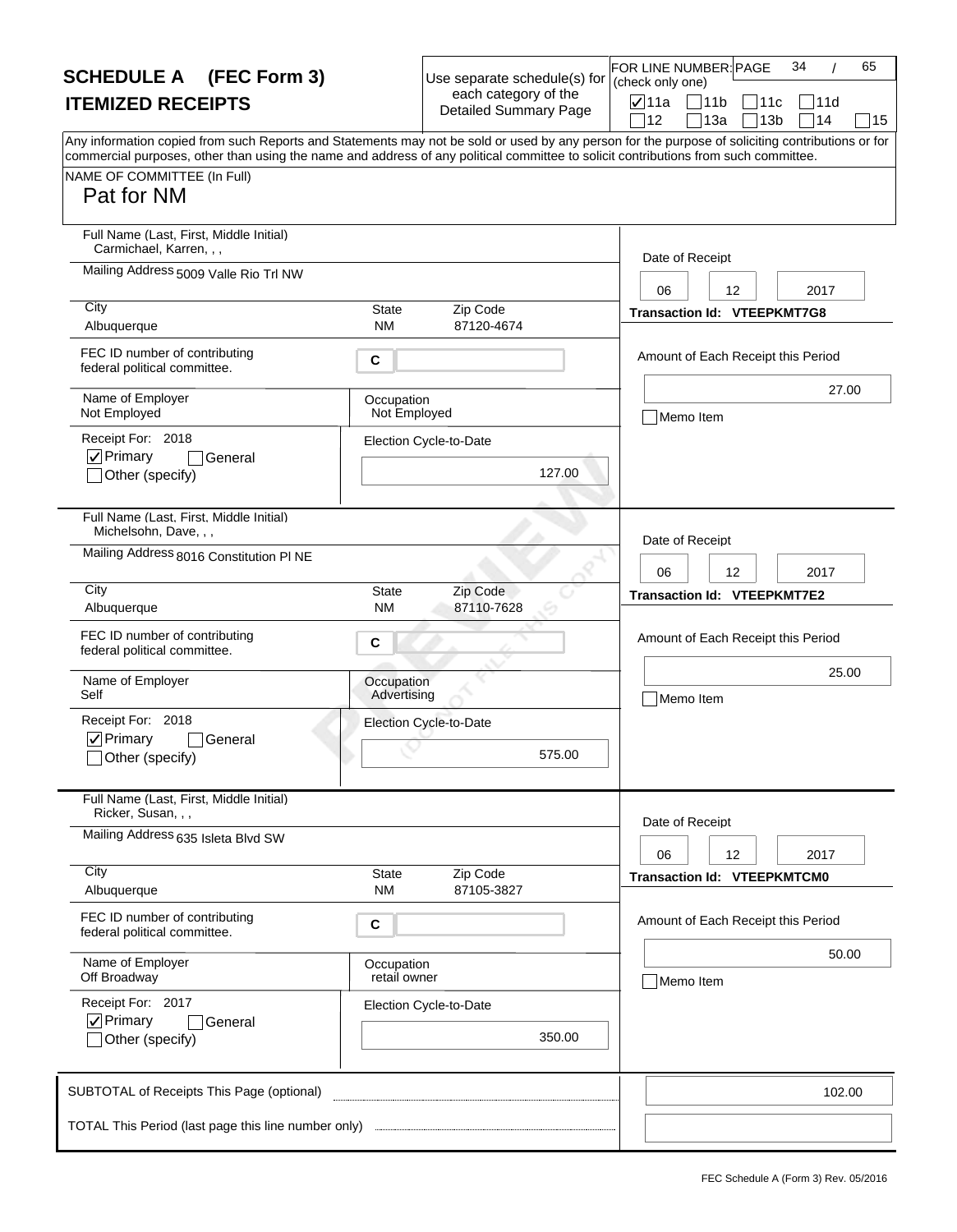# SCHEDULE A (FEC Form 3)
## ITEMIZED RECEIPTS

Use separate schedule(s) for each category of the Detailed Summary Page

FOR LINE NUMBER: (check only one)
☑ 11a ☐ 11b ☐ 11c ☐ 11d ☐ 12 ☐ 13a ☐ 13b ☐ 14 ☐ 15

Any information copied from such Reports and Statements may not be sold or used by any person for the purpose of soliciting contributions or for commercial purposes, other than using the name and address of any political committee to solicit contributions from such committee.

NAME OF COMMITTEE (In Full)
Pat for NM

---

**Full Name (Last, First, Middle Initial):** Carmichael, Karren, , ,
**Mailing Address:** 5009 Valle Rio Trl NW
**City:** Albuquerque **State:** NM **Zip Code:** 87120-4674
**FEC ID number of contributing federal political committee:** C
**Name of Employer:** Not Employed
**Occupation:** Not Employed
**Receipt For:** 2018 ☑ Primary ☐ General ☐ Other (specify)
**Election Cycle-to-Date:** 127.00
**Date of Receipt:** 06 12 2017
**Transaction Id:** VTEEPKMT7G8
**Amount of Each Receipt this Period:** 27.00
☐ Memo Item

---

**Full Name (Last, First, Middle Initial):** Michelsohn, Dave, , ,
**Mailing Address:** 8016 Constitution Pl NE
**City:** Albuquerque **State:** NM **Zip Code:** 87110-7628
**FEC ID number of contributing federal political committee:** C
**Name of Employer:** Self
**Occupation:** Advertising
**Receipt For:** 2018 ☑ Primary ☐ General ☐ Other (specify)
**Election Cycle-to-Date:** 575.00
**Date of Receipt:** 06 12 2017
**Transaction Id:** VTEEPKMT7E2
**Amount of Each Receipt this Period:** 25.00
☐ Memo Item

---

**Full Name (Last, First, Middle Initial):** Ricker, Susan, , ,
**Mailing Address:** 635 Isleta Blvd SW
**City:** Albuquerque **State:** NM **Zip Code:** 87105-3827
**FEC ID number of contributing federal political committee:** C
**Name of Employer:** Off Broadway
**Occupation:** retail owner
**Receipt For:** 2017 ☑ Primary ☐ General ☐ Other (specify)
**Election Cycle-to-Date:** 350.00
**Date of Receipt:** 06 12 2017
**Transaction Id:** VTEEPKMTCM0
**Amount of Each Receipt this Period:** 50.00
☐ Memo Item

---

**SUBTOTAL of Receipts This Page (optional):** 102.00

**TOTAL This Period (last page this line number only):**

FEC Schedule A (Form 3) Rev. 05/2016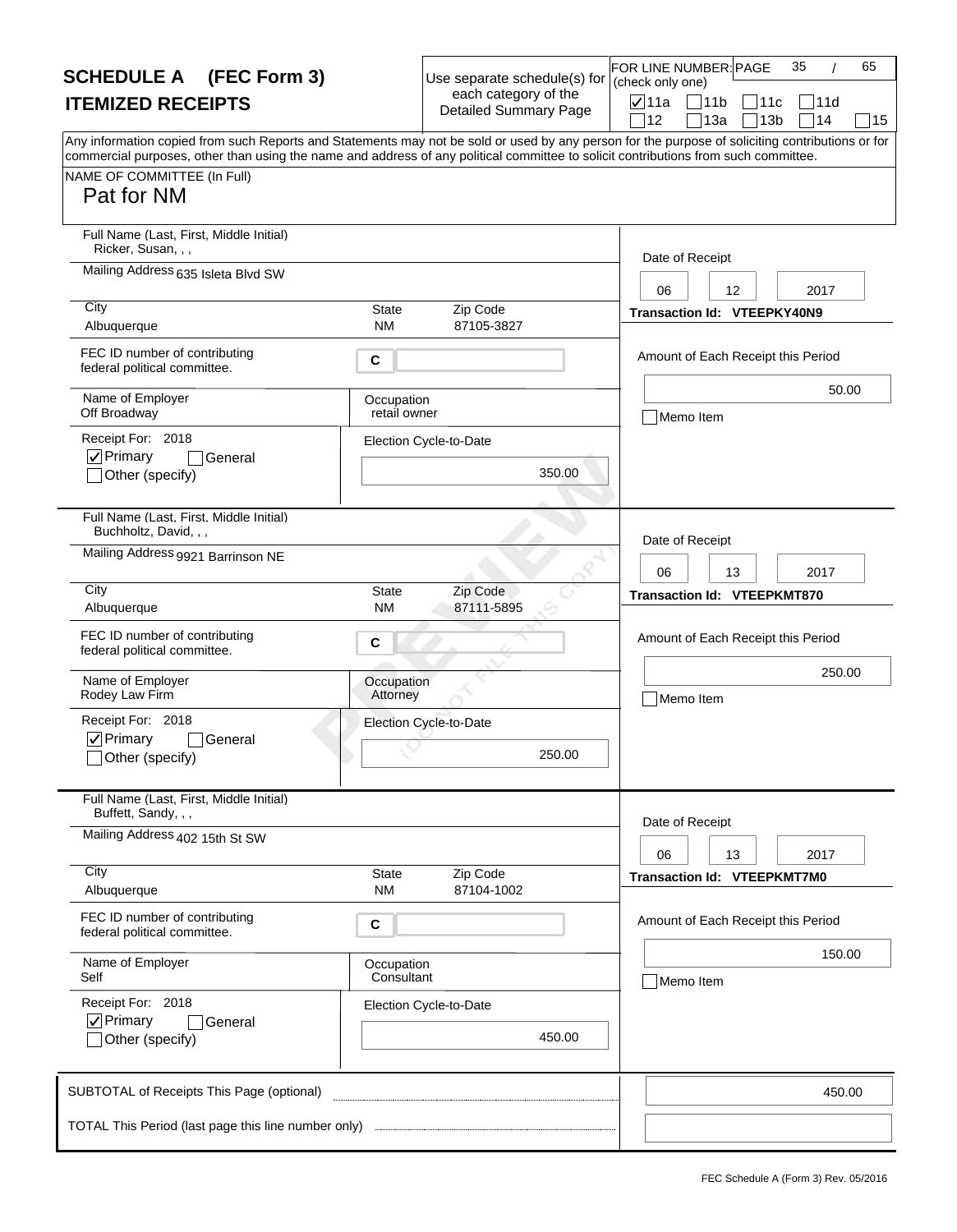# SCHEDULE A (FEC Form 3)
## ITEMIZED RECEIPTS

Use separate schedule(s) for each category of the Detailed Summary Page

FOR LINE NUMBER: (check only one)

☑ 11a ☐ 11b ☐ 11c ☐ 11d ☐ 12 ☐ 13a ☐ 13b ☐ 14 ☐ 15

Any information copied from such Reports and Statements may not be sold or used by any person for the purpose of soliciting contributions or for commercial purposes, other than using the name and address of any political committee to solicit contributions from such committee.

NAME OF COMMITTEE (In Full)
**Pat for NM**

---

**Full Name (Last, First, Middle Initial):** Ricker, Susan, , ,
**Mailing Address:** 635 Isleta Blvd SW
**City:** Albuquerque **State:** NM **Zip Code:** 87105-3827
**FEC ID number of contributing federal political committee:** C
**Name of Employer:** Off Broadway
**Occupation:** retail owner
**Receipt For:** 2018 ☑ Primary ☐ General ☐ Other (specify)
**Election Cycle-to-Date:** 350.00
**Date of Receipt:** 06 12 2017
**Transaction Id:** VTEEPKY40N9
**Amount of Each Receipt this Period:** 50.00
☐ Memo Item

---

**Full Name (Last, First, Middle Initial):** Buchholtz, David, , ,
**Mailing Address:** 9921 Barrinson NE
**City:** Albuquerque **State:** NM **Zip Code:** 87111-5895
**FEC ID number of contributing federal political committee:** C
**Name of Employer:** Rodey Law Firm
**Occupation:** Attorney
**Receipt For:** 2018 ☑ Primary ☐ General ☐ Other (specify)
**Election Cycle-to-Date:** 250.00
**Date of Receipt:** 06 13 2017
**Transaction Id:** VTEEPKMT870
**Amount of Each Receipt this Period:** 250.00
☐ Memo Item

---

**Full Name (Last, First, Middle Initial):** Buffett, Sandy, , ,
**Mailing Address:** 402 15th St SW
**City:** Albuquerque **State:** NM **Zip Code:** 87104-1002
**FEC ID number of contributing federal political committee:** C
**Name of Employer:** Self
**Occupation:** Consultant
**Receipt For:** 2018 ☑ Primary ☐ General ☐ Other (specify)
**Election Cycle-to-Date:** 450.00
**Date of Receipt:** 06 13 2017
**Transaction Id:** VTEEPKMT7M0
**Amount of Each Receipt this Period:** 150.00
☐ Memo Item

---

SUBTOTAL of Receipts This Page (optional): 450.00

TOTAL This Period (last page this line number only):

FEC Schedule A (Form 3) Rev. 05/2016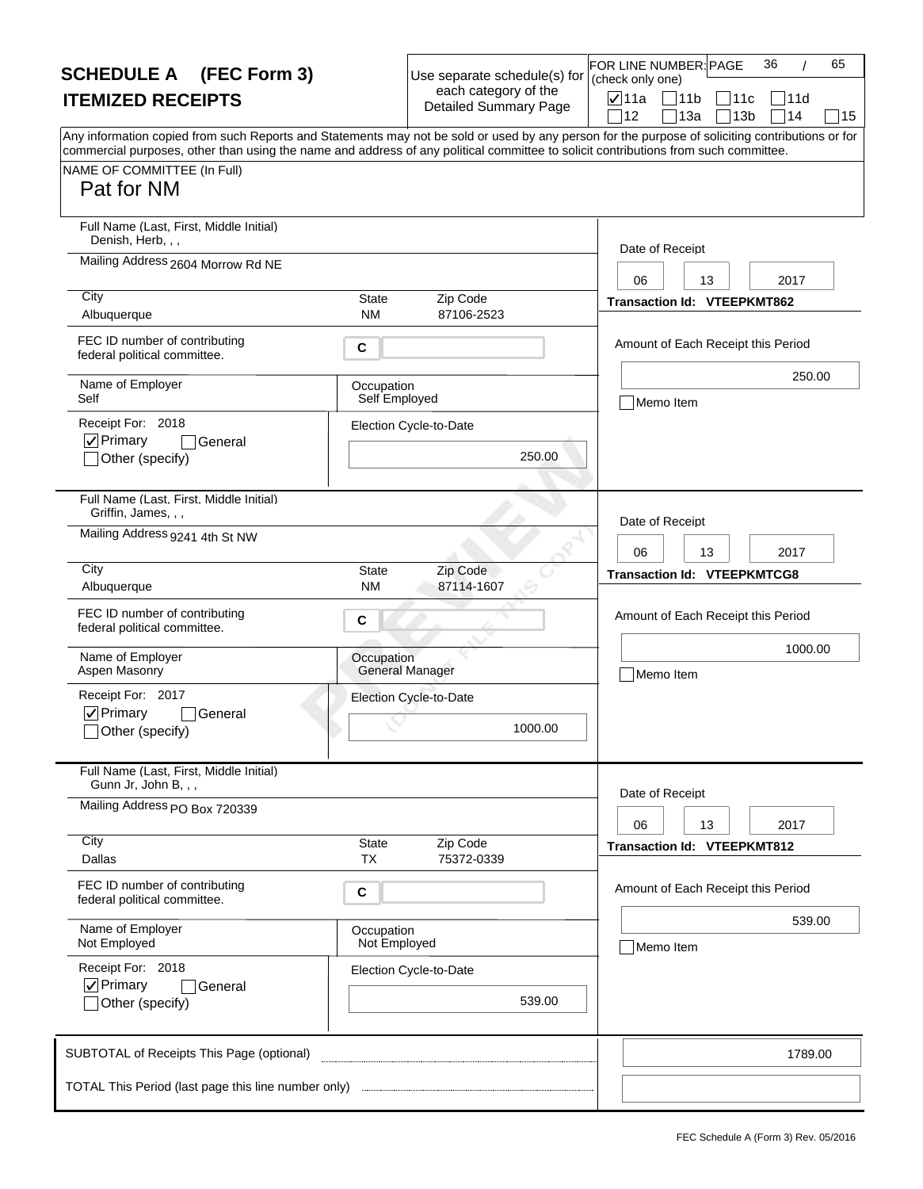# SCHEDULE A (FEC Form 3)
## ITEMIZED RECEIPTS

Use separate schedule(s) for each category of the Detailed Summary Page

FOR LINE NUMBER: (check only one)

- [x] 11a
- [ ] 11b
- [ ] 11c
- [ ] 11d
- [ ] 12
- [ ] 13a
- [ ] 13b
- [ ] 14
- [ ] 15

Any information copied from such Reports and Statements may not be sold or used by any person for the purpose of soliciting contributions or for commercial purposes, other than using the name and address of any political committee to solicit contributions from such committee.

NAME OF COMMITTEE (In Full)
Pat for NM

---

**Full Name (Last, First, Middle Initial):** Denish, Herb, , ,
**Mailing Address:** 2604 Morrow Rd NE
**City:** Albuquerque **State:** NM **Zip Code:** 87106-2523
**FEC ID number of contributing federal political committee:** C
**Name of Employer:** Self
**Occupation:** Self Employed
**Receipt For:** 2018
- [x] Primary
- [ ] General
- [ ] Other (specify)

**Election Cycle-to-Date:** 250.00

**Date of Receipt:** 06 13 2017
**Transaction Id:** VTEEPKMT862
**Amount of Each Receipt this Period:** 250.00
- [ ] Memo Item

---

**Full Name (Last, First, Middle Initial):** Griffin, James, , ,
**Mailing Address:** 9241 4th St NW
**City:** Albuquerque **State:** NM **Zip Code:** 87114-1607
**FEC ID number of contributing federal political committee:** C
**Name of Employer:** Aspen Masonry
**Occupation:** General Manager
**Receipt For:** 2017
- [x] Primary
- [ ] General
- [ ] Other (specify)

**Election Cycle-to-Date:** 1000.00

**Date of Receipt:** 06 13 2017
**Transaction Id:** VTEEPKMTCG8
**Amount of Each Receipt this Period:** 1000.00
- [ ] Memo Item

---

**Full Name (Last, First, Middle Initial):** Gunn Jr, John B, , ,
**Mailing Address:** PO Box 720339
**City:** Dallas **State:** TX **Zip Code:** 75372-0339
**FEC ID number of contributing federal political committee:** C
**Name of Employer:** Not Employed
**Occupation:** Not Employed
**Receipt For:** 2018
- [x] Primary
- [ ] General
- [ ] Other (specify)

**Election Cycle-to-Date:** 539.00

**Date of Receipt:** 06 13 2017
**Transaction Id:** VTEEPKMT812
**Amount of Each Receipt this Period:** 539.00
- [ ] Memo Item

---

**SUBTOTAL of Receipts This Page (optional):** 1789.00

**TOTAL This Period (last page this line number only):**

FEC Schedule A (Form 3) Rev. 05/2016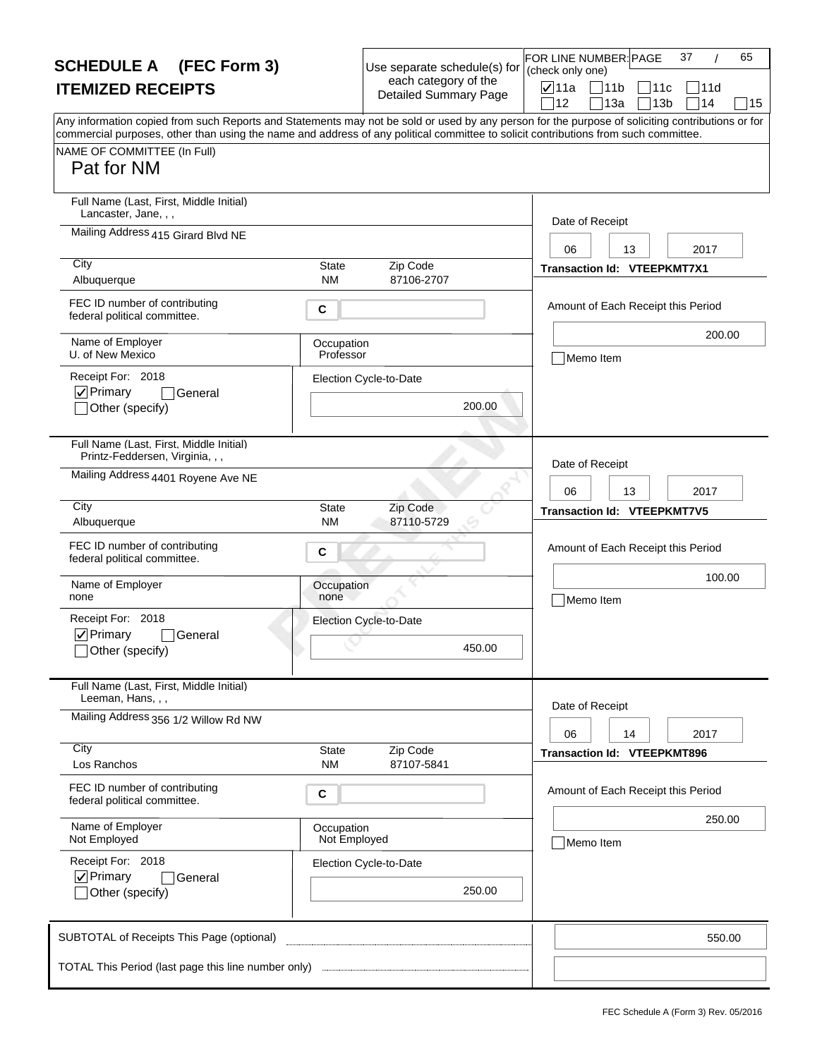# SCHEDULE A (FEC Form 3)

## ITEMIZED RECEIPTS

Use separate schedule(s) for each category of the Detailed Summary Page

FOR LINE NUMBER: (check only one)

- [x] 11a
- [ ] 11b
- [ ] 11c
- [ ] 11d
- [ ] 12
- [ ] 13a
- [ ] 13b
- [ ] 14
- [ ] 15

Any information copied from such Reports and Statements may not be sold or used by any person for the purpose of soliciting contributions or for commercial purposes, other than using the name and address of any political committee to solicit contributions from such committee.

NAME OF COMMITTEE (In Full)

Pat for NM

---

**Full Name (Last, First, Middle Initial):** Lancaster, Jane, , ,

**Mailing Address:** 415 Girard Blvd NE

**City:** Albuquerque **State:** NM **Zip Code:** 87106-2707

**FEC ID number of contributing federal political committee.** C

**Name of Employer:** U. of New Mexico

**Occupation:** Professor

**Receipt For:** 2018

- [x] Primary
- [ ] General
- [ ] Other (specify)

**Election Cycle-to-Date:** 200.00

**Date of Receipt:** 06 13 2017

**Transaction Id:** VTEEPKMT7X1

**Amount of Each Receipt this Period:** 200.00

- [ ] Memo Item

---

**Full Name (Last, First, Middle Initial):** Printz-Feddersen, Virginia, , ,

**Mailing Address:** 4401 Royene Ave NE

**City:** Albuquerque **State:** NM **Zip Code:** 87110-5729

**FEC ID number of contributing federal political committee.** C

**Name of Employer:** none

**Occupation:** none

**Receipt For:** 2018

- [x] Primary
- [ ] General
- [ ] Other (specify)

**Election Cycle-to-Date:** 450.00

**Date of Receipt:** 06 13 2017

**Transaction Id:** VTEEPKMT7V5

**Amount of Each Receipt this Period:** 100.00

- [ ] Memo Item

---

**Full Name (Last, First, Middle Initial):** Leeman, Hans, , ,

**Mailing Address:** 356 1/2 Willow Rd NW

**City:** Los Ranchos **State:** NM **Zip Code:** 87107-5841

**FEC ID number of contributing federal political committee.** C

**Name of Employer:** Not Employed

**Occupation:** Not Employed

**Receipt For:** 2018

- [x] Primary
- [ ] General
- [ ] Other (specify)

**Election Cycle-to-Date:** 250.00

**Date of Receipt:** 06 14 2017

**Transaction Id:** VTEEPKMT896

**Amount of Each Receipt this Period:** 250.00

- [ ] Memo Item

---

**SUBTOTAL of Receipts This Page (optional):** 550.00

**TOTAL This Period (last page this line number only):**

FEC Schedule A (Form 3) Rev. 05/2016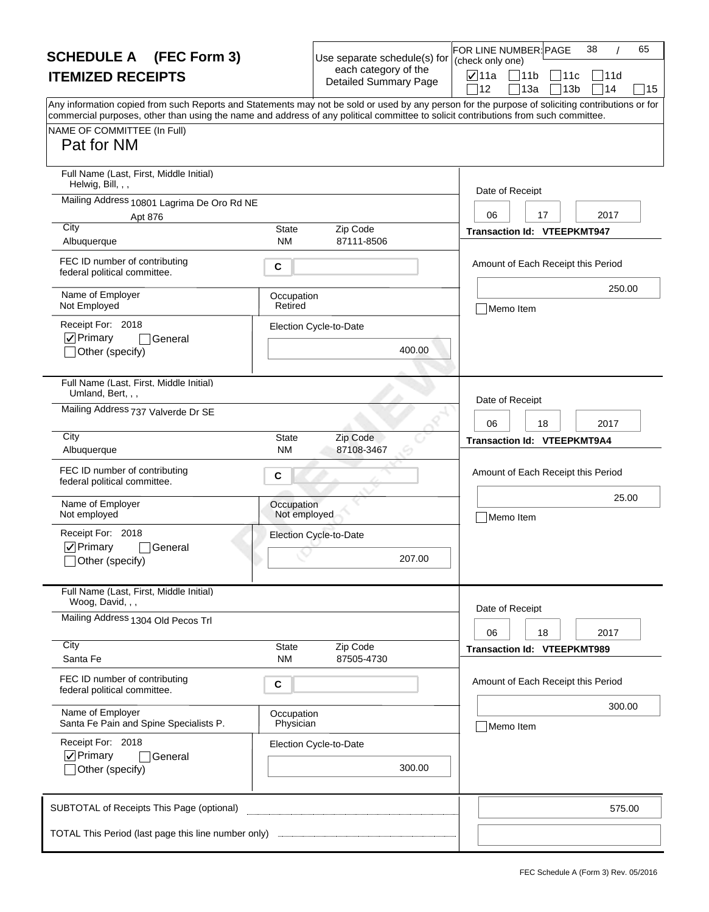# SCHEDULE A (FEC Form 3)
## ITEMIZED RECEIPTS

Use separate schedule(s) for each category of the Detailed Summary Page

FOR LINE NUMBER: (check only one)

☑ 11a ☐ 11b ☐ 11c ☐ 11d ☐ 12 ☐ 13a ☐ 13b ☐ 14 ☐ 15

Any information copied from such Reports and Statements may not be sold or used by any person for the purpose of soliciting contributions or for commercial purposes, other than using the name and address of any political committee to solicit contributions from such committee.

NAME OF COMMITTEE (In Full)

Pat for NM

---

**Full Name (Last, First, Middle Initial):** Helwig, Bill, , ,

**Mailing Address:** 10801 Lagrima De Oro Rd NE Apt 876

**City:** Albuquerque **State:** NM **Zip Code:** 87111-8506

**FEC ID number of contributing federal political committee.** C

**Name of Employer:** Not Employed

**Occupation:** Retired

**Receipt For:** 2018 ☑ Primary ☐ General ☐ Other (specify)

**Election Cycle-to-Date:** 400.00

**Date of Receipt:** 06 17 2017

**Transaction Id:** VTEEPKMT947

**Amount of Each Receipt this Period:** 250.00

☐ Memo Item

---

**Full Name (Last, First, Middle Initial):** Umland, Bert, , ,

**Mailing Address:** 737 Valverde Dr SE

**City:** Albuquerque **State:** NM **Zip Code:** 87108-3467

**FEC ID number of contributing federal political committee.** C

**Name of Employer:** Not employed

**Occupation:** Not employed

**Receipt For:** 2018 ☑ Primary ☐ General ☐ Other (specify)

**Election Cycle-to-Date:** 207.00

**Date of Receipt:** 06 18 2017

**Transaction Id:** VTEEPKMT9A4

**Amount of Each Receipt this Period:** 25.00

☐ Memo Item

---

**Full Name (Last, First, Middle Initial):** Woog, David, , ,

**Mailing Address:** 1304 Old Pecos Trl

**City:** Santa Fe **State:** NM **Zip Code:** 87505-4730

**FEC ID number of contributing federal political committee.** C

**Name of Employer:** Santa Fe Pain and Spine Specialists P.

**Occupation:** Physician

**Receipt For:** 2018 ☑ Primary ☐ General ☐ Other (specify)

**Election Cycle-to-Date:** 300.00

**Date of Receipt:** 06 18 2017

**Transaction Id:** VTEEPKMT989

**Amount of Each Receipt this Period:** 300.00

☐ Memo Item

---

**SUBTOTAL of Receipts This Page (optional):** 575.00

**TOTAL This Period (last page this line number only):**

FEC Schedule A (Form 3) Rev. 05/2016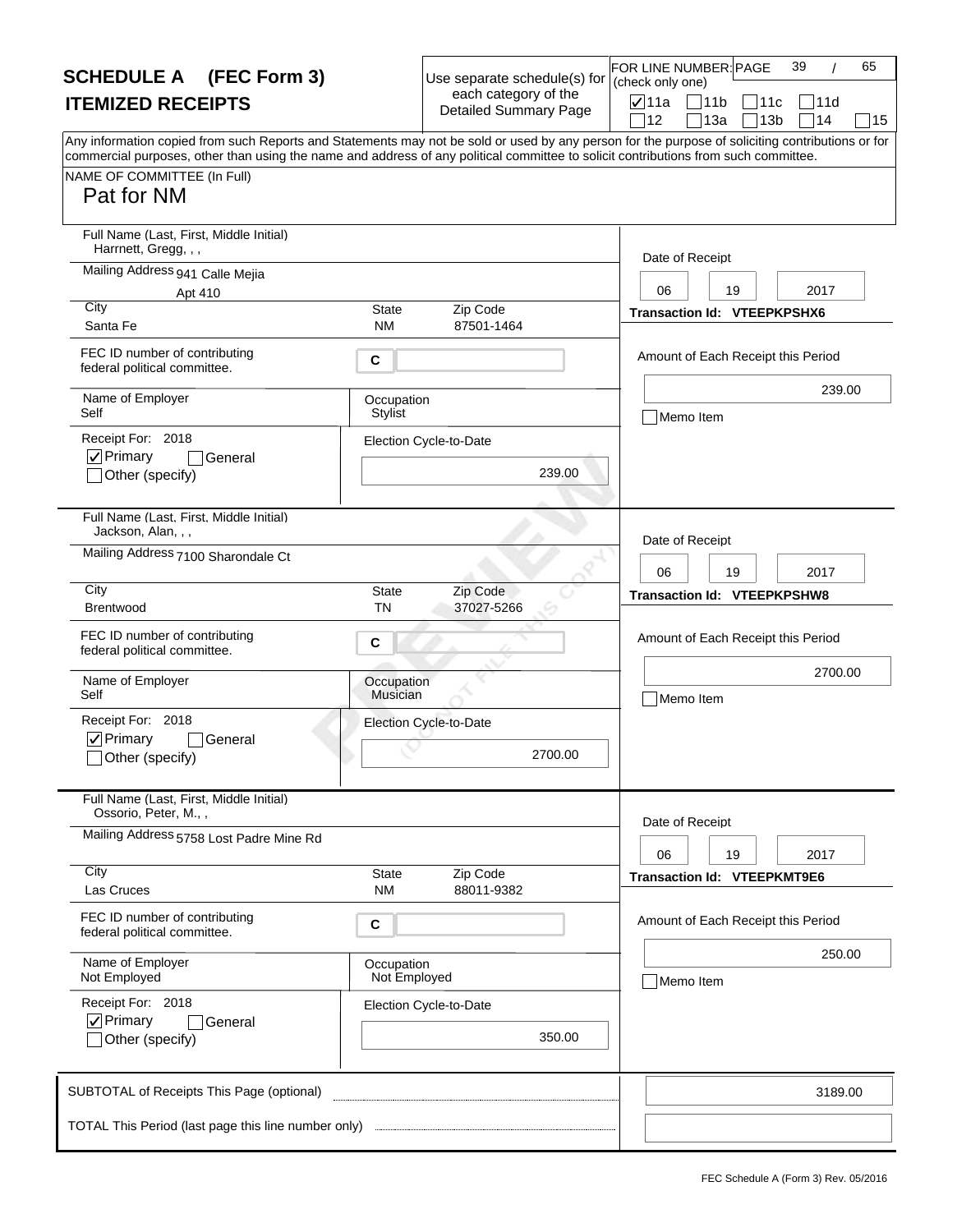# SCHEDULE A (FEC Form 3)
## ITEMIZED RECEIPTS

Use separate schedule(s) for each category of the Detailed Summary Page

FOR LINE NUMBER: (check only one)

☑ 11a ☐ 11b ☐ 11c ☐ 11d ☐ 12 ☐ 13a ☐ 13b ☐ 14 ☐ 15

Any information copied from such Reports and Statements may not be sold or used by any person for the purpose of soliciting contributions or for commercial purposes, other than using the name and address of any political committee to solicit contributions from such committee.

NAME OF COMMITTEE (In Full)

Pat for NM

---

**Full Name (Last, First, Middle Initial):** Harrnett, Gregg, , ,

**Mailing Address:** 941 Calle Mejia, Apt 410

**City:** Santa Fe **State:** NM **Zip Code:** 87501-1464

**FEC ID number of contributing federal political committee:** C

**Name of Employer:** Self

**Occupation:** Stylist

**Receipt For:** 2018 ☑ Primary ☐ General ☐ Other (specify)

**Election Cycle-to-Date:** 239.00

**Date of Receipt:** 06 19 2017

**Transaction Id:** VTEEPKPSHX6

**Amount of Each Receipt this Period:** 239.00

☐ Memo Item

---

**Full Name (Last, First, Middle Initial):** Jackson, Alan, , ,

**Mailing Address:** 7100 Sharondale Ct

**City:** Brentwood **State:** TN **Zip Code:** 37027-5266

**FEC ID number of contributing federal political committee:** C

**Name of Employer:** Self

**Occupation:** Musician

**Receipt For:** 2018 ☑ Primary ☐ General ☐ Other (specify)

**Election Cycle-to-Date:** 2700.00

**Date of Receipt:** 06 19 2017

**Transaction Id:** VTEEPKPSHW8

**Amount of Each Receipt this Period:** 2700.00

☐ Memo Item

---

**Full Name (Last, First, Middle Initial):** Ossorio, Peter, M., ,

**Mailing Address:** 5758 Lost Padre Mine Rd

**City:** Las Cruces **State:** NM **Zip Code:** 88011-9382

**FEC ID number of contributing federal political committee:** C

**Name of Employer:** Not Employed

**Occupation:** Not Employed

**Receipt For:** 2018 ☑ Primary ☐ General ☐ Other (specify)

**Election Cycle-to-Date:** 350.00

**Date of Receipt:** 06 19 2017

**Transaction Id:** VTEEPKMT9E6

**Amount of Each Receipt this Period:** 250.00

☐ Memo Item

---

**SUBTOTAL of Receipts This Page (optional):** 3189.00

**TOTAL This Period (last page this line number only):**

FEC Schedule A (Form 3) Rev. 05/2016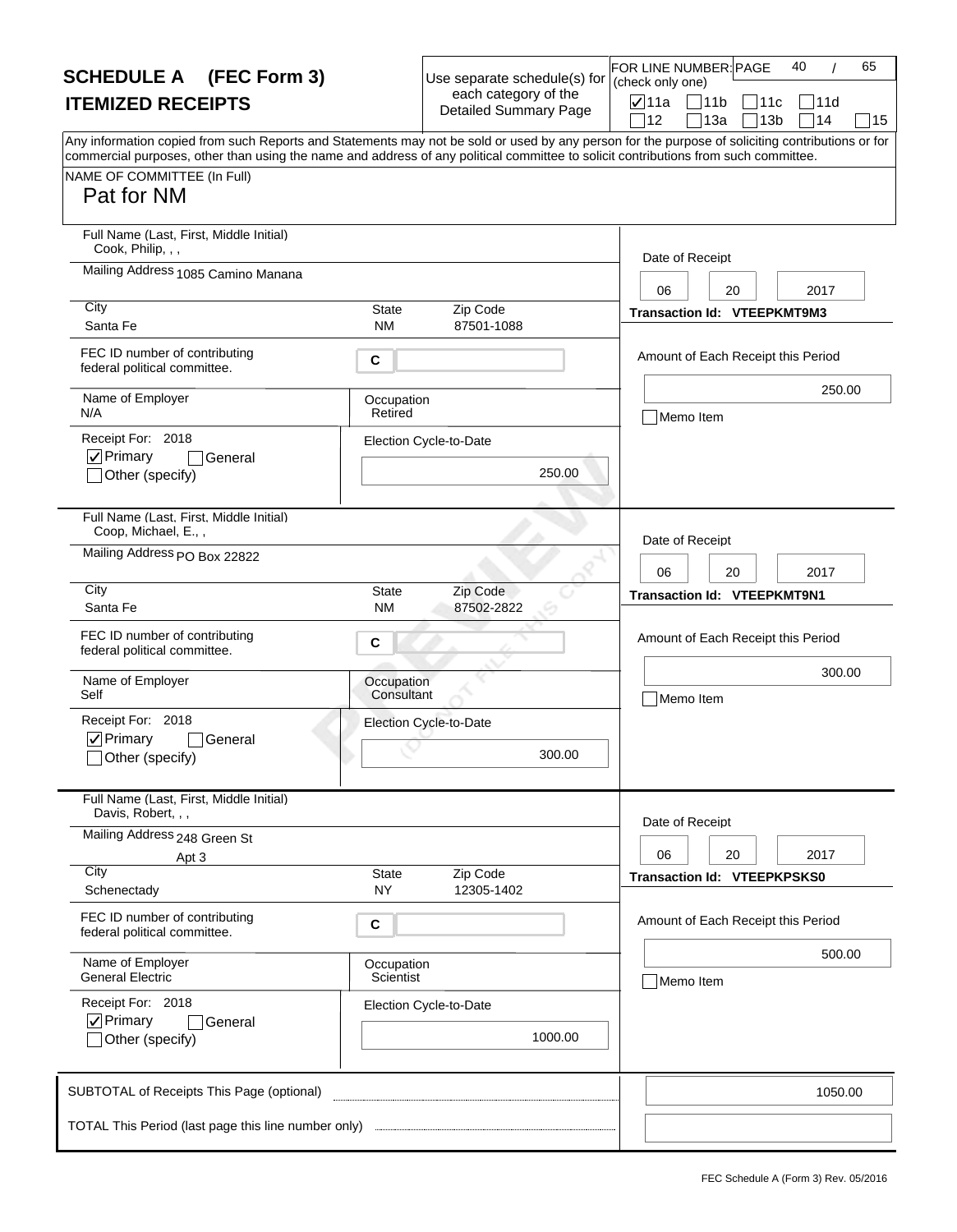# SCHEDULE A (FEC Form 3)
## ITEMIZED RECEIPTS

Use separate schedule(s) for each category of the Detailed Summary Page

FOR LINE NUMBER: (check only one)

☑ 11a ☐ 11b ☐ 11c ☐ 11d ☐ 12 ☐ 13a ☐ 13b ☐ 14 ☐ 15

Any information copied from such Reports and Statements may not be sold or used by any person for the purpose of soliciting contributions or for commercial purposes, other than using the name and address of any political committee to solicit contributions from such committee.

NAME OF COMMITTEE (In Full)

Pat for NM

---

**Full Name (Last, First, Middle Initial):** Cook, Philip, , ,

**Mailing Address:** 1085 Camino Manana

**City:** Santa Fe **State:** NM **Zip Code:** 87501-1088

**FEC ID number of contributing federal political committee:** C

**Name of Employer:** N/A

**Occupation:** Retired

**Receipt For:** 2018 ☑ Primary ☐ General ☐ Other (specify)

**Election Cycle-to-Date:** 250.00

**Date of Receipt:** 06 20 2017

**Transaction Id:** VTEEPKMT9M3

**Amount of Each Receipt this Period:** 250.00

☐ Memo Item

---

**Full Name (Last, First, Middle Initial):** Coop, Michael, E., ,

**Mailing Address:** PO Box 22822

**City:** Santa Fe **State:** NM **Zip Code:** 87502-2822

**FEC ID number of contributing federal political committee:** C

**Name of Employer:** Self

**Occupation:** Consultant

**Receipt For:** 2018 ☑ Primary ☐ General ☐ Other (specify)

**Election Cycle-to-Date:** 300.00

**Date of Receipt:** 06 20 2017

**Transaction Id:** VTEEPKMT9N1

**Amount of Each Receipt this Period:** 300.00

☐ Memo Item

---

**Full Name (Last, First, Middle Initial):** Davis, Robert, , ,

**Mailing Address:** 248 Green St Apt 3

**City:** Schenectady **State:** NY **Zip Code:** 12305-1402

**FEC ID number of contributing federal political committee:** C

**Name of Employer:** General Electric

**Occupation:** Scientist

**Receipt For:** 2018 ☑ Primary ☐ General ☐ Other (specify)

**Election Cycle-to-Date:** 1000.00

**Date of Receipt:** 06 20 2017

**Transaction Id:** VTEEPKPSKS0

**Amount of Each Receipt this Period:** 500.00

☐ Memo Item

---

**SUBTOTAL of Receipts This Page (optional):** 1050.00

**TOTAL This Period (last page this line number only):**

FEC Schedule A (Form 3) Rev. 05/2016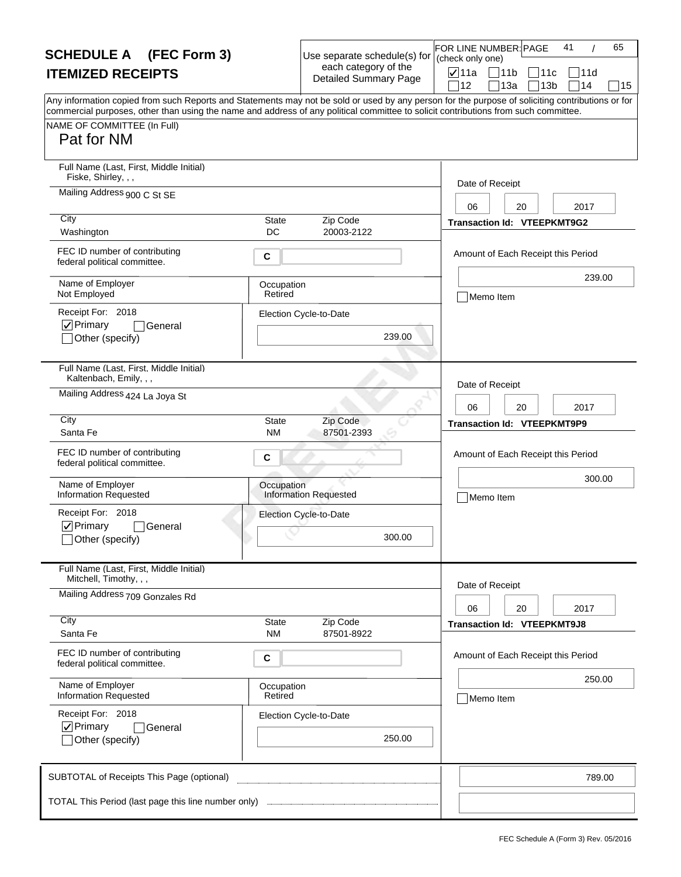# SCHEDULE A (FEC Form 3)

## ITEMIZED RECEIPTS

Use separate schedule(s) for each category of the Detailed Summary Page

FOR LINE NUMBER: (check only one)

- [x] 11a
- [ ] 11b
- [ ] 11c
- [ ] 11d
- [ ] 12
- [ ] 13a
- [ ] 13b
- [ ] 14
- [ ] 15

Any information copied from such Reports and Statements may not be sold or used by any person for the purpose of soliciting contributions or for commercial purposes, other than using the name and address of any political committee to solicit contributions from such committee.

NAME OF COMMITTEE (In Full)

Pat for NM

---

**Full Name (Last, First, Middle Initial):** Fiske, Shirley, , ,

**Mailing Address:** 900 C St SE

**City:** Washington **State:** DC **Zip Code:** 20003-2122

**FEC ID number of contributing federal political committee.** C

**Name of Employer:** Not Employed

**Occupation:** Retired

**Receipt For:** 2018

- [x] Primary
- [ ] General
- [ ] Other (specify)

**Election Cycle-to-Date:** 239.00

**Date of Receipt:** 06 20 2017

**Transaction Id:** VTEEPKMT9G2

**Amount of Each Receipt this Period:** 239.00

- [ ] Memo Item

---

**Full Name (Last, First, Middle Initial):** Kaltenbach, Emily, , ,

**Mailing Address:** 424 La Joya St

**City:** Santa Fe **State:** NM **Zip Code:** 87501-2393

**FEC ID number of contributing federal political committee.** C

**Name of Employer:** Information Requested

**Occupation:** Information Requested

**Receipt For:** 2018

- [x] Primary
- [ ] General
- [ ] Other (specify)

**Election Cycle-to-Date:** 300.00

**Date of Receipt:** 06 20 2017

**Transaction Id:** VTEEPKMT9P9

**Amount of Each Receipt this Period:** 300.00

- [ ] Memo Item

---

**Full Name (Last, First, Middle Initial):** Mitchell, Timothy, , ,

**Mailing Address:** 709 Gonzales Rd

**City:** Santa Fe **State:** NM **Zip Code:** 87501-8922

**FEC ID number of contributing federal political committee.** C

**Name of Employer:** Information Requested

**Occupation:** Retired

**Receipt For:** 2018

- [x] Primary
- [ ] General
- [ ] Other (specify)

**Election Cycle-to-Date:** 250.00

**Date of Receipt:** 06 20 2017

**Transaction Id:** VTEEPKMT9J8

**Amount of Each Receipt this Period:** 250.00

- [ ] Memo Item

---

**SUBTOTAL of Receipts This Page (optional):** 789.00

**TOTAL This Period (last page this line number only):**

FEC Schedule A (Form 3) Rev. 05/2016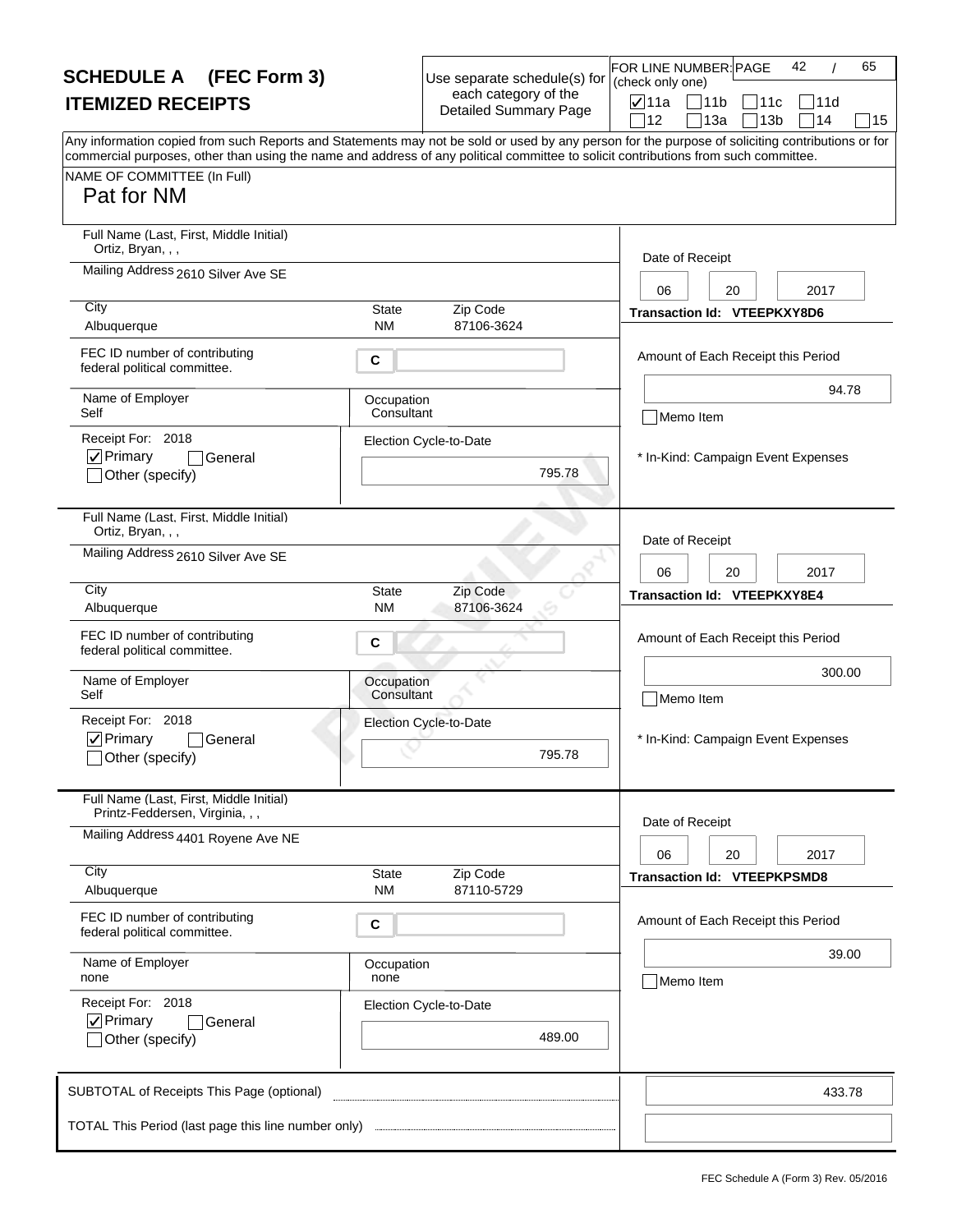# SCHEDULE A (FEC Form 3)
## ITEMIZED RECEIPTS

Use separate schedule(s) for each category of the Detailed Summary Page

FOR LINE NUMBER: (check only one)

☑ 11a ☐ 11b ☐ 11c ☐ 11d ☐ 12 ☐ 13a ☐ 13b ☐ 14 ☐ 15

Any information copied from such Reports and Statements may not be sold or used by any person for the purpose of soliciting contributions or for commercial purposes, other than using the name and address of any political committee to solicit contributions from such committee.

NAME OF COMMITTEE (In Full)
Pat for NM

---

**Full Name (Last, First, Middle Initial):** Ortiz, Bryan, , ,
**Mailing Address:** 2610 Silver Ave SE
**City:** Albuquerque **State:** NM **Zip Code:** 87106-3624
**FEC ID number of contributing federal political committee.** C
**Name of Employer:** Self
**Occupation:** Consultant
**Receipt For:** 2018 ☑ Primary ☐ General ☐ Other (specify)
**Election Cycle-to-Date:** 795.78

**Date of Receipt:** 06 20 2017
**Transaction Id:** VTEEPKXY8D6
**Amount of Each Receipt this Period:** 94.78
☐ Memo Item
\* In-Kind: Campaign Event Expenses

---

**Full Name (Last, First, Middle Initial):** Ortiz, Bryan, , ,
**Mailing Address:** 2610 Silver Ave SE
**City:** Albuquerque **State:** NM **Zip Code:** 87106-3624
**FEC ID number of contributing federal political committee.** C
**Name of Employer:** Self
**Occupation:** Consultant
**Receipt For:** 2018 ☑ Primary ☐ General ☐ Other (specify)
**Election Cycle-to-Date:** 795.78

**Date of Receipt:** 06 20 2017
**Transaction Id:** VTEEPKXY8E4
**Amount of Each Receipt this Period:** 300.00
☐ Memo Item
\* In-Kind: Campaign Event Expenses

---

**Full Name (Last, First, Middle Initial):** Printz-Feddersen, Virginia, , ,
**Mailing Address:** 4401 Royene Ave NE
**City:** Albuquerque **State:** NM **Zip Code:** 87110-5729
**FEC ID number of contributing federal political committee.** C
**Name of Employer:** none
**Occupation:** none
**Receipt For:** 2018 ☑ Primary ☐ General ☐ Other (specify)
**Election Cycle-to-Date:** 489.00

**Date of Receipt:** 06 20 2017
**Transaction Id:** VTEEPKPSMD8
**Amount of Each Receipt this Period:** 39.00
☐ Memo Item

---

SUBTOTAL of Receipts This Page (optional): 433.78

TOTAL This Period (last page this line number only):

FEC Schedule A (Form 3) Rev. 05/2016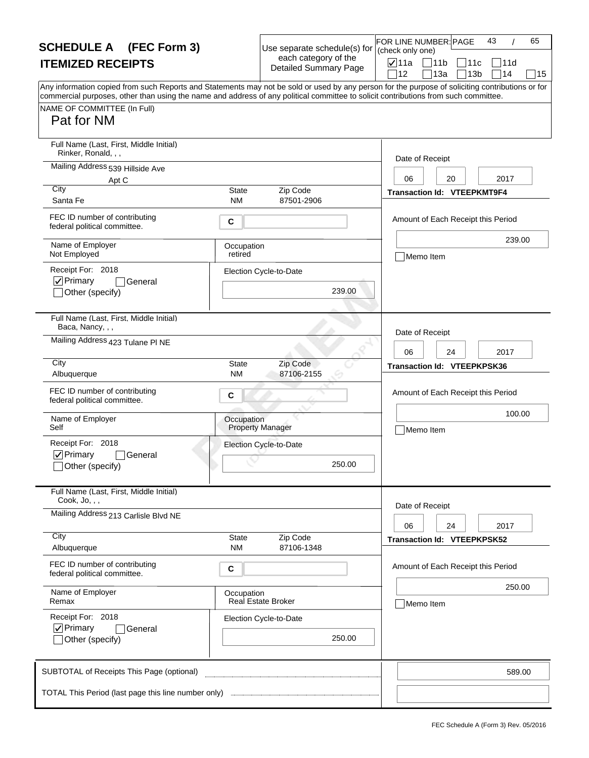# SCHEDULE A (FEC Form 3)
## ITEMIZED RECEIPTS

Use separate schedule(s) for each category of the Detailed Summary Page

FOR LINE NUMBER: (check only one)

- [x] 11a
- [ ] 11b
- [ ] 11c
- [ ] 11d
- [ ] 12
- [ ] 13a
- [ ] 13b
- [ ] 14
- [ ] 15

Any information copied from such Reports and Statements may not be sold or used by any person for the purpose of soliciting contributions or for commercial purposes, other than using the name and address of any political committee to solicit contributions from such committee.

NAME OF COMMITTEE (In Full)
**Pat for NM**

---

Full Name (Last, First, Middle Initial): Rinker, Ronald, , ,

Mailing Address: 539 Hillside Ave, Apt C

City: Santa Fe | State: NM | Zip Code: 87501-2906

FEC ID number of contributing federal political committee: C

Name of Employer: Not Employed

Occupation: retired

Receipt For: 2018

- [x] Primary
- [ ] General
- [ ] Other (specify)

Election Cycle-to-Date: 239.00

Date of Receipt: 06 20 2017

Transaction Id: VTEEPKMT9F4

Amount of Each Receipt this Period: 239.00

- [ ] Memo Item

---

Full Name (Last, First, Middle Initial): Baca, Nancy, , ,

Mailing Address: 423 Tulane Pl NE

City: Albuquerque | State: NM | Zip Code: 87106-2155

FEC ID number of contributing federal political committee: C

Name of Employer: Self

Occupation: Property Manager

Receipt For: 2018

- [x] Primary
- [ ] General
- [ ] Other (specify)

Election Cycle-to-Date: 250.00

Date of Receipt: 06 24 2017

Transaction Id: VTEEPKPSK36

Amount of Each Receipt this Period: 100.00

- [ ] Memo Item

---

Full Name (Last, First, Middle Initial): Cook, Jo, , ,

Mailing Address: 213 Carlisle Blvd NE

City: Albuquerque | State: NM | Zip Code: 87106-1348

FEC ID number of contributing federal political committee: C

Name of Employer: Remax

Occupation: Real Estate Broker

Receipt For: 2018

- [x] Primary
- [ ] General
- [ ] Other (specify)

Election Cycle-to-Date: 250.00

Date of Receipt: 06 24 2017

Transaction Id: VTEEPKPSK52

Amount of Each Receipt this Period: 250.00

- [ ] Memo Item

---

SUBTOTAL of Receipts This Page (optional): 589.00

TOTAL This Period (last page this line number only):

FEC Schedule A (Form 3) Rev. 05/2016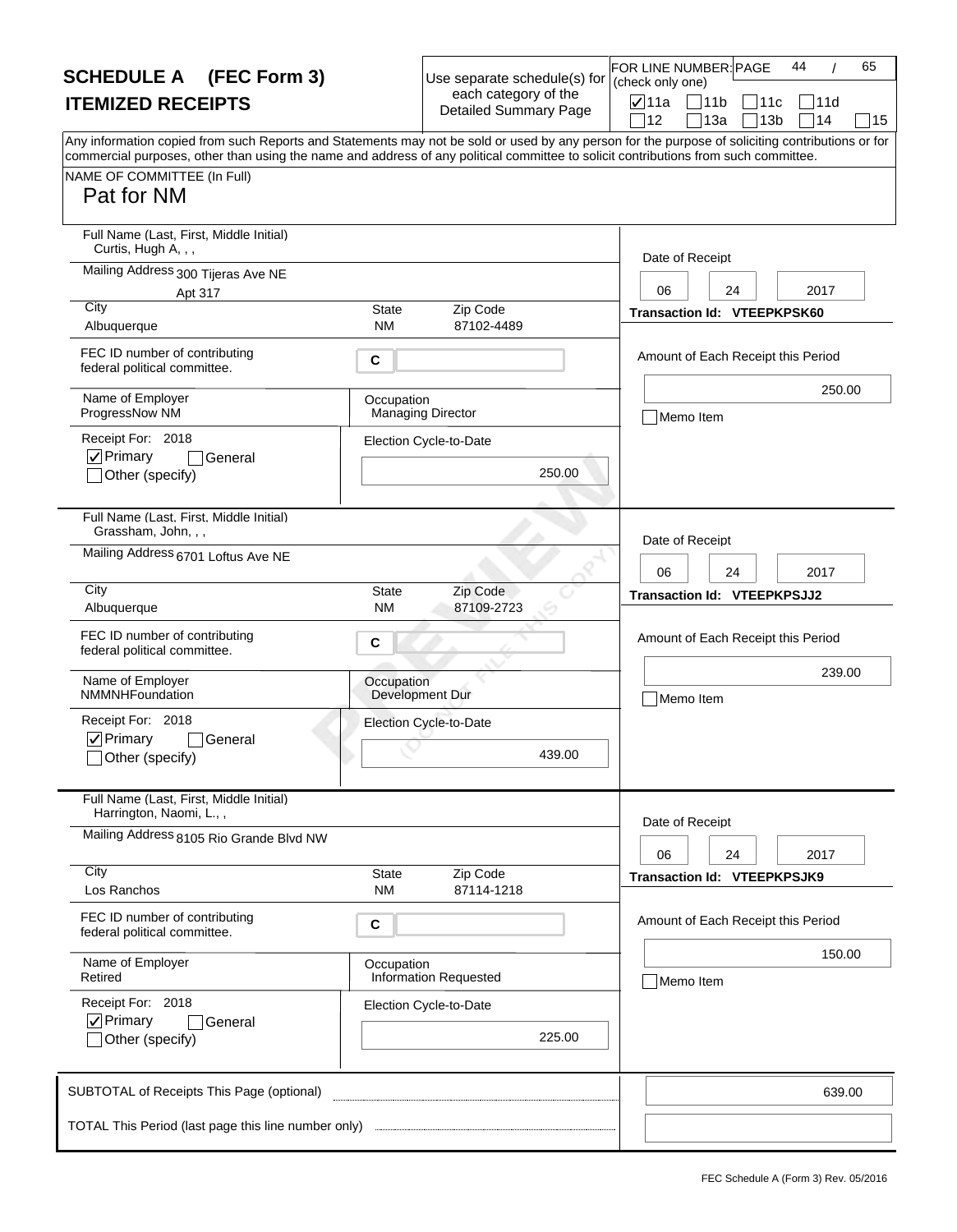# SCHEDULE A (FEC Form 3)
## ITEMIZED RECEIPTS

Use separate schedule(s) for each category of the Detailed Summary Page

FOR LINE NUMBER: (check only one)

☑ 11a ☐ 11b ☐ 11c ☐ 11d ☐ 12 ☐ 13a ☐ 13b ☐ 14 ☐ 15

Any information copied from such Reports and Statements may not be sold or used by any person for the purpose of soliciting contributions or for commercial purposes, other than using the name and address of any political committee to solicit contributions from such committee.

NAME OF COMMITTEE (In Full)

Pat for NM

---

**Full Name (Last, First, Middle Initial):** Curtis, Hugh A, , ,

**Mailing Address:** 300 Tijeras Ave NE Apt 317

| City | State | Zip Code |
|---|---|---|
| Albuquerque | NM | 87102-4489 |

**Date of Receipt:** 06 24 2017

**Transaction Id:** VTEEPKPSK60

FEC ID number of contributing federal political committee: C

**Name of Employer:** ProgressNow NM

**Occupation:** Managing Director

**Amount of Each Receipt this Period:** 250.00

☐ Memo Item

Receipt For: 2018 ☑ Primary ☐ General ☐ Other (specify)

**Election Cycle-to-Date:** 250.00

---

**Full Name (Last, First, Middle Initial):** Grassham, John, , ,

**Mailing Address:** 6701 Loftus Ave NE

| City | State | Zip Code |
|---|---|---|
| Albuquerque | NM | 87109-2723 |

**Date of Receipt:** 06 24 2017

**Transaction Id:** VTEEPKPSJJ2

FEC ID number of contributing federal political committee: C

**Name of Employer:** NMMNHFoundation

**Occupation:** Development Dur

**Amount of Each Receipt this Period:** 239.00

☐ Memo Item

Receipt For: 2018 ☑ Primary ☐ General ☐ Other (specify)

**Election Cycle-to-Date:** 439.00

---

**Full Name (Last, First, Middle Initial):** Harrington, Naomi, L., ,

**Mailing Address:** 8105 Rio Grande Blvd NW

| City | State | Zip Code |
|---|---|---|
| Los Ranchos | NM | 87114-1218 |

**Date of Receipt:** 06 24 2017

**Transaction Id:** VTEEPKPSJK9

FEC ID number of contributing federal political committee: C

**Name of Employer:** Retired

**Occupation:** Information Requested

**Amount of Each Receipt this Period:** 150.00

☐ Memo Item

Receipt For: 2018 ☑ Primary ☐ General ☐ Other (specify)

**Election Cycle-to-Date:** 225.00

---

SUBTOTAL of Receipts This Page (optional): 639.00

TOTAL This Period (last page this line number only):

FEC Schedule A (Form 3) Rev. 05/2016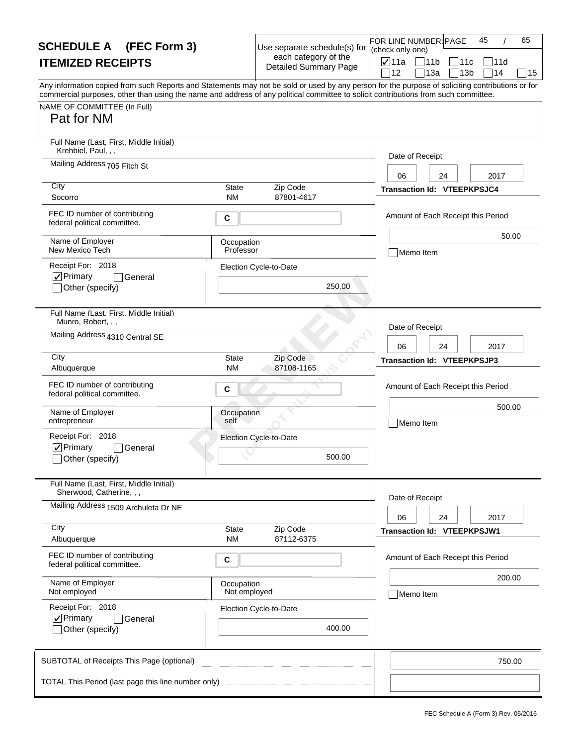# SCHEDULE A (FEC Form 3)

## ITEMIZED RECEIPTS

Use separate schedule(s) for each category of the Detailed Summary Page

FOR LINE NUMBER: (check only one)

- [x] 11a
- [ ] 11b
- [ ] 11c
- [ ] 11d
- [ ] 12
- [ ] 13a
- [ ] 13b
- [ ] 14
- [ ] 15

Any information copied from such Reports and Statements may not be sold or used by any person for the purpose of soliciting contributions or for commercial purposes, other than using the name and address of any political committee to solicit contributions from such committee.

NAME OF COMMITTEE (In Full)

Pat for NM

---

**Full Name (Last, First, Middle Initial):** Krehbiel, Paul, , ,

**Mailing Address:** 705 Fitch St

**City:** Socorro **State:** NM **Zip Code:** 87801-4617

**FEC ID number of contributing federal political committee.** C

**Name of Employer:** New Mexico Tech

**Occupation:** Professor

**Receipt For:** 2018

- [x] Primary
- [ ] General
- [ ] Other (specify)

**Election Cycle-to-Date:** 250.00

**Date of Receipt:** 06 24 2017

**Transaction Id:** VTEEPKPSJC4

**Amount of Each Receipt this Period:** 50.00

- [ ] Memo Item

---

**Full Name (Last, First, Middle Initial):** Munro, Robert, , ,

**Mailing Address:** 4310 Central SE

**City:** Albuquerque **State:** NM **Zip Code:** 87108-1165

**FEC ID number of contributing federal political committee.** C

**Name of Employer:** entrepreneur

**Occupation:** self

**Receipt For:** 2018

- [x] Primary
- [ ] General
- [ ] Other (specify)

**Election Cycle-to-Date:** 500.00

**Date of Receipt:** 06 24 2017

**Transaction Id:** VTEEPKPSJP3

**Amount of Each Receipt this Period:** 500.00

- [ ] Memo Item

---

**Full Name (Last, First, Middle Initial):** Sherwood, Catherine, , ,

**Mailing Address:** 1509 Archuleta Dr NE

**City:** Albuquerque **State:** NM **Zip Code:** 87112-6375

**FEC ID number of contributing federal political committee.** C

**Name of Employer:** Not employed

**Occupation:** Not employed

**Receipt For:** 2018

- [x] Primary
- [ ] General
- [ ] Other (specify)

**Election Cycle-to-Date:** 400.00

**Date of Receipt:** 06 24 2017

**Transaction Id:** VTEEPKPSJW1

**Amount of Each Receipt this Period:** 200.00

- [ ] Memo Item

---

**SUBTOTAL of Receipts This Page (optional):** 750.00

**TOTAL This Period (last page this line number only):**

FEC Schedule A (Form 3) Rev. 05/2016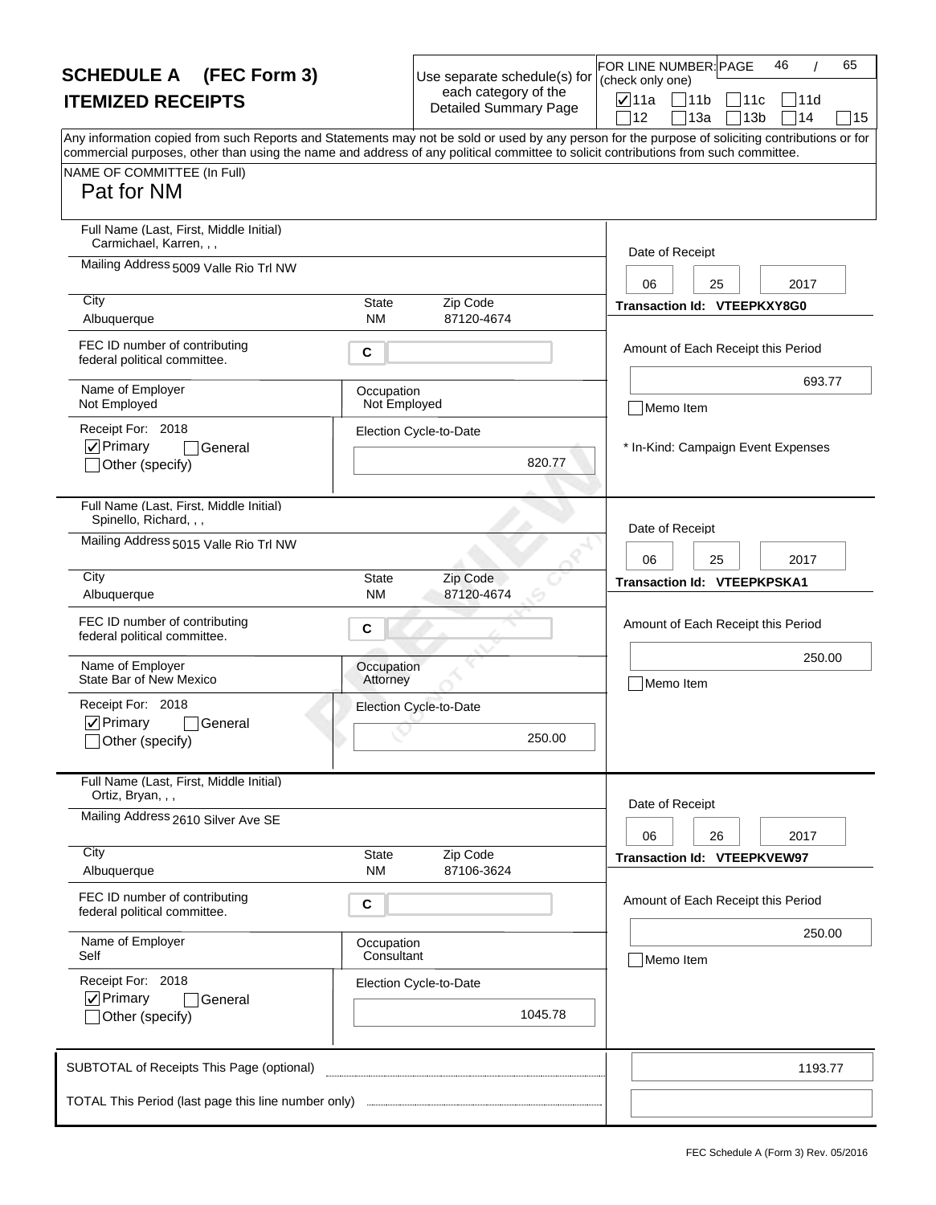# SCHEDULE A (FEC Form 3)
## ITEMIZED RECEIPTS

Use separate schedule(s) for each category of the Detailed Summary Page

FOR LINE NUMBER: (check only one)

- [x] 11a
- [ ] 11b
- [ ] 11c
- [ ] 11d
- [ ] 12
- [ ] 13a
- [ ] 13b
- [ ] 14
- [ ] 15

Any information copied from such Reports and Statements may not be sold or used by any person for the purpose of soliciting contributions or for commercial purposes, other than using the name and address of any political committee to solicit contributions from such committee.

NAME OF COMMITTEE (In Full)
Pat for NM

---

**Full Name (Last, First, Middle Initial):** Carmichael, Karren, , ,
**Mailing Address:** 5009 Valle Rio Trl NW
**City:** Albuquerque **State:** NM **Zip Code:** 87120-4674
**FEC ID number of contributing federal political committee:** C
**Name of Employer:** Not Employed
**Occupation:** Not Employed
**Receipt For:** 2018
- [x] Primary
- [ ] General
- [ ] Other (specify)

**Election Cycle-to-Date:** 820.77
**Date of Receipt:** 06 25 2017
**Transaction Id:** VTEEPKXY8G0
**Amount of Each Receipt this Period:** 693.77
- [ ] Memo Item

\* In-Kind: Campaign Event Expenses

---

**Full Name (Last, First, Middle Initial):** Spinello, Richard, , ,
**Mailing Address:** 5015 Valle Rio Trl NW
**City:** Albuquerque **State:** NM **Zip Code:** 87120-4674
**FEC ID number of contributing federal political committee:** C
**Name of Employer:** State Bar of New Mexico
**Occupation:** Attorney
**Receipt For:** 2018
- [x] Primary
- [ ] General
- [ ] Other (specify)

**Election Cycle-to-Date:** 250.00
**Date of Receipt:** 06 25 2017
**Transaction Id:** VTEEPKPSKA1
**Amount of Each Receipt this Period:** 250.00
- [ ] Memo Item

---

**Full Name (Last, First, Middle Initial):** Ortiz, Bryan, , ,
**Mailing Address:** 2610 Silver Ave SE
**City:** Albuquerque **State:** NM **Zip Code:** 87106-3624
**FEC ID number of contributing federal political committee:** C
**Name of Employer:** Self
**Occupation:** Consultant
**Receipt For:** 2018
- [x] Primary
- [ ] General
- [ ] Other (specify)

**Election Cycle-to-Date:** 1045.78
**Date of Receipt:** 06 26 2017
**Transaction Id:** VTEEPKVEW97
**Amount of Each Receipt this Period:** 250.00
- [ ] Memo Item

---

**SUBTOTAL of Receipts This Page (optional):** 1193.77

**TOTAL This Period (last page this line number only):**

FEC Schedule A (Form 3) Rev. 05/2016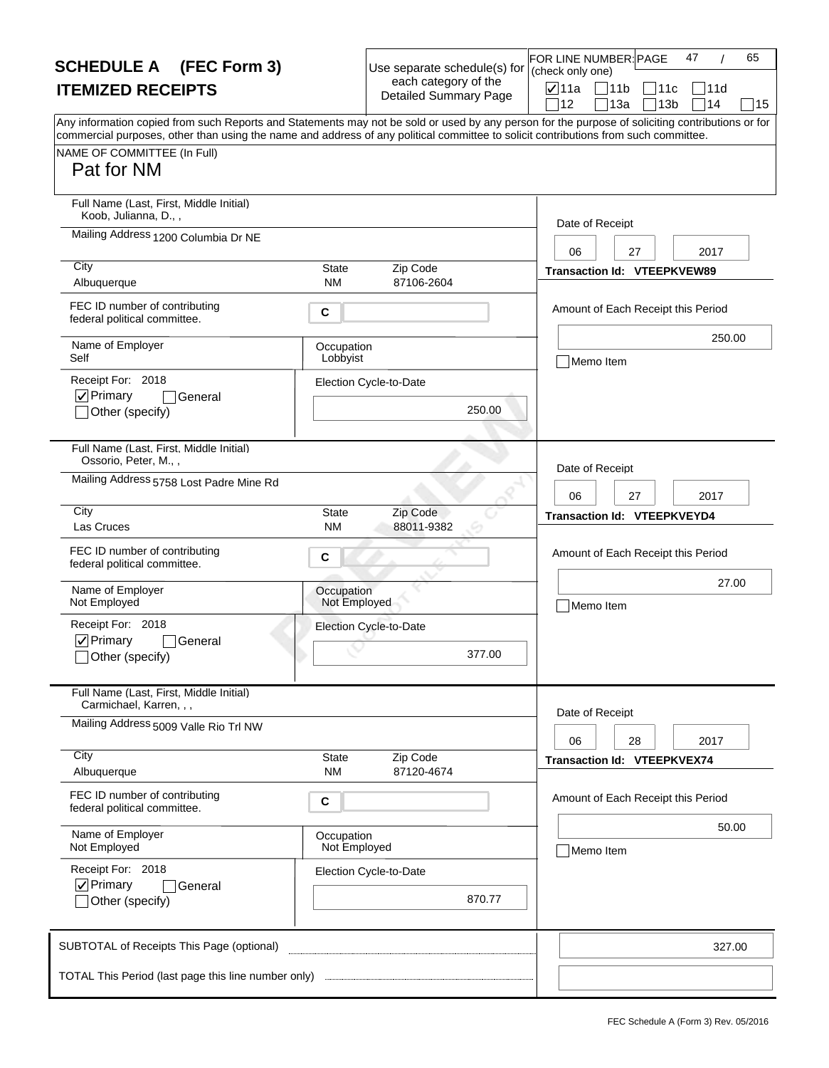# SCHEDULE A (FEC Form 3)
## ITEMIZED RECEIPTS

Use separate schedule(s) for each category of the Detailed Summary Page

FOR LINE NUMBER: (check only one)

☑ 11a ☐ 11b ☐ 11c ☐ 11d ☐ 12 ☐ 13a ☐ 13b ☐ 14 ☐ 15

Any information copied from such Reports and Statements may not be sold or used by any person for the purpose of soliciting contributions or for commercial purposes, other than using the name and address of any political committee to solicit contributions from such committee.

NAME OF COMMITTEE (In Full)
Pat for NM

---

**Full Name (Last, First, Middle Initial):** Koob, Julianna, D., ,
**Mailing Address:** 1200 Columbia Dr NE
**City:** Albuquerque **State:** NM **Zip Code:** 87106-2604
**FEC ID number of contributing federal political committee:** C
**Name of Employer:** Self
**Occupation:** Lobbyist
**Receipt For:** 2018 ☑ Primary ☐ General ☐ Other (specify)
**Election Cycle-to-Date:** 250.00
**Date of Receipt:** 06 27 2017
**Transaction Id:** VTEEPKVEW89
**Amount of Each Receipt this Period:** 250.00
☐ Memo Item

---

**Full Name (Last, First, Middle Initial):** Ossorio, Peter, M., ,
**Mailing Address:** 5758 Lost Padre Mine Rd
**City:** Las Cruces **State:** NM **Zip Code:** 88011-9382
**FEC ID number of contributing federal political committee:** C
**Name of Employer:** Not Employed
**Occupation:** Not Employed
**Receipt For:** 2018 ☑ Primary ☐ General ☐ Other (specify)
**Election Cycle-to-Date:** 377.00
**Date of Receipt:** 06 27 2017
**Transaction Id:** VTEEPKVEYD4
**Amount of Each Receipt this Period:** 27.00
☐ Memo Item

---

**Full Name (Last, First, Middle Initial):** Carmichael, Karren, , ,
**Mailing Address:** 5009 Valle Rio Trl NW
**City:** Albuquerque **State:** NM **Zip Code:** 87120-4674
**FEC ID number of contributing federal political committee:** C
**Name of Employer:** Not Employed
**Occupation:** Not Employed
**Receipt For:** 2018 ☑ Primary ☐ General ☐ Other (specify)
**Election Cycle-to-Date:** 870.77
**Date of Receipt:** 06 28 2017
**Transaction Id:** VTEEPKVEX74
**Amount of Each Receipt this Period:** 50.00
☐ Memo Item

---

**SUBTOTAL of Receipts This Page (optional):** 327.00

**TOTAL This Period (last page this line number only):**

FEC Schedule A (Form 3) Rev. 05/2016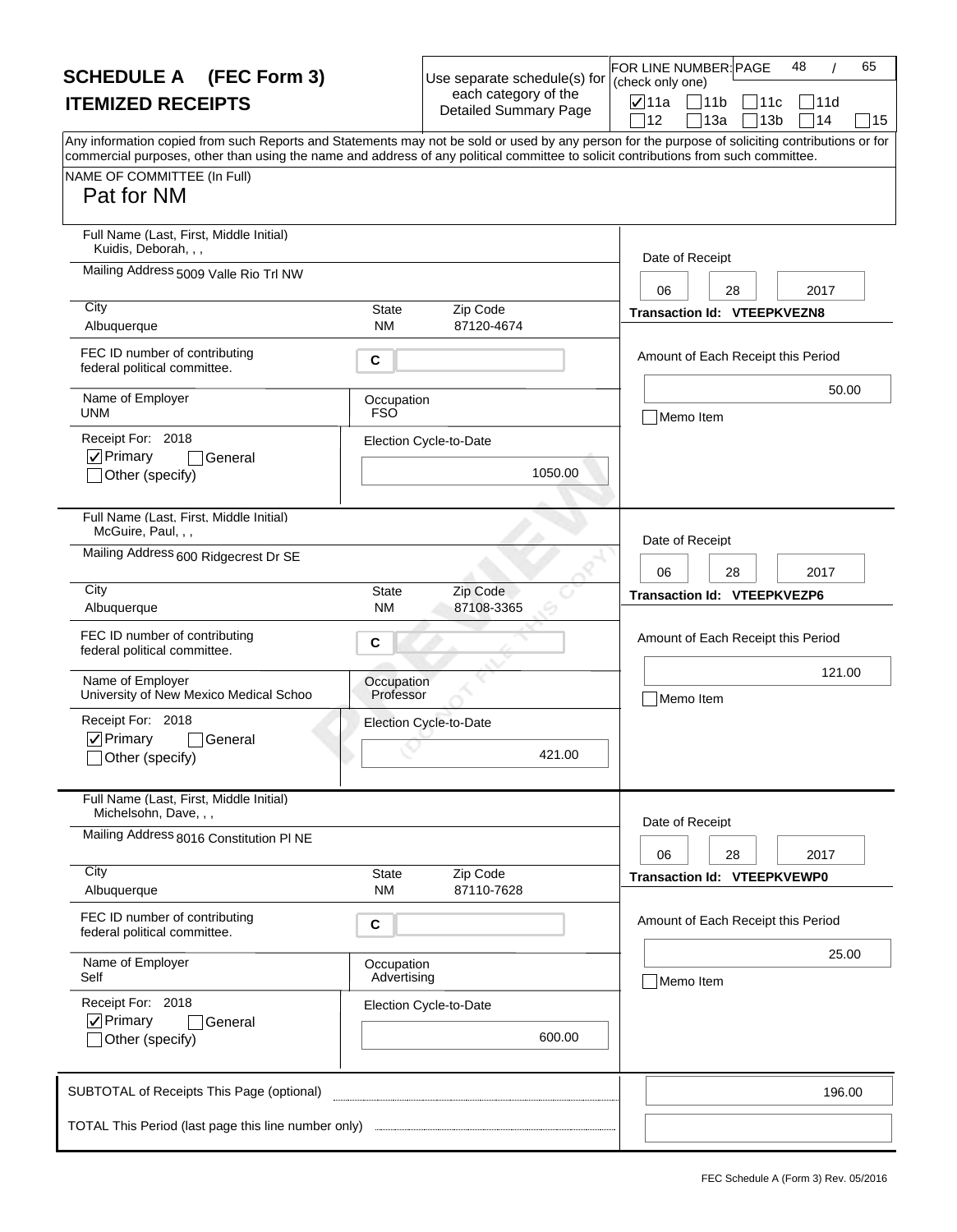# SCHEDULE A (FEC Form 3)
## ITEMIZED RECEIPTS

Use separate schedule(s) for each category of the Detailed Summary Page

FOR LINE NUMBER: (check only one)

☑ 11a ☐ 11b ☐ 11c ☐ 11d ☐ 12 ☐ 13a ☐ 13b ☐ 14 ☐ 15

Any information copied from such Reports and Statements may not be sold or used by any person for the purpose of soliciting contributions or for commercial purposes, other than using the name and address of any political committee to solicit contributions from such committee.

NAME OF COMMITTEE (In Full)
Pat for NM

---

Full Name (Last, First, Middle Initial): Kuidis, Deborah, , ,
Mailing Address: 5009 Valle Rio Trl NW
City: Albuquerque | State: NM | Zip Code: 87120-4674
FEC ID number of contributing federal political committee: C
Name of Employer: UNM
Occupation: FSO
Receipt For: 2018 ☑ Primary ☐ General ☐ Other (specify)
Election Cycle-to-Date: 1050.00
Date of Receipt: 06 28 2017
Transaction Id: VTEEPKVEZN8
Amount of Each Receipt this Period: 50.00
☐ Memo Item

---

Full Name (Last, First, Middle Initial): McGuire, Paul, , ,
Mailing Address: 600 Ridgecrest Dr SE
City: Albuquerque | State: NM | Zip Code: 87108-3365
FEC ID number of contributing federal political committee: C
Name of Employer: University of New Mexico Medical Schoo
Occupation: Professor
Receipt For: 2018 ☑ Primary ☐ General ☐ Other (specify)
Election Cycle-to-Date: 421.00
Date of Receipt: 06 28 2017
Transaction Id: VTEEPKVEZP6
Amount of Each Receipt this Period: 121.00
☐ Memo Item

---

Full Name (Last, First, Middle Initial): Michelsohn, Dave, , ,
Mailing Address: 8016 Constitution Pl NE
City: Albuquerque | State: NM | Zip Code: 87110-7628
FEC ID number of contributing federal political committee: C
Name of Employer: Self
Occupation: Advertising
Receipt For: 2018 ☑ Primary ☐ General ☐ Other (specify)
Election Cycle-to-Date: 600.00
Date of Receipt: 06 28 2017
Transaction Id: VTEEPKVEWP0
Amount of Each Receipt this Period: 25.00
☐ Memo Item

---

SUBTOTAL of Receipts This Page (optional): 196.00

TOTAL This Period (last page this line number only):

FEC Schedule A (Form 3) Rev. 05/2016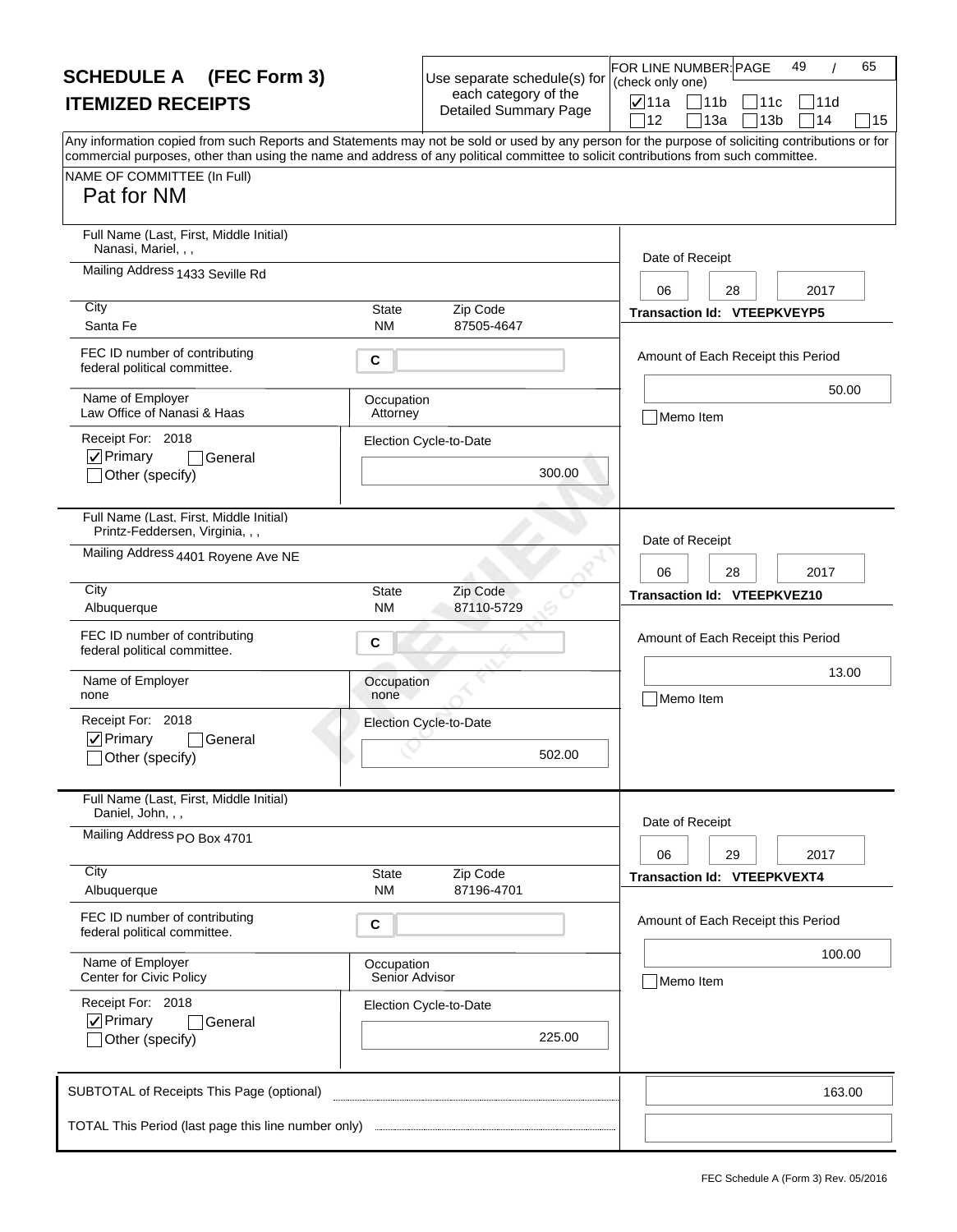# SCHEDULE A (FEC Form 3)
## ITEMIZED RECEIPTS

Use separate schedule(s) for each category of the Detailed Summary Page

FOR LINE NUMBER: (check only one)

- [x] 11a
- [ ] 11b
- [ ] 11c
- [ ] 11d
- [ ] 12
- [ ] 13a
- [ ] 13b
- [ ] 14
- [ ] 15

Any information copied from such Reports and Statements may not be sold or used by any person for the purpose of soliciting contributions or for commercial purposes, other than using the name and address of any political committee to solicit contributions from such committee.

NAME OF COMMITTEE (In Full)
Pat for NM

---

**Full Name (Last, First, Middle Initial):** Nanasi, Mariel, , ,
**Mailing Address:** 1433 Seville Rd
**City:** Santa Fe **State:** NM **Zip Code:** 87505-4647
**FEC ID number of contributing federal political committee.** C
**Name of Employer:** Law Office of Nanasi & Haas
**Occupation:** Attorney
**Receipt For:** 2018
- [x] Primary
- [ ] General
- [ ] Other (specify)

**Election Cycle-to-Date:** 300.00

**Date of Receipt:** 06 28 2017
**Transaction Id:** VTEEPKVEYP5
**Amount of Each Receipt this Period:** 50.00
- [ ] Memo Item

---

**Full Name (Last, First, Middle Initial):** Printz-Feddersen, Virginia, , ,
**Mailing Address:** 4401 Royene Ave NE
**City:** Albuquerque **State:** NM **Zip Code:** 87110-5729
**FEC ID number of contributing federal political committee.** C
**Name of Employer:** none
**Occupation:** none
**Receipt For:** 2018
- [x] Primary
- [ ] General
- [ ] Other (specify)

**Election Cycle-to-Date:** 502.00

**Date of Receipt:** 06 28 2017
**Transaction Id:** VTEEPKVEZ10
**Amount of Each Receipt this Period:** 13.00
- [ ] Memo Item

---

**Full Name (Last, First, Middle Initial):** Daniel, John, , ,
**Mailing Address:** PO Box 4701
**City:** Albuquerque **State:** NM **Zip Code:** 87196-4701
**FEC ID number of contributing federal political committee.** C
**Name of Employer:** Center for Civic Policy
**Occupation:** Senior Advisor
**Receipt For:** 2018
- [x] Primary
- [ ] General
- [ ] Other (specify)

**Election Cycle-to-Date:** 225.00

**Date of Receipt:** 06 29 2017
**Transaction Id:** VTEEPKVEXT4
**Amount of Each Receipt this Period:** 100.00
- [ ] Memo Item

---

SUBTOTAL of Receipts This Page (optional): 163.00

TOTAL This Period (last page this line number only):

FEC Schedule A (Form 3) Rev. 05/2016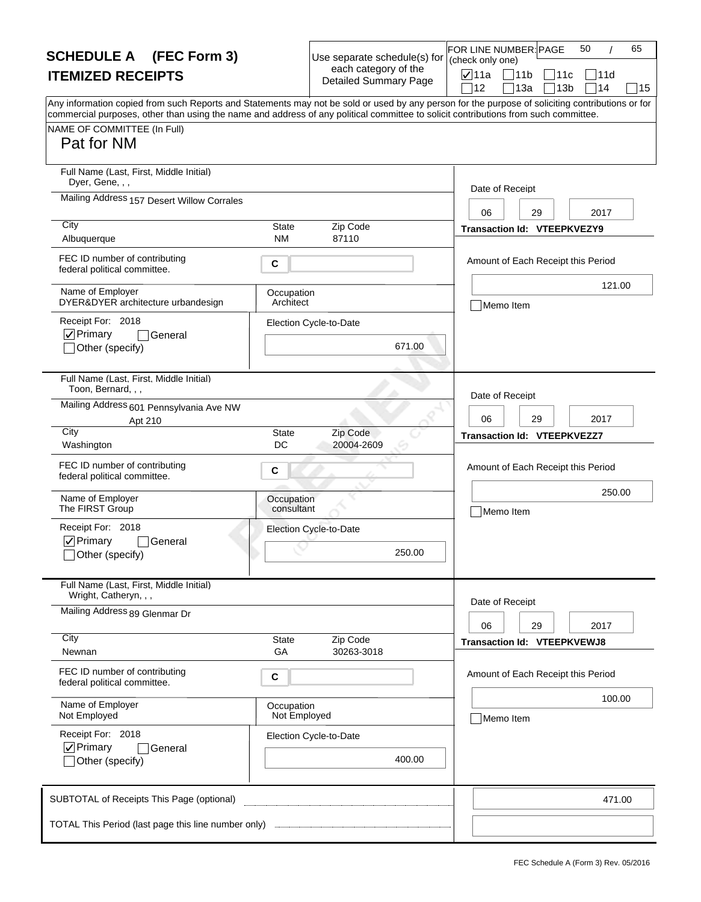# SCHEDULE A (FEC Form 3)
## ITEMIZED RECEIPTS

Use separate schedule(s) for each category of the Detailed Summary Page

FOR LINE NUMBER: (check only one)

- [x] 11a
- [ ] 11b
- [ ] 11c
- [ ] 11d
- [ ] 12
- [ ] 13a
- [ ] 13b
- [ ] 14
- [ ] 15

Any information copied from such Reports and Statements may not be sold or used by any person for the purpose of soliciting contributions or for commercial purposes, other than using the name and address of any political committee to solicit contributions from such committee.

NAME OF COMMITTEE (In Full)
Pat for NM

---

**Full Name (Last, First, Middle Initial):** Dyer, Gene, , ,
**Mailing Address:** 157 Desert Willow Corrales
**City:** Albuquerque | **State:** NM | **Zip Code:** 87110
**FEC ID number of contributing federal political committee:** C
**Name of Employer:** DYER&DYER architecture urbandesign
**Occupation:** Architect
**Receipt For:** 2018
- [x] Primary
- [ ] General
- [ ] Other (specify)

**Election Cycle-to-Date:** 671.00

**Date of Receipt:** 06 29 2017
**Transaction Id:** VTEEPKVEZY9
**Amount of Each Receipt this Period:** 121.00
- [ ] Memo Item

---

**Full Name (Last, First, Middle Initial):** Toon, Bernard, , ,
**Mailing Address:** 601 Pennsylvania Ave NW Apt 210
**City:** Washington | **State:** DC | **Zip Code:** 20004-2609
**FEC ID number of contributing federal political committee:** C
**Name of Employer:** The FIRST Group
**Occupation:** consultant
**Receipt For:** 2018
- [x] Primary
- [ ] General
- [ ] Other (specify)

**Election Cycle-to-Date:** 250.00

**Date of Receipt:** 06 29 2017
**Transaction Id:** VTEEPKVEZZ7
**Amount of Each Receipt this Period:** 250.00
- [ ] Memo Item

---

**Full Name (Last, First, Middle Initial):** Wright, Catheryn, , ,
**Mailing Address:** 89 Glenmar Dr
**City:** Newnan | **State:** GA | **Zip Code:** 30263-3018
**FEC ID number of contributing federal political committee:** C
**Name of Employer:** Not Employed
**Occupation:** Not Employed
**Receipt For:** 2018
- [x] Primary
- [ ] General
- [ ] Other (specify)

**Election Cycle-to-Date:** 400.00

**Date of Receipt:** 06 29 2017
**Transaction Id:** VTEEPKVEWJ8
**Amount of Each Receipt this Period:** 100.00
- [ ] Memo Item

---

SUBTOTAL of Receipts This Page (optional): 471.00

TOTAL This Period (last page this line number only):

FEC Schedule A (Form 3) Rev. 05/2016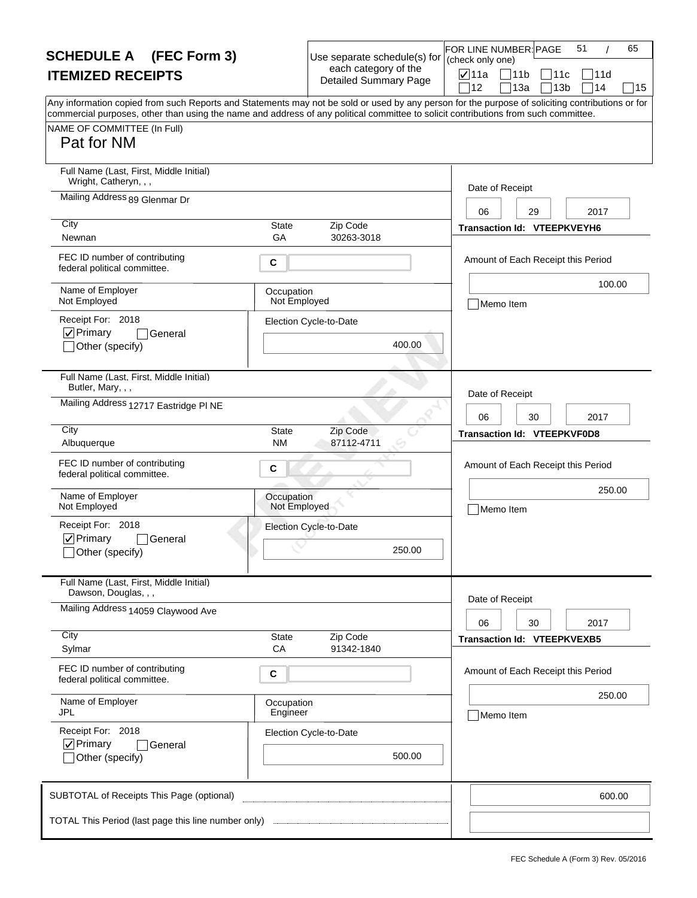# SCHEDULE A (FEC Form 3)
## ITEMIZED RECEIPTS

Use separate schedule(s) for each category of the Detailed Summary Page

FOR LINE NUMBER: (check only one)

☑ 11a ☐ 11b ☐ 11c ☐ 11d ☐ 12 ☐ 13a ☐ 13b ☐ 14 ☐ 15

Any information copied from such Reports and Statements may not be sold or used by any person for the purpose of soliciting contributions or for commercial purposes, other than using the name and address of any political committee to solicit contributions from such committee.

NAME OF COMMITTEE (In Full)
Pat for NM

---

Full Name (Last, First, Middle Initial): Wright, Catheryn, , ,

Mailing Address: 89 Glenmar Dr

City: Newnan | State: GA | Zip Code: 30263-3018

FEC ID number of contributing federal political committee: C

Name of Employer: Not Employed

Occupation: Not Employed

Receipt For: 2018 ☑ Primary ☐ General ☐ Other (specify)

Election Cycle-to-Date: 400.00

Date of Receipt: 06 29 2017

Transaction Id: VTEEPKVEYH6

Amount of Each Receipt this Period: 100.00

☐ Memo Item

---

Full Name (Last, First, Middle Initial): Butler, Mary, , ,

Mailing Address: 12717 Eastridge Pl NE

City: Albuquerque | State: NM | Zip Code: 87112-4711

FEC ID number of contributing federal political committee: C

Name of Employer: Not Employed

Occupation: Not Employed

Receipt For: 2018 ☑ Primary ☐ General ☐ Other (specify)

Election Cycle-to-Date: 250.00

Date of Receipt: 06 30 2017

Transaction Id: VTEEPKVF0D8

Amount of Each Receipt this Period: 250.00

☐ Memo Item

---

Full Name (Last, First, Middle Initial): Dawson, Douglas, , ,

Mailing Address: 14059 Claywood Ave

City: Sylmar | State: CA | Zip Code: 91342-1840

FEC ID number of contributing federal political committee: C

Name of Employer: JPL

Occupation: Engineer

Receipt For: 2018 ☑ Primary ☐ General ☐ Other (specify)

Election Cycle-to-Date: 500.00

Date of Receipt: 06 30 2017

Transaction Id: VTEEPKVEXB5

Amount of Each Receipt this Period: 250.00

☐ Memo Item

---

SUBTOTAL of Receipts This Page (optional): 600.00

TOTAL This Period (last page this line number only):

FEC Schedule A (Form 3) Rev. 05/2016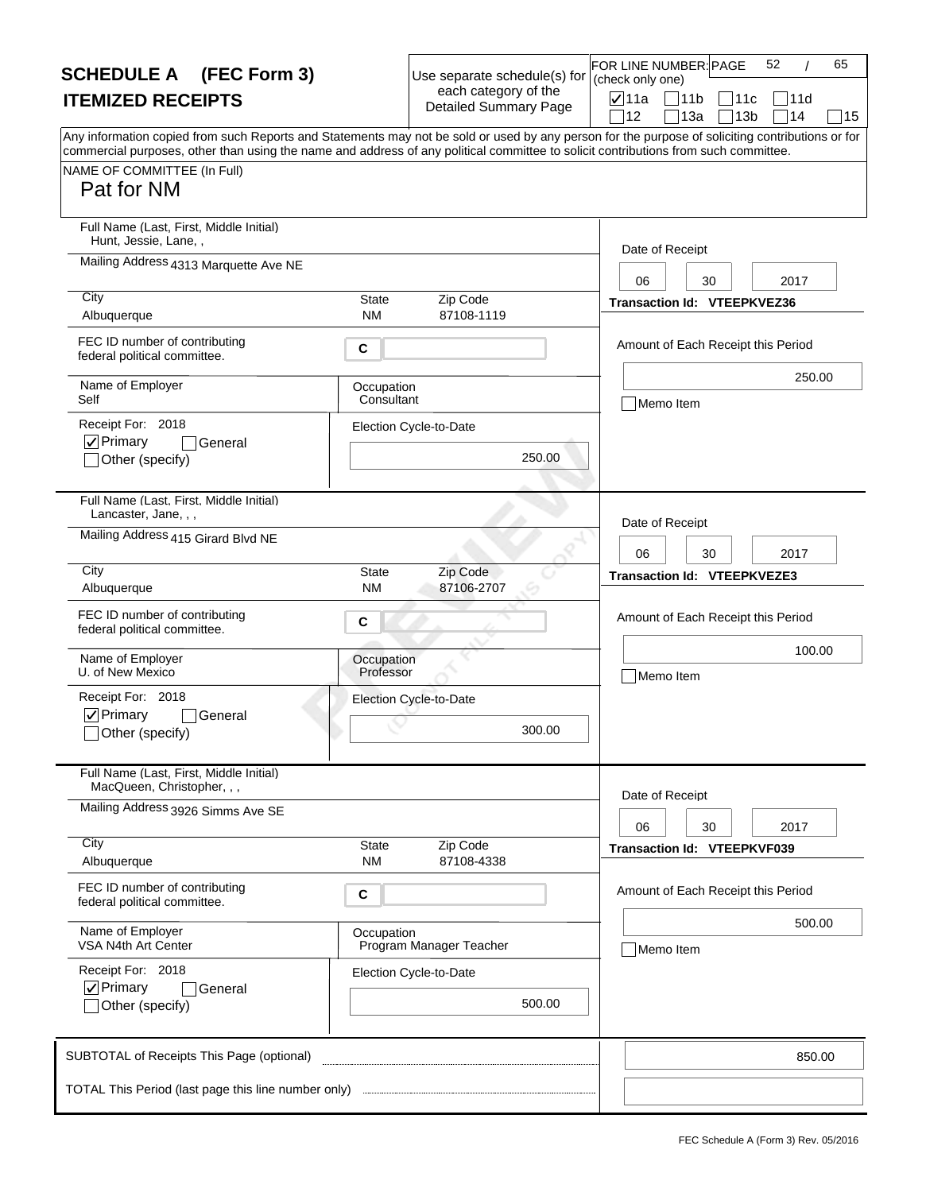# SCHEDULE A (FEC Form 3)
## ITEMIZED RECEIPTS

Use separate schedule(s) for each category of the Detailed Summary Page

FOR LINE NUMBER: (check only one)

- [x] 11a
- [ ] 11b
- [ ] 11c
- [ ] 11d
- [ ] 12
- [ ] 13a
- [ ] 13b
- [ ] 14
- [ ] 15

Any information copied from such Reports and Statements may not be sold or used by any person for the purpose of soliciting contributions or for commercial purposes, other than using the name and address of any political committee to solicit contributions from such committee.

NAME OF COMMITTEE (In Full)

Pat for NM

---

**Full Name (Last, First, Middle Initial):** Hunt, Jessie, Lane, ,

**Mailing Address:** 4313 Marquette Ave NE

**City:** Albuquerque | **State:** NM | **Zip Code:** 87108-1119

**FEC ID number of contributing federal political committee:** C

**Name of Employer:** Self | **Occupation:** Consultant

**Receipt For:** 2018
- [x] Primary
- [ ] General
- [ ] Other (specify)

**Election Cycle-to-Date:** 250.00

**Date of Receipt:** 06 30 2017

**Transaction Id:** VTEEPKVEZ36

**Amount of Each Receipt this Period:** 250.00

- [ ] Memo Item

---

**Full Name (Last, First, Middle Initial):** Lancaster, Jane, , ,

**Mailing Address:** 415 Girard Blvd NE

**City:** Albuquerque | **State:** NM | **Zip Code:** 87106-2707

**FEC ID number of contributing federal political committee:** C

**Name of Employer:** U. of New Mexico | **Occupation:** Professor

**Receipt For:** 2018
- [x] Primary
- [ ] General
- [ ] Other (specify)

**Election Cycle-to-Date:** 300.00

**Date of Receipt:** 06 30 2017

**Transaction Id:** VTEEPKVEZE3

**Amount of Each Receipt this Period:** 100.00

- [ ] Memo Item

---

**Full Name (Last, First, Middle Initial):** MacQueen, Christopher, , ,

**Mailing Address:** 3926 Simms Ave SE

**City:** Albuquerque | **State:** NM | **Zip Code:** 87108-4338

**FEC ID number of contributing federal political committee:** C

**Name of Employer:** VSA N4th Art Center | **Occupation:** Program Manager Teacher

**Receipt For:** 2018
- [x] Primary
- [ ] General
- [ ] Other (specify)

**Election Cycle-to-Date:** 500.00

**Date of Receipt:** 06 30 2017

**Transaction Id:** VTEEPKVF039

**Amount of Each Receipt this Period:** 500.00

- [ ] Memo Item

---

**SUBTOTAL of Receipts This Page (optional):** 850.00

**TOTAL This Period (last page this line number only):**

FEC Schedule A (Form 3) Rev. 05/2016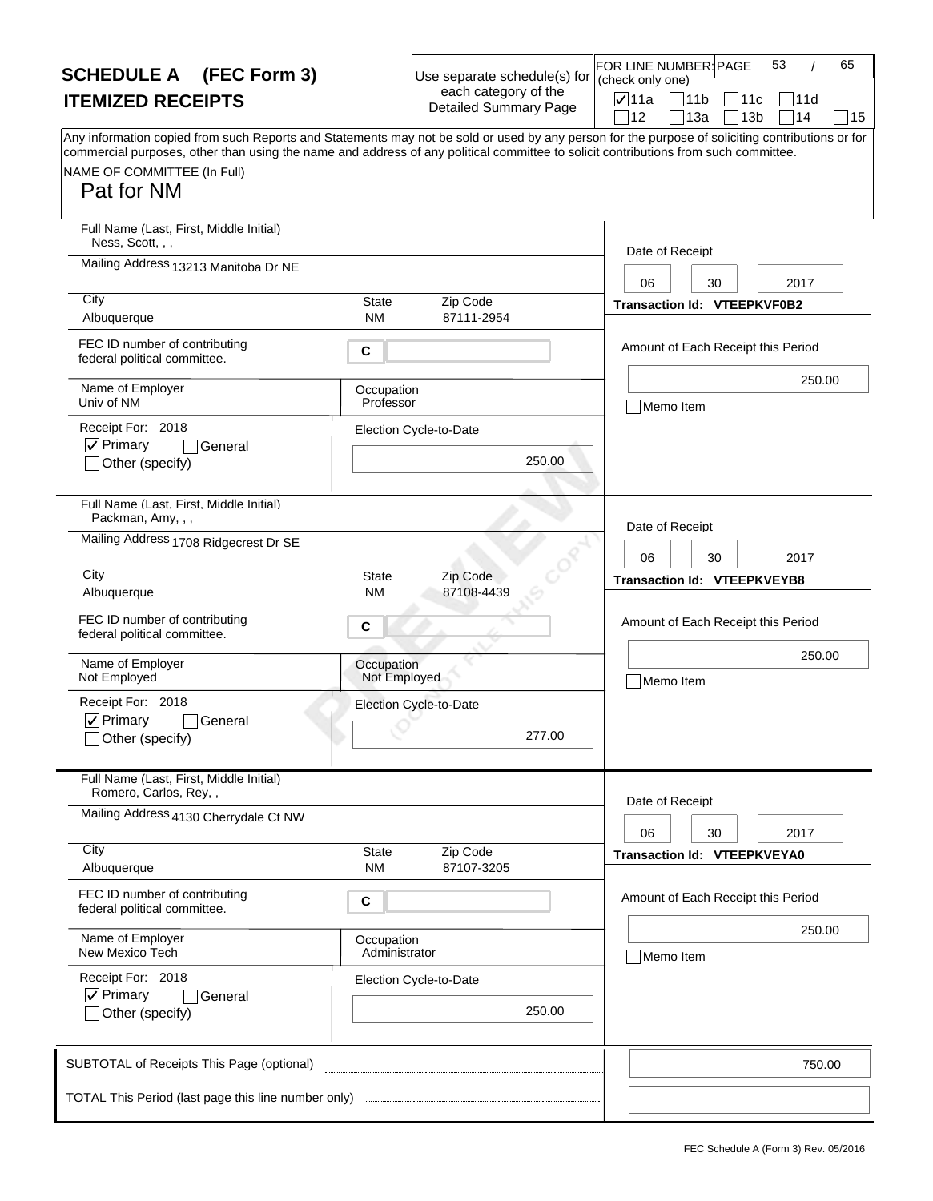# SCHEDULE A (FEC Form 3)

## ITEMIZED RECEIPTS

Use separate schedule(s) for each category of the Detailed Summary Page

FOR LINE NUMBER: (check only one)

- [x] 11a
- [ ] 11b
- [ ] 11c
- [ ] 11d
- [ ] 12
- [ ] 13a
- [ ] 13b
- [ ] 14
- [ ] 15

Any information copied from such Reports and Statements may not be sold or used by any person for the purpose of soliciting contributions or for commercial purposes, other than using the name and address of any political committee to solicit contributions from such committee.

NAME OF COMMITTEE (In Full)

Pat for NM

---

**Full Name (Last, First, Middle Initial):** Ness, Scott, , ,

**Mailing Address:** 13213 Manitoba Dr NE

**City:** Albuquerque **State:** NM **Zip Code:** 87111-2954

**FEC ID number of contributing federal political committee.:** C

**Name of Employer:** Univ of NM

**Occupation:** Professor

**Receipt For:** 2018

- [x] Primary
- [ ] General
- [ ] Other (specify)

**Election Cycle-to-Date:** 250.00

**Date of Receipt:** 06 30 2017

**Transaction Id:** VTEEPKVF0B2

**Amount of Each Receipt this Period:** 250.00

- [ ] Memo Item

---

**Full Name (Last, First, Middle Initial):** Packman, Amy, , ,

**Mailing Address:** 1708 Ridgecrest Dr SE

**City:** Albuquerque **State:** NM **Zip Code:** 87108-4439

**FEC ID number of contributing federal political committee.:** C

**Name of Employer:** Not Employed

**Occupation:** Not Employed

**Receipt For:** 2018

- [x] Primary
- [ ] General
- [ ] Other (specify)

**Election Cycle-to-Date:** 277.00

**Date of Receipt:** 06 30 2017

**Transaction Id:** VTEEPKVEYB8

**Amount of Each Receipt this Period:** 250.00

- [ ] Memo Item

---

**Full Name (Last, First, Middle Initial):** Romero, Carlos, Rey, ,

**Mailing Address:** 4130 Cherrydale Ct NW

**City:** Albuquerque **State:** NM **Zip Code:** 87107-3205

**FEC ID number of contributing federal political committee.:** C

**Name of Employer:** New Mexico Tech

**Occupation:** Administrator

**Receipt For:** 2018

- [x] Primary
- [ ] General
- [ ] Other (specify)

**Election Cycle-to-Date:** 250.00

**Date of Receipt:** 06 30 2017

**Transaction Id:** VTEEPKVEYA0

**Amount of Each Receipt this Period:** 250.00

- [ ] Memo Item

---

**SUBTOTAL of Receipts This Page (optional):** 750.00

**TOTAL This Period (last page this line number only):**

FEC Schedule A (Form 3) Rev. 05/2016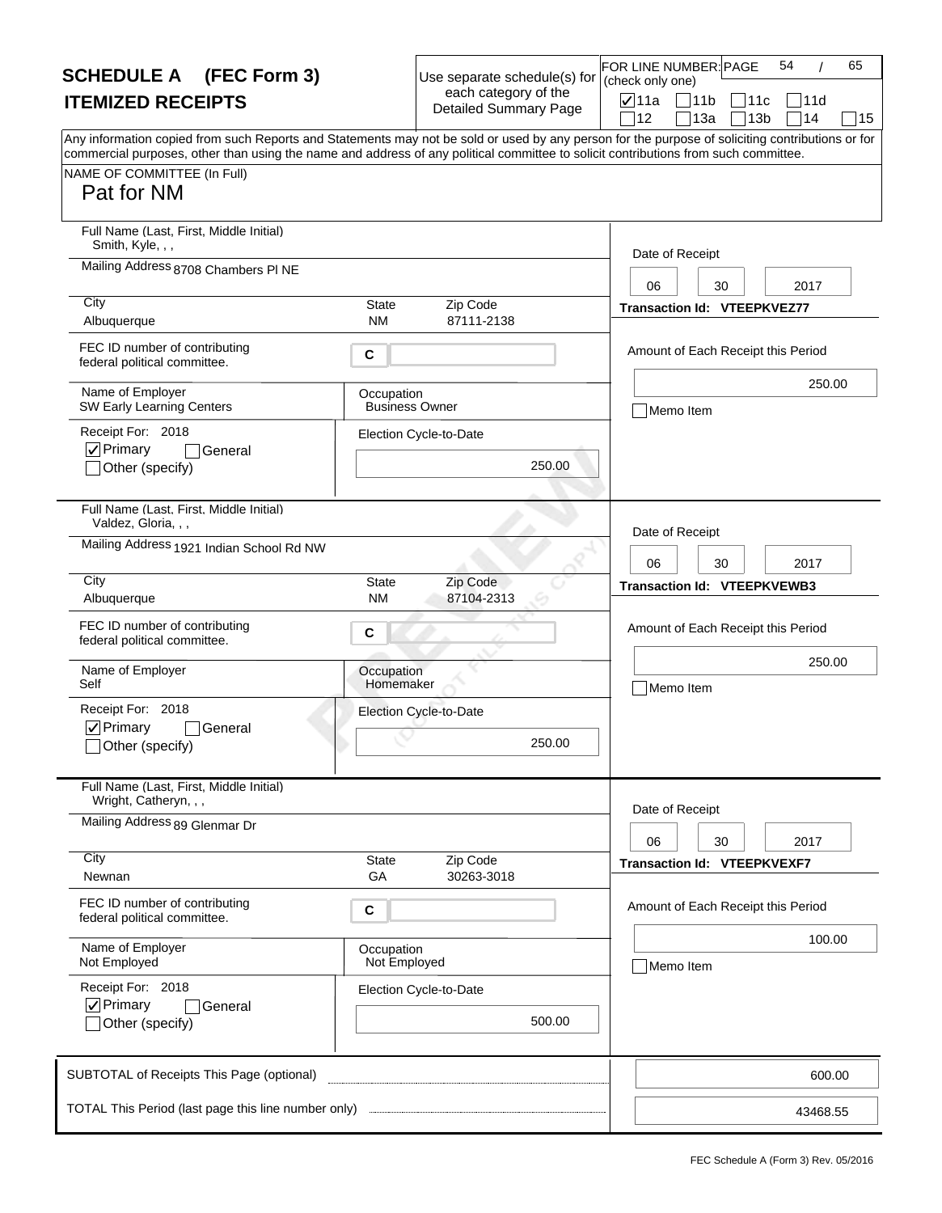# SCHEDULE A (FEC Form 3)
## ITEMIZED RECEIPTS

Use separate schedule(s) for each category of the Detailed Summary Page

FOR LINE NUMBER: (check only one)

- [x] 11a
- [ ] 11b
- [ ] 11c
- [ ] 11d
- [ ] 12
- [ ] 13a
- [ ] 13b
- [ ] 14
- [ ] 15

Any information copied from such Reports and Statements may not be sold or used by any person for the purpose of soliciting contributions or for commercial purposes, other than using the name and address of any political committee to solicit contributions from such committee.

NAME OF COMMITTEE (In Full)
Pat for NM

---

**Full Name (Last, First, Middle Initial):** Smith, Kyle, , ,

**Mailing Address:** 8708 Chambers Pl NE

**City:** Albuquerque **State:** NM **Zip Code:** 87111-2138

**FEC ID number of contributing federal political committee:** C

**Name of Employer:** SW Early Learning Centers

**Occupation:** Business Owner

**Receipt For:** 2018
- [x] Primary
- [ ] General
- [ ] Other (specify)

**Election Cycle-to-Date:** 250.00

**Date of Receipt:** 06 30 2017

**Transaction Id:** VTEEPKVEZ77

**Amount of Each Receipt this Period:** 250.00

- [ ] Memo Item

---

**Full Name (Last, First, Middle Initial):** Valdez, Gloria, , ,

**Mailing Address:** 1921 Indian School Rd NW

**City:** Albuquerque **State:** NM **Zip Code:** 87104-2313

**FEC ID number of contributing federal political committee:** C

**Name of Employer:** Self

**Occupation:** Homemaker

**Receipt For:** 2018
- [x] Primary
- [ ] General
- [ ] Other (specify)

**Election Cycle-to-Date:** 250.00

**Date of Receipt:** 06 30 2017

**Transaction Id:** VTEEPKVEWB3

**Amount of Each Receipt this Period:** 250.00

- [ ] Memo Item

---

**Full Name (Last, First, Middle Initial):** Wright, Catheryn, , ,

**Mailing Address:** 89 Glenmar Dr

**City:** Newnan **State:** GA **Zip Code:** 30263-3018

**FEC ID number of contributing federal political committee:** C

**Name of Employer:** Not Employed

**Occupation:** Not Employed

**Receipt For:** 2018
- [x] Primary
- [ ] General
- [ ] Other (specify)

**Election Cycle-to-Date:** 500.00

**Date of Receipt:** 06 30 2017

**Transaction Id:** VTEEPKVEXF7

**Amount of Each Receipt this Period:** 100.00

- [ ] Memo Item

---

**SUBTOTAL of Receipts This Page (optional):** 600.00

**TOTAL This Period (last page this line number only):** 43468.55

FEC Schedule A (Form 3) Rev. 05/2016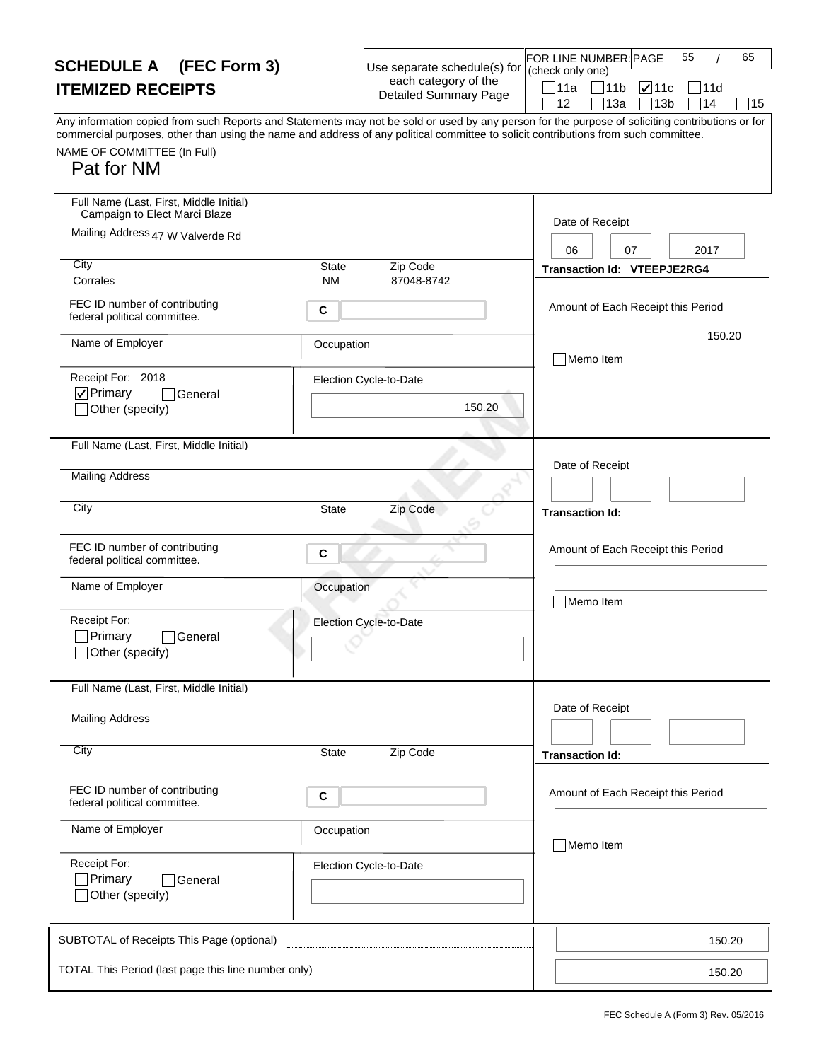# SCHEDULE A (FEC Form 3)
## ITEMIZED RECEIPTS

Use separate schedule(s) for each category of the Detailed Summary Page

FOR LINE NUMBER: (check only one)

☐ 11a ☐ 11b ☑ 11c ☐ 11d
☐ 12 ☐ 13a ☐ 13b ☐ 14 ☐ 15

Any information copied from such Reports and Statements may not be sold or used by any person for the purpose of soliciting contributions or for commercial purposes, other than using the name and address of any political committee to solicit contributions from such committee.

NAME OF COMMITTEE (In Full)
Pat for NM

---

**Full Name (Last, First, Middle Initial):** Campaign to Elect Marci Blaze

**Mailing Address:** 47 W Valverde Rd

**City:** Corrales **State:** NM **Zip Code:** 87048-8742

**FEC ID number of contributing federal political committee.** C

**Name of Employer:**

**Occupation:**

**Receipt For:** 2018
☑ Primary ☐ General
☐ Other (specify)

**Election Cycle-to-Date:** 150.20

**Date of Receipt:** 06 07 2017

**Transaction Id:** VTEEPJE2RG4

**Amount of Each Receipt this Period:** 150.20

☐ Memo Item

---

**Full Name (Last, First, Middle Initial):**

**Mailing Address:**

**City:** **State:** **Zip Code:**

**FEC ID number of contributing federal political committee.** C

**Name of Employer:**

**Occupation:**

**Receipt For:**
☐ Primary ☐ General
☐ Other (specify)

**Election Cycle-to-Date:**

**Date of Receipt:**

**Transaction Id:**

**Amount of Each Receipt this Period:**

☐ Memo Item

---

**Full Name (Last, First, Middle Initial):**

**Mailing Address:**

**City:** **State:** **Zip Code:**

**FEC ID number of contributing federal political committee.** C

**Name of Employer:**

**Occupation:**

**Receipt For:**
☐ Primary ☐ General
☐ Other (specify)

**Election Cycle-to-Date:**

**Date of Receipt:**

**Transaction Id:**

**Amount of Each Receipt this Period:**

☐ Memo Item

---

SUBTOTAL of Receipts This Page (optional): 150.20

TOTAL This Period (last page this line number only): 150.20

FEC Schedule A (Form 3) Rev. 05/2016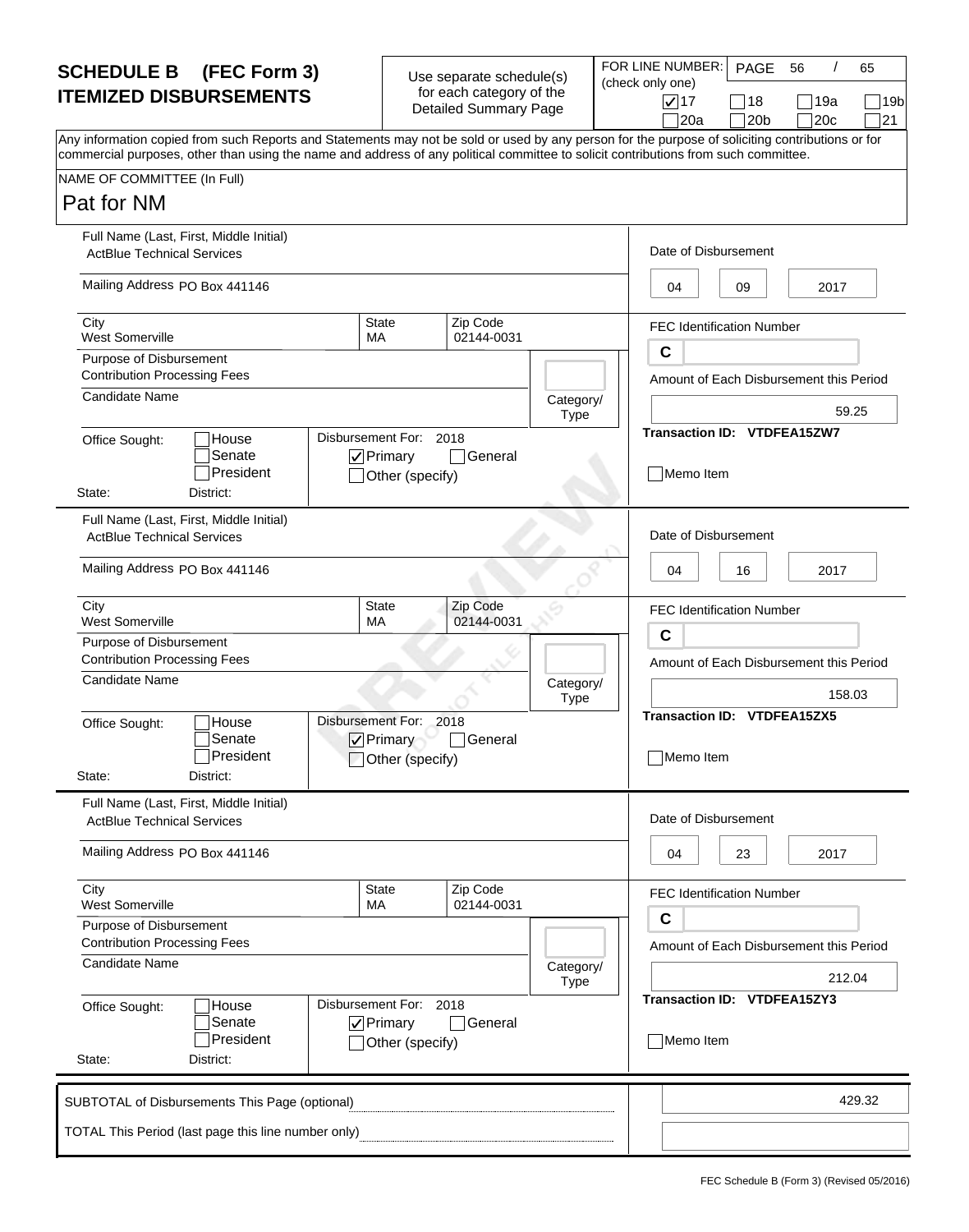# SCHEDULE B (FEC Form 3)
## ITEMIZED DISBURSEMENTS

Use separate schedule(s) for each category of the Detailed Summary Page

FOR LINE NUMBER: (check only one)

- [x] 17
- [ ] 18
- [ ] 19a
- [ ] 19b
- [ ] 20a
- [ ] 20b
- [ ] 20c
- [ ] 21

PAGE 56 / 65

Any information copied from such Reports and Statements may not be sold or used by any person for the purpose of soliciting contributions or for commercial purposes, other than using the name and address of any political committee to solicit contributions from such committee.

NAME OF COMMITTEE (In Full)

Pat for NM

---

**Full Name (Last, First, Middle Initial):** ActBlue Technical Services

**Mailing Address:** PO Box 441146

**City:** West Somerville **State:** MA **Zip Code:** 02144-0031

**Purpose of Disbursement:** Contribution Processing Fees

**Candidate Name:**

**Category/Type:**

**Office Sought:** [ ] House [ ] Senate [ ] President

**State:** **District:**

**Disbursement For:** 2018 [x] Primary [ ] General [ ] Other (specify)

**Date of Disbursement:** 04 / 09 / 2017

**FEC Identification Number:** C

**Amount of Each Disbursement this Period:** 59.25

**Transaction ID:** VTDFEA15ZW7

[ ] Memo Item

---

**Full Name (Last, First, Middle Initial):** ActBlue Technical Services

**Mailing Address:** PO Box 441146

**City:** West Somerville **State:** MA **Zip Code:** 02144-0031

**Purpose of Disbursement:** Contribution Processing Fees

**Candidate Name:**

**Category/Type:**

**Office Sought:** [ ] House [ ] Senate [ ] President

**State:** **District:**

**Disbursement For:** 2018 [x] Primary [ ] General [ ] Other (specify)

**Date of Disbursement:** 04 / 16 / 2017

**FEC Identification Number:** C

**Amount of Each Disbursement this Period:** 158.03

**Transaction ID:** VTDFEA15ZX5

[ ] Memo Item

---

**Full Name (Last, First, Middle Initial):** ActBlue Technical Services

**Mailing Address:** PO Box 441146

**City:** West Somerville **State:** MA **Zip Code:** 02144-0031

**Purpose of Disbursement:** Contribution Processing Fees

**Candidate Name:**

**Category/Type:**

**Office Sought:** [ ] House [ ] Senate [ ] President

**State:** **District:**

**Disbursement For:** 2018 [x] Primary [ ] General [ ] Other (specify)

**Date of Disbursement:** 04 / 23 / 2017

**FEC Identification Number:** C

**Amount of Each Disbursement this Period:** 212.04

**Transaction ID:** VTDFEA15ZY3

[ ] Memo Item

---

SUBTOTAL of Disbursements This Page (optional): 429.32

TOTAL This Period (last page this line number only):

FEC Schedule B (Form 3) (Revised 05/2016)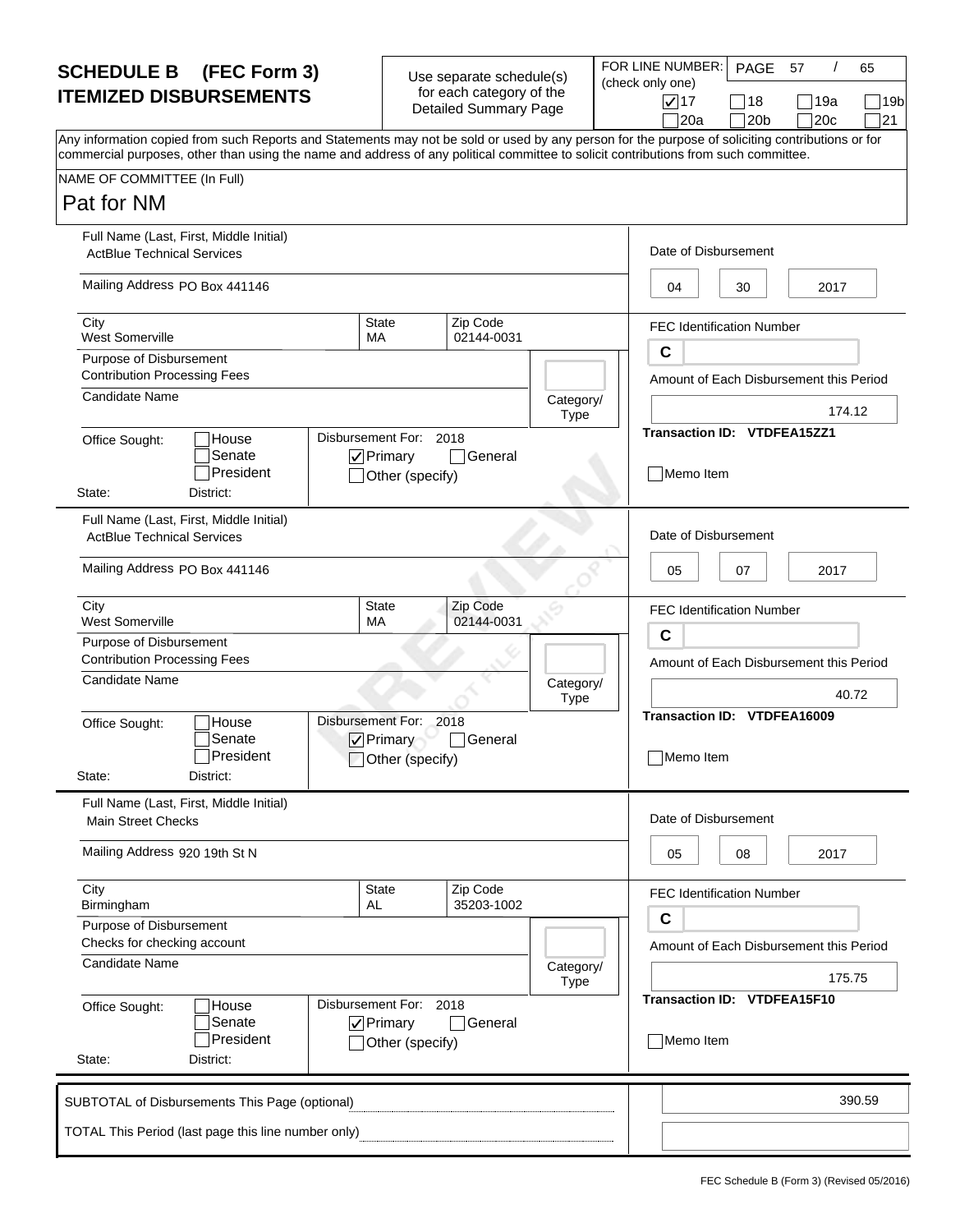# SCHEDULE B (FEC Form 3)
## ITEMIZED DISBURSEMENTS

Use separate schedule(s) for each category of the Detailed Summary Page

FOR LINE NUMBER: (check only one)

☑ 17 ☐ 18 ☐ 19a ☐ 19b ☐ 20a ☐ 20b ☐ 20c ☐ 21

Any information copied from such Reports and Statements may not be sold or used by any person for the purpose of soliciting contributions or for commercial purposes, other than using the name and address of any political committee to solicit contributions from such committee.

NAME OF COMMITTEE (In Full)

Pat for NM

---

**Full Name (Last, First, Middle Initial):** ActBlue Technical Services

**Mailing Address:** PO Box 441146

**City:** West Somerville **State:** MA **Zip Code:** 02144-0031

**Purpose of Disbursement:** Contribution Processing Fees

**Candidate Name:**

**Category/Type:**

**Office Sought:** ☐ House ☐ Senate ☐ President

**State:** **District:**

**Disbursement For:** 2018 ☑ Primary ☐ General ☐ Other (specify)

**Date of Disbursement:** 04 / 30 / 2017

**FEC Identification Number:** C

**Amount of Each Disbursement this Period:** 174.12

**Transaction ID:** VTDFEA15ZZ1

☐ Memo Item

---

**Full Name (Last, First, Middle Initial):** ActBlue Technical Services

**Mailing Address:** PO Box 441146

**City:** West Somerville **State:** MA **Zip Code:** 02144-0031

**Purpose of Disbursement:** Contribution Processing Fees

**Candidate Name:**

**Category/Type:**

**Office Sought:** ☐ House ☐ Senate ☐ President

**State:** **District:**

**Disbursement For:** 2018 ☑ Primary ☐ General ☐ Other (specify)

**Date of Disbursement:** 05 / 07 / 2017

**FEC Identification Number:** C

**Amount of Each Disbursement this Period:** 40.72

**Transaction ID:** VTDFEA16009

☐ Memo Item

---

**Full Name (Last, First, Middle Initial):** Main Street Checks

**Mailing Address:** 920 19th St N

**City:** Birmingham **State:** AL **Zip Code:** 35203-1002

**Purpose of Disbursement:** Checks for checking account

**Candidate Name:**

**Category/Type:**

**Office Sought:** ☐ House ☐ Senate ☐ President

**State:** **District:**

**Disbursement For:** 2018 ☑ Primary ☐ General ☐ Other (specify)

**Date of Disbursement:** 05 / 08 / 2017

**FEC Identification Number:** C

**Amount of Each Disbursement this Period:** 175.75

**Transaction ID:** VTDFEA15F10

☐ Memo Item

---

| | |
|---|---|
| SUBTOTAL of Disbursements This Page (optional) | 390.59 |
| TOTAL This Period (last page this line number only) | |

FEC Schedule B (Form 3) (Revised 05/2016)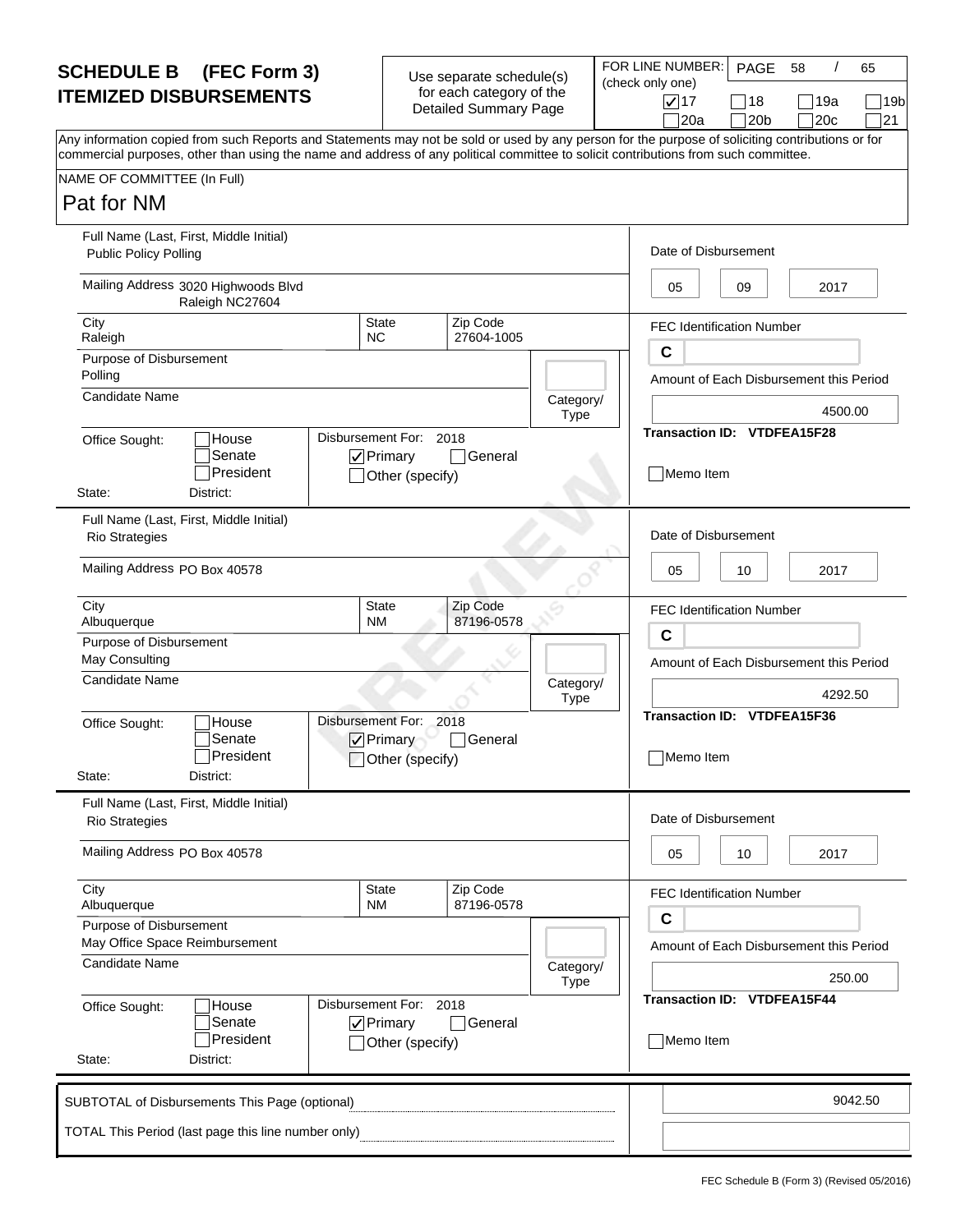# SCHEDULE B (FEC Form 3)
# ITEMIZED DISBURSEMENTS

Use separate schedule(s) for each category of the Detailed Summary Page

FOR LINE NUMBER: (check only one)
- [x] 17
- [ ] 18
- [ ] 19a
- [ ] 19b
- [ ] 20a
- [ ] 20b
- [ ] 20c
- [ ] 21

PAGE 58 / 65

Any information copied from such Reports and Statements may not be sold or used by any person for the purpose of soliciting contributions or for commercial purposes, other than using the name and address of any political committee to solicit contributions from such committee.

NAME OF COMMITTEE (In Full)
**Pat for NM**

---

**Full Name (Last, First, Middle Initial):** Public Policy Polling
**Mailing Address:** 3020 Highwoods Blvd
Raleigh NC27604
**City:** Raleigh | **State:** NC | **Zip Code:** 27604-1005
**Purpose of Disbursement:** Polling
**Candidate Name:**
**Category/Type:**
**Office Sought:** [ ] House [ ] Senate [ ] President
**State:** **District:**
**Disbursement For:** 2018 [x] Primary [ ] General [ ] Other (specify)
**Date of Disbursement:** 05 / 09 / 2017
**FEC Identification Number:** C
**Amount of Each Disbursement this Period:** 4500.00
**Transaction ID:** VTDFEA15F28
[ ] Memo Item

---

**Full Name (Last, First, Middle Initial):** Rio Strategies
**Mailing Address:** PO Box 40578
**City:** Albuquerque | **State:** NM | **Zip Code:** 87196-0578
**Purpose of Disbursement:** May Consulting
**Candidate Name:**
**Category/Type:**
**Office Sought:** [ ] House [ ] Senate [ ] President
**State:** **District:**
**Disbursement For:** 2018 [x] Primary [ ] General [ ] Other (specify)
**Date of Disbursement:** 05 / 10 / 2017
**FEC Identification Number:** C
**Amount of Each Disbursement this Period:** 4292.50
**Transaction ID:** VTDFEA15F36
[ ] Memo Item

---

**Full Name (Last, First, Middle Initial):** Rio Strategies
**Mailing Address:** PO Box 40578
**City:** Albuquerque | **State:** NM | **Zip Code:** 87196-0578
**Purpose of Disbursement:** May Office Space Reimbursement
**Candidate Name:**
**Category/Type:**
**Office Sought:** [ ] House [ ] Senate [ ] President
**State:** **District:**
**Disbursement For:** 2018 [x] Primary [ ] General [ ] Other (specify)
**Date of Disbursement:** 05 / 10 / 2017
**FEC Identification Number:** C
**Amount of Each Disbursement this Period:** 250.00
**Transaction ID:** VTDFEA15F44
[ ] Memo Item

---

| | |
|---|---|
| SUBTOTAL of Disbursements This Page (optional) | 9042.50 |
| TOTAL This Period (last page this line number only) | |

FEC Schedule B (Form 3) (Revised 05/2016)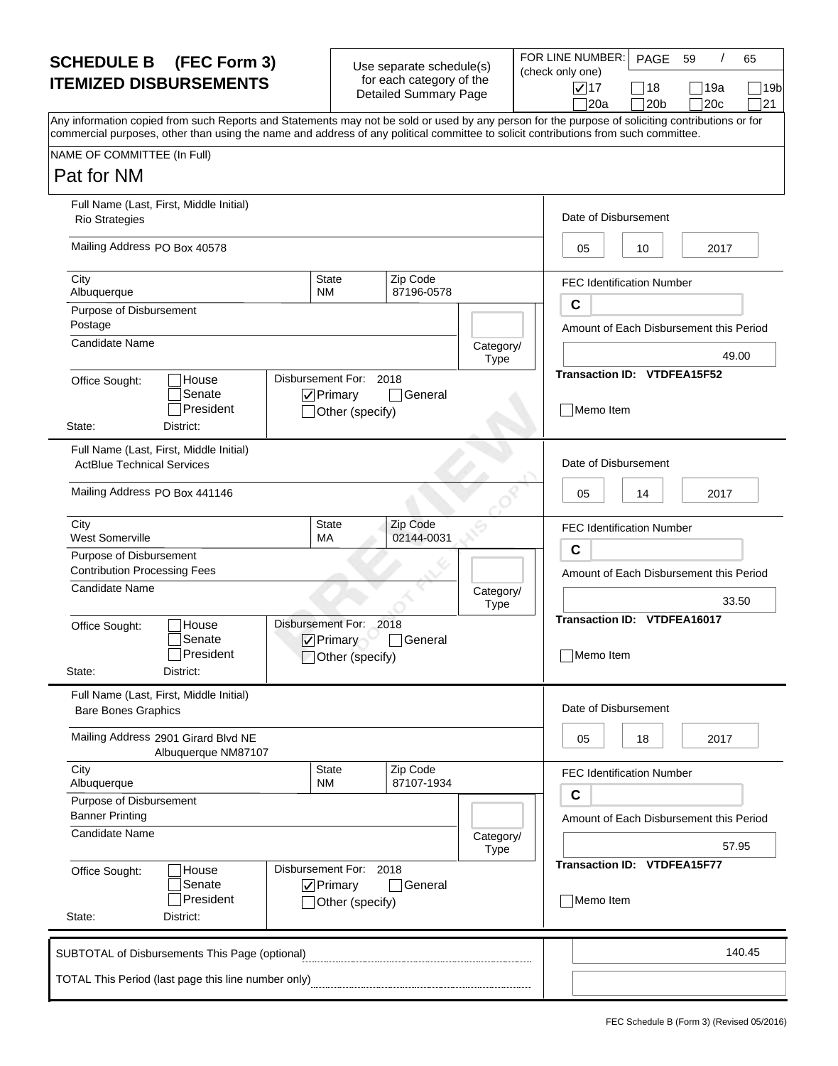# SCHEDULE B (FEC Form 3) ITEMIZED DISBURSEMENTS

Use separate schedule(s) for each category of the Detailed Summary Page

FOR LINE NUMBER: (check only one)
[x] 17 [ ] 18 [ ] 19a [ ] 19b [ ] 20a [ ] 20b [ ] 20c [ ] 21

Any information copied from such Reports and Statements may not be sold or used by any person for the purpose of soliciting contributions or for commercial purposes, other than using the name and address of any political committee to solicit contributions from such committee.

NAME OF COMMITTEE (In Full)
**Pat for NM**

---

Full Name (Last, First, Middle Initial): Rio Strategies
Mailing Address: PO Box 40578
City: Albuquerque | State: NM | Zip Code: 87196-0578
Purpose of Disbursement: Postage
Candidate Name:
Category/Type:
Office Sought: [ ] House [ ] Senate [ ] President
State: District:
Disbursement For: 2018 [x] Primary [ ] General [ ] Other (specify)

Date of Disbursement: 05 / 10 / 2017
FEC Identification Number: C
Amount of Each Disbursement this Period: 49.00
Transaction ID: VTDFEA15F52
[ ] Memo Item

---

Full Name (Last, First, Middle Initial): ActBlue Technical Services
Mailing Address: PO Box 441146
City: West Somerville | State: MA | Zip Code: 02144-0031
Purpose of Disbursement: Contribution Processing Fees
Candidate Name:
Category/Type:
Office Sought: [ ] House [ ] Senate [ ] President
State: District:
Disbursement For: 2018 [x] Primary [ ] General [ ] Other (specify)

Date of Disbursement: 05 / 14 / 2017
FEC Identification Number: C
Amount of Each Disbursement this Period: 33.50
Transaction ID: VTDFEA16017
[ ] Memo Item

---

Full Name (Last, First, Middle Initial): Bare Bones Graphics
Mailing Address: 2901 Girard Blvd NE Albuquerque NM87107
City: Albuquerque | State: NM | Zip Code: 87107-1934
Purpose of Disbursement: Banner Printing
Candidate Name:
Category/Type:
Office Sought: [ ] House [ ] Senate [ ] President
State: District:
Disbursement For: 2018 [x] Primary [ ] General [ ] Other (specify)

Date of Disbursement: 05 / 18 / 2017
FEC Identification Number: C
Amount of Each Disbursement this Period: 57.95
Transaction ID: VTDFEA15F77
[ ] Memo Item

---

SUBTOTAL of Disbursements This Page (optional): 140.45

TOTAL This Period (last page this line number only):

FEC Schedule B (Form 3) (Revised 05/2016)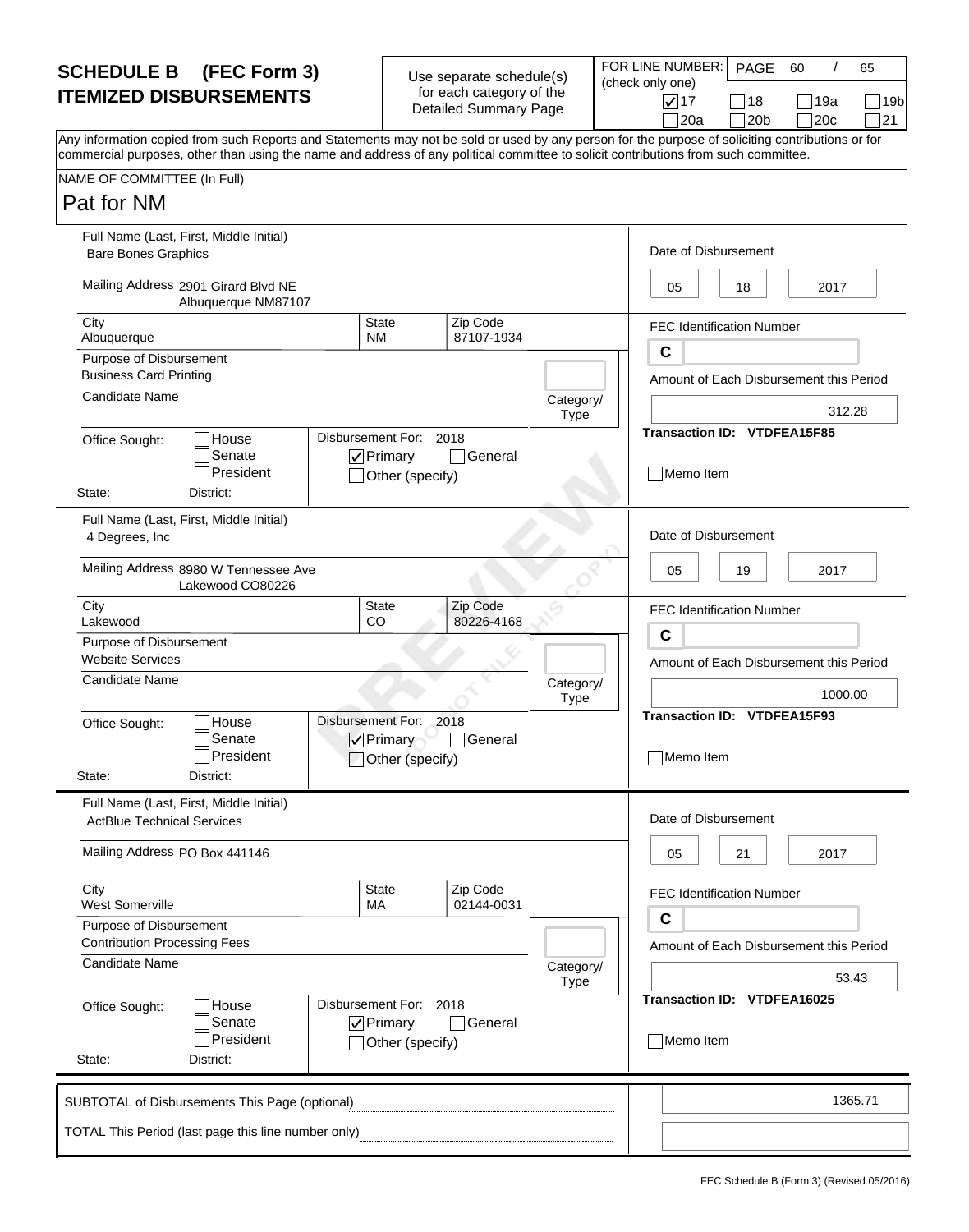# SCHEDULE B (FEC Form 3) ITEMIZED DISBURSEMENTS

Use separate schedule(s) for each category of the Detailed Summary Page

FOR LINE NUMBER: (check only one)

☑ 17 ☐ 18 ☐ 19a ☐ 19b ☐ 20a ☐ 20b ☐ 20c ☐ 21

Any information copied from such Reports and Statements may not be sold or used by any person for the purpose of soliciting contributions or for commercial purposes, other than using the name and address of any political committee to solicit contributions from such committee.

NAME OF COMMITTEE (In Full)

**Pat for NM**

---

**Full Name (Last, First, Middle Initial):** Bare Bones Graphics

**Mailing Address:** 2901 Girard Blvd NE, Albuquerque NM87107

**City:** Albuquerque | **State:** NM | **Zip Code:** 87107-1934

**Purpose of Disbursement:** Business Card Printing

**Candidate Name:**

**Category/Type:**

**Office Sought:** ☐ House ☐ Senate ☐ President

**State:** **District:**

**Disbursement For:** 2018 ☑ Primary ☐ General ☐ Other (specify)

**Date of Disbursement:** 05 / 18 / 2017

**FEC Identification Number:** C

**Amount of Each Disbursement this Period:** 312.28

**Transaction ID:** VTDFEA15F85

☐ Memo Item

---

**Full Name (Last, First, Middle Initial):** 4 Degrees, Inc

**Mailing Address:** 8980 W Tennessee Ave, Lakewood CO80226

**City:** Lakewood | **State:** CO | **Zip Code:** 80226-4168

**Purpose of Disbursement:** Website Services

**Candidate Name:**

**Category/Type:**

**Office Sought:** ☐ House ☐ Senate ☐ President

**State:** **District:**

**Disbursement For:** 2018 ☑ Primary ☐ General ☐ Other (specify)

**Date of Disbursement:** 05 / 19 / 2017

**FEC Identification Number:** C

**Amount of Each Disbursement this Period:** 1000.00

**Transaction ID:** VTDFEA15F93

☐ Memo Item

---

**Full Name (Last, First, Middle Initial):** ActBlue Technical Services

**Mailing Address:** PO Box 441146

**City:** West Somerville | **State:** MA | **Zip Code:** 02144-0031

**Purpose of Disbursement:** Contribution Processing Fees

**Candidate Name:**

**Category/Type:**

**Office Sought:** ☐ House ☐ Senate ☐ President

**State:** **District:**

**Disbursement For:** 2018 ☑ Primary ☐ General ☐ Other (specify)

**Date of Disbursement:** 05 / 21 / 2017

**FEC Identification Number:** C

**Amount of Each Disbursement this Period:** 53.43

**Transaction ID:** VTDFEA16025

☐ Memo Item

---

| | |
|---|---|
| SUBTOTAL of Disbursements This Page (optional) | 1365.71 |
| TOTAL This Period (last page this line number only) | |

FEC Schedule B (Form 3) (Revised 05/2016)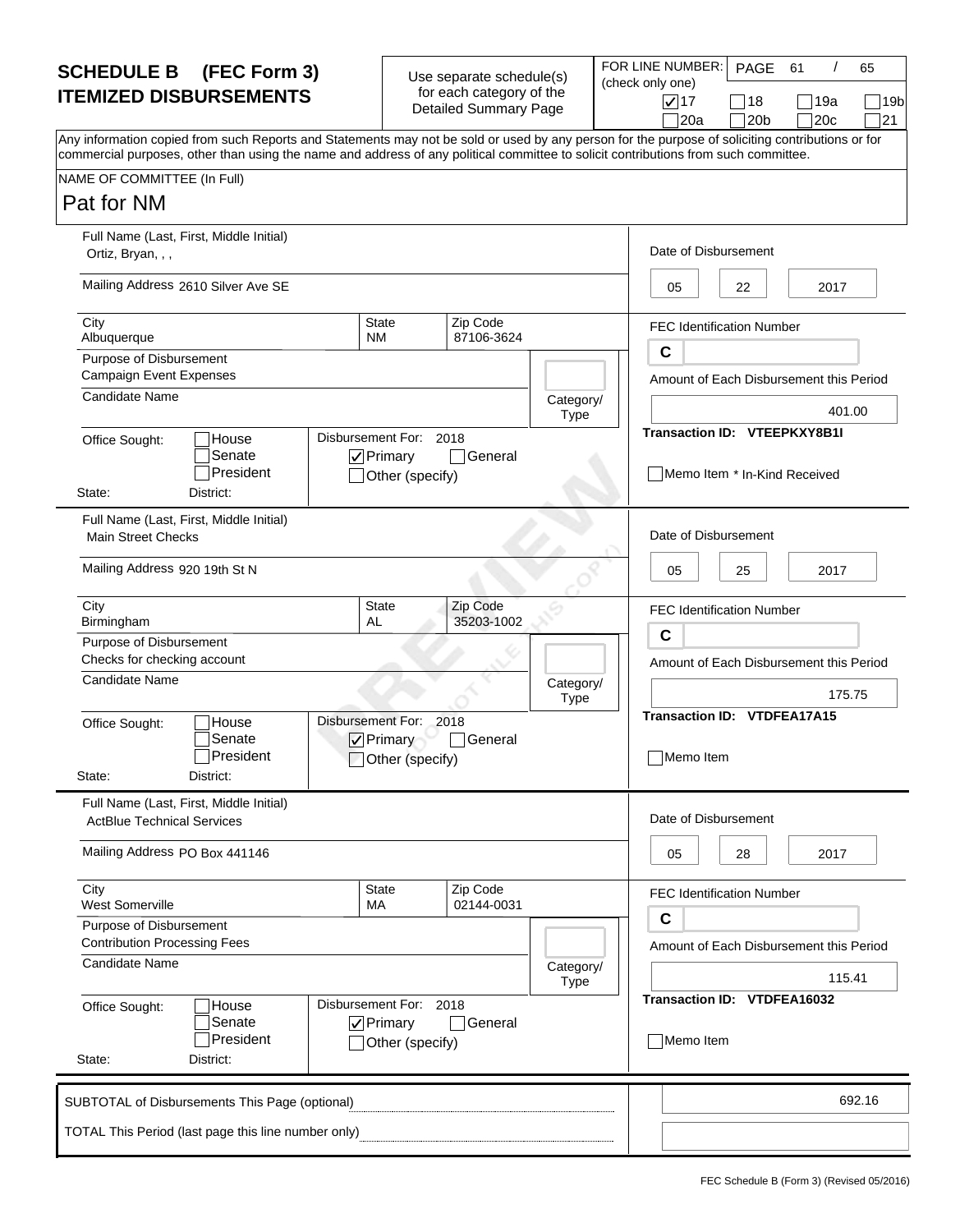# SCHEDULE B (FEC Form 3)
# ITEMIZED DISBURSEMENTS

Use separate schedule(s) for each category of the Detailed Summary Page

FOR LINE NUMBER: (check only one)
[x] 17 [ ] 18 [ ] 19a [ ] 19b [ ] 20a [ ] 20b [ ] 20c [ ] 21

Any information copied from such Reports and Statements may not be sold or used by any person for the purpose of soliciting contributions or for commercial purposes, other than using the name and address of any political committee to solicit contributions from such committee.

NAME OF COMMITTEE (In Full)
**Pat for NM**

---

**Full Name (Last, First, Middle Initial):** Ortiz, Bryan, , ,
**Mailing Address:** 2610 Silver Ave SE
**City:** Albuquerque **State:** NM **Zip Code:** 87106-3624
**Purpose of Disbursement:** Campaign Event Expenses
**Candidate Name:**
**Category/Type:**
**Office Sought:** [ ] House [ ] Senate [ ] President
**State:** **District:**
**Disbursement For:** 2018 [x] Primary [ ] General [ ] Other (specify)
**Date of Disbursement:** 05 / 22 / 2017
**FEC Identification Number:** C
**Amount of Each Disbursement this Period:** 401.00
**Transaction ID:** VTEEPKXY8B1I
[ ] Memo Item * In-Kind Received

---

**Full Name (Last, First, Middle Initial):** Main Street Checks
**Mailing Address:** 920 19th St N
**City:** Birmingham **State:** AL **Zip Code:** 35203-1002
**Purpose of Disbursement:** Checks for checking account
**Candidate Name:**
**Category/Type:**
**Office Sought:** [ ] House [ ] Senate [ ] President
**State:** **District:**
**Disbursement For:** 2018 [x] Primary [ ] General [ ] Other (specify)
**Date of Disbursement:** 05 / 25 / 2017
**FEC Identification Number:** C
**Amount of Each Disbursement this Period:** 175.75
**Transaction ID:** VTDFEA17A15
[ ] Memo Item

---

**Full Name (Last, First, Middle Initial):** ActBlue Technical Services
**Mailing Address:** PO Box 441146
**City:** West Somerville **State:** MA **Zip Code:** 02144-0031
**Purpose of Disbursement:** Contribution Processing Fees
**Candidate Name:**
**Category/Type:**
**Office Sought:** [ ] House [ ] Senate [ ] President
**State:** **District:**
**Disbursement For:** 2018 [x] Primary [ ] General [ ] Other (specify)
**Date of Disbursement:** 05 / 28 / 2017
**FEC Identification Number:** C
**Amount of Each Disbursement this Period:** 115.41
**Transaction ID:** VTDFEA16032
[ ] Memo Item

---

SUBTOTAL of Disbursements This Page (optional): 692.16

TOTAL This Period (last page this line number only):

FEC Schedule B (Form 3) (Revised 05/2016)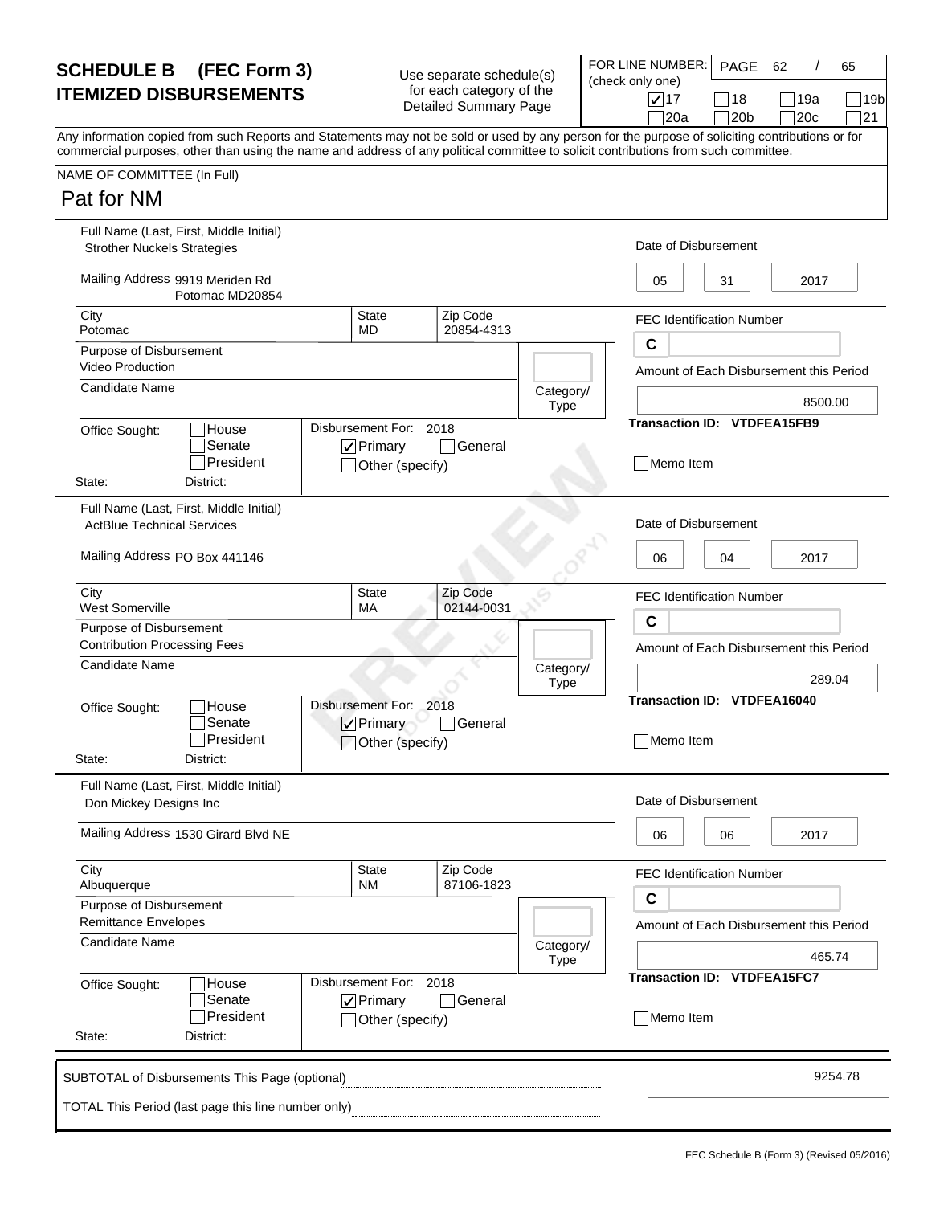# SCHEDULE B (FEC Form 3) ITEMIZED DISBURSEMENTS

Use separate schedule(s) for each category of the Detailed Summary Page

FOR LINE NUMBER: (check only one)

- [x] 17
- [ ] 18
- [ ] 19a
- [ ] 19b
- [ ] 20a
- [ ] 20b
- [ ] 20c
- [ ] 21

PAGE 62 / 65

Any information copied from such Reports and Statements may not be sold or used by any person for the purpose of soliciting contributions or for commercial purposes, other than using the name and address of any political committee to solicit contributions from such committee.

NAME OF COMMITTEE (In Full)

**Pat for NM**

---

**Full Name (Last, First, Middle Initial):** Strother Nuckels Strategies

**Mailing Address:** 9919 Meriden Rd, Potomac MD20854

**City:** Potomac | **State:** MD | **Zip Code:** 20854-4313

**Purpose of Disbursement:** Video Production

**Candidate Name:**

**Category/Type:**

**Office Sought:** [ ] House [ ] Senate [ ] President

**State:** | **District:**

**Disbursement For:** 2018 [x] Primary [ ] General [ ] Other (specify)

**Date of Disbursement:** 05 / 31 / 2017

**FEC Identification Number:** C

**Amount of Each Disbursement this Period:** 8500.00

**Transaction ID:** VTDFEA15FB9

[ ] Memo Item

---

**Full Name (Last, First, Middle Initial):** ActBlue Technical Services

**Mailing Address:** PO Box 441146

**City:** West Somerville | **State:** MA | **Zip Code:** 02144-0031

**Purpose of Disbursement:** Contribution Processing Fees

**Candidate Name:**

**Category/Type:**

**Office Sought:** [ ] House [ ] Senate [ ] President

**State:** | **District:**

**Disbursement For:** 2018 [x] Primary [ ] General [ ] Other (specify)

**Date of Disbursement:** 06 / 04 / 2017

**FEC Identification Number:** C

**Amount of Each Disbursement this Period:** 289.04

**Transaction ID:** VTDFEA16040

[ ] Memo Item

---

**Full Name (Last, First, Middle Initial):** Don Mickey Designs Inc

**Mailing Address:** 1530 Girard Blvd NE

**City:** Albuquerque | **State:** NM | **Zip Code:** 87106-1823

**Purpose of Disbursement:** Remittance Envelopes

**Candidate Name:**

**Category/Type:**

**Office Sought:** [ ] House [ ] Senate [ ] President

**State:** | **District:**

**Disbursement For:** 2018 [x] Primary [ ] General [ ] Other (specify)

**Date of Disbursement:** 06 / 06 / 2017

**FEC Identification Number:** C

**Amount of Each Disbursement this Period:** 465.74

**Transaction ID:** VTDFEA15FC7

[ ] Memo Item

---

SUBTOTAL of Disbursements This Page (optional): 9254.78

TOTAL This Period (last page this line number only):

FEC Schedule B (Form 3) (Revised 05/2016)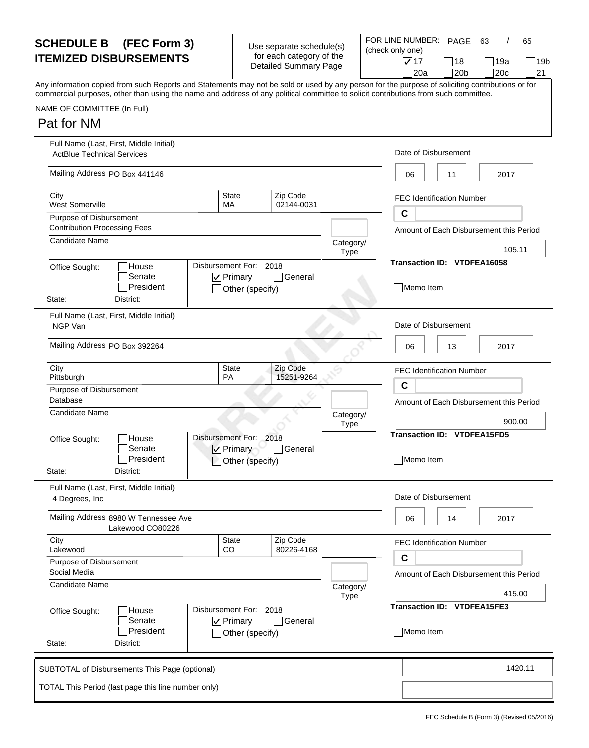# SCHEDULE B (FEC Form 3) ITEMIZED DISBURSEMENTS

Use separate schedule(s) for each category of the Detailed Summary Page

FOR LINE NUMBER: (check only one)
PAGE 63 / 65

- [x] 17
- [ ] 18
- [ ] 19a
- [ ] 19b
- [ ] 20a
- [ ] 20b
- [ ] 20c
- [ ] 21

Any information copied from such Reports and Statements may not be sold or used by any person for the purpose of soliciting contributions or for commercial purposes, other than using the name and address of any political committee to solicit contributions from such committee.

NAME OF COMMITTEE (In Full)

**Pat for NM**

---

**Full Name (Last, First, Middle Initial):** ActBlue Technical Services

**Mailing Address:** PO Box 441146

**City:** West Somerville  **State:** MA  **Zip Code:** 02144-0031

**Purpose of Disbursement:** Contribution Processing Fees

**Candidate Name:**

**Category/Type:**

**Office Sought:** [ ] House [ ] Senate [ ] President

**State:**  **District:**

**Disbursement For:** 2018 [x] Primary [ ] General [ ] Other (specify)

**Date of Disbursement:** 06 / 11 / 2017

**FEC Identification Number:** C

**Amount of Each Disbursement this Period:** 105.11

**Transaction ID:** VTDFEA16058

[ ] Memo Item

---

**Full Name (Last, First, Middle Initial):** NGP Van

**Mailing Address:** PO Box 392264

**City:** Pittsburgh  **State:** PA  **Zip Code:** 15251-9264

**Purpose of Disbursement:** Database

**Candidate Name:**

**Category/Type:**

**Office Sought:** [ ] House [ ] Senate [ ] President

**State:**  **District:**

**Disbursement For:** 2018 [x] Primary [ ] General [ ] Other (specify)

**Date of Disbursement:** 06 / 13 / 2017

**FEC Identification Number:** C

**Amount of Each Disbursement this Period:** 900.00

**Transaction ID:** VTDFEA15FD5

[ ] Memo Item

---

**Full Name (Last, First, Middle Initial):** 4 Degrees, Inc

**Mailing Address:** 8980 W Tennessee Ave Lakewood CO80226

**City:** Lakewood  **State:** CO  **Zip Code:** 80226-4168

**Purpose of Disbursement:** Social Media

**Candidate Name:**

**Category/Type:**

**Office Sought:** [ ] House [ ] Senate [ ] President

**State:**  **District:**

**Disbursement For:** 2018 [x] Primary [ ] General [ ] Other (specify)

**Date of Disbursement:** 06 / 14 / 2017

**FEC Identification Number:** C

**Amount of Each Disbursement this Period:** 415.00

**Transaction ID:** VTDFEA15FE3

[ ] Memo Item

---

SUBTOTAL of Disbursements This Page (optional): 1420.11

TOTAL This Period (last page this line number only):

FEC Schedule B (Form 3) (Revised 05/2016)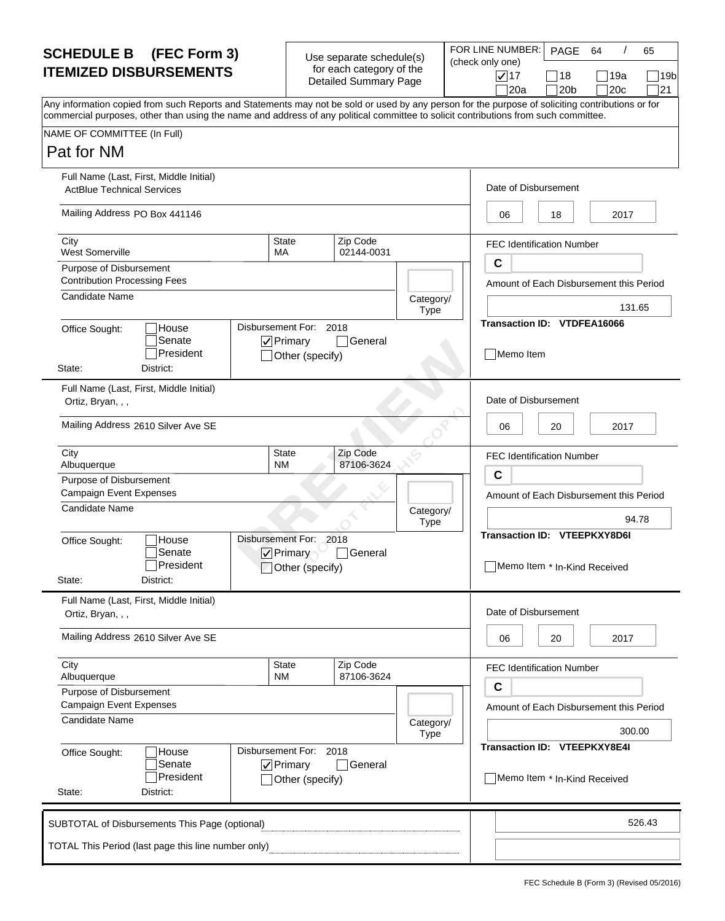# SCHEDULE B (FEC Form 3) ITEMIZED DISBURSEMENTS

Use separate schedule(s) for each category of the Detailed Summary Page

FOR LINE NUMBER: (check only one)

- [x] 17
- [ ] 18
- [ ] 19a
- [ ] 19b
- [ ] 20a
- [ ] 20b
- [ ] 20c
- [ ] 21

Any information copied from such Reports and Statements may not be sold or used by any person for the purpose of soliciting contributions or for commercial purposes, other than using the name and address of any political committee to solicit contributions from such committee.

NAME OF COMMITTEE (In Full)

Pat for NM

---

**Full Name (Last, First, Middle Initial):** ActBlue Technical Services

**Mailing Address:** PO Box 441146

**City:** West Somerville | **State:** MA | **Zip Code:** 02144-0031

**Purpose of Disbursement:** Contribution Processing Fees

**Candidate Name:**

**Category/Type:**

**Office Sought:** [ ] House [ ] Senate [ ] President

**State:** | **District:**

**Disbursement For:** 2018 [x] Primary [ ] General [ ] Other (specify)

**Date of Disbursement:** 06 / 18 / 2017

**FEC Identification Number:** C

**Amount of Each Disbursement this Period:** 131.65

**Transaction ID:** VTDFEA16066

[ ] Memo Item

---

**Full Name (Last, First, Middle Initial):** Ortiz, Bryan, , ,

**Mailing Address:** 2610 Silver Ave SE

**City:** Albuquerque | **State:** NM | **Zip Code:** 87106-3624

**Purpose of Disbursement:** Campaign Event Expenses

**Candidate Name:**

**Category/Type:**

**Office Sought:** [ ] House [ ] Senate [ ] President

**State:** | **District:**

**Disbursement For:** 2018 [x] Primary [ ] General [ ] Other (specify)

**Date of Disbursement:** 06 / 20 / 2017

**FEC Identification Number:** C

**Amount of Each Disbursement this Period:** 94.78

**Transaction ID:** VTEEPKXY8D6I

[ ] Memo Item * In-Kind Received

---

**Full Name (Last, First, Middle Initial):** Ortiz, Bryan, , ,

**Mailing Address:** 2610 Silver Ave SE

**City:** Albuquerque | **State:** NM | **Zip Code:** 87106-3624

**Purpose of Disbursement:** Campaign Event Expenses

**Candidate Name:**

**Category/Type:**

**Office Sought:** [ ] House [ ] Senate [ ] President

**State:** | **District:**

**Disbursement For:** 2018 [x] Primary [ ] General [ ] Other (specify)

**Date of Disbursement:** 06 / 20 / 2017

**FEC Identification Number:** C

**Amount of Each Disbursement this Period:** 300.00

**Transaction ID:** VTEEPKXY8E4I

[ ] Memo Item * In-Kind Received

---

SUBTOTAL of Disbursements This Page (optional): 526.43

TOTAL This Period (last page this line number only):

FEC Schedule B (Form 3) (Revised 05/2016)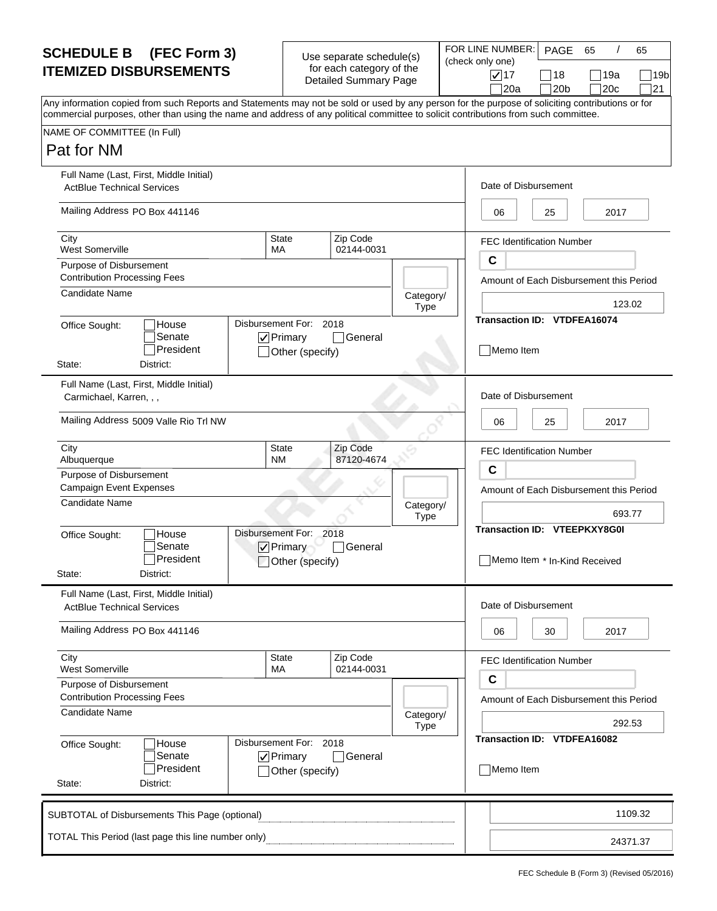# SCHEDULE B (FEC Form 3)
## ITEMIZED DISBURSEMENTS

Use separate schedule(s) for each category of the Detailed Summary Page

FOR LINE NUMBER: (check only one)

- [x] 17
- [ ] 18
- [ ] 19a
- [ ] 19b
- [ ] 20a
- [ ] 20b
- [ ] 20c
- [ ] 21

PAGE 65 / 65

Any information copied from such Reports and Statements may not be sold or used by any person for the purpose of soliciting contributions or for commercial purposes, other than using the name and address of any political committee to solicit contributions from such committee.

NAME OF COMMITTEE (In Full)

Pat for NM

---

**Full Name (Last, First, Middle Initial):** ActBlue Technical Services

**Mailing Address:** PO Box 441146

**City:** West Somerville **State:** MA **Zip Code:** 02144-0031

**Purpose of Disbursement:** Contribution Processing Fees

**Candidate Name:**

**Category/Type:**

**Office Sought:** [ ] House [ ] Senate [ ] President

**State:** **District:**

**Disbursement For:** 2018 [x] Primary [ ] General [ ] Other (specify)

**Date of Disbursement:** 06 / 25 / 2017

**FEC Identification Number:** C

**Amount of Each Disbursement this Period:** 123.02

**Transaction ID:** VTDFEA16074

[ ] Memo Item

---

**Full Name (Last, First, Middle Initial):** Carmichael, Karren, , ,

**Mailing Address:** 5009 Valle Rio Trl NW

**City:** Albuquerque **State:** NM **Zip Code:** 87120-4674

**Purpose of Disbursement:** Campaign Event Expenses

**Candidate Name:**

**Category/Type:**

**Office Sought:** [ ] House [ ] Senate [ ] President

**State:** **District:**

**Disbursement For:** 2018 [x] Primary [ ] General [ ] Other (specify)

**Date of Disbursement:** 06 / 25 / 2017

**FEC Identification Number:** C

**Amount of Each Disbursement this Period:** 693.77

**Transaction ID:** VTEEPKXY8G0I

[ ] Memo Item * In-Kind Received

---

**Full Name (Last, First, Middle Initial):** ActBlue Technical Services

**Mailing Address:** PO Box 441146

**City:** West Somerville **State:** MA **Zip Code:** 02144-0031

**Purpose of Disbursement:** Contribution Processing Fees

**Candidate Name:**

**Category/Type:**

**Office Sought:** [ ] House [ ] Senate [ ] President

**State:** **District:**

**Disbursement For:** 2018 [x] Primary [ ] General [ ] Other (specify)

**Date of Disbursement:** 06 / 30 / 2017

**FEC Identification Number:** C

**Amount of Each Disbursement this Period:** 292.53

**Transaction ID:** VTDFEA16082

[ ] Memo Item

---

SUBTOTAL of Disbursements This Page (optional): 1109.32

TOTAL This Period (last page this line number only): 24371.37

FEC Schedule B (Form 3) (Revised 05/2016)